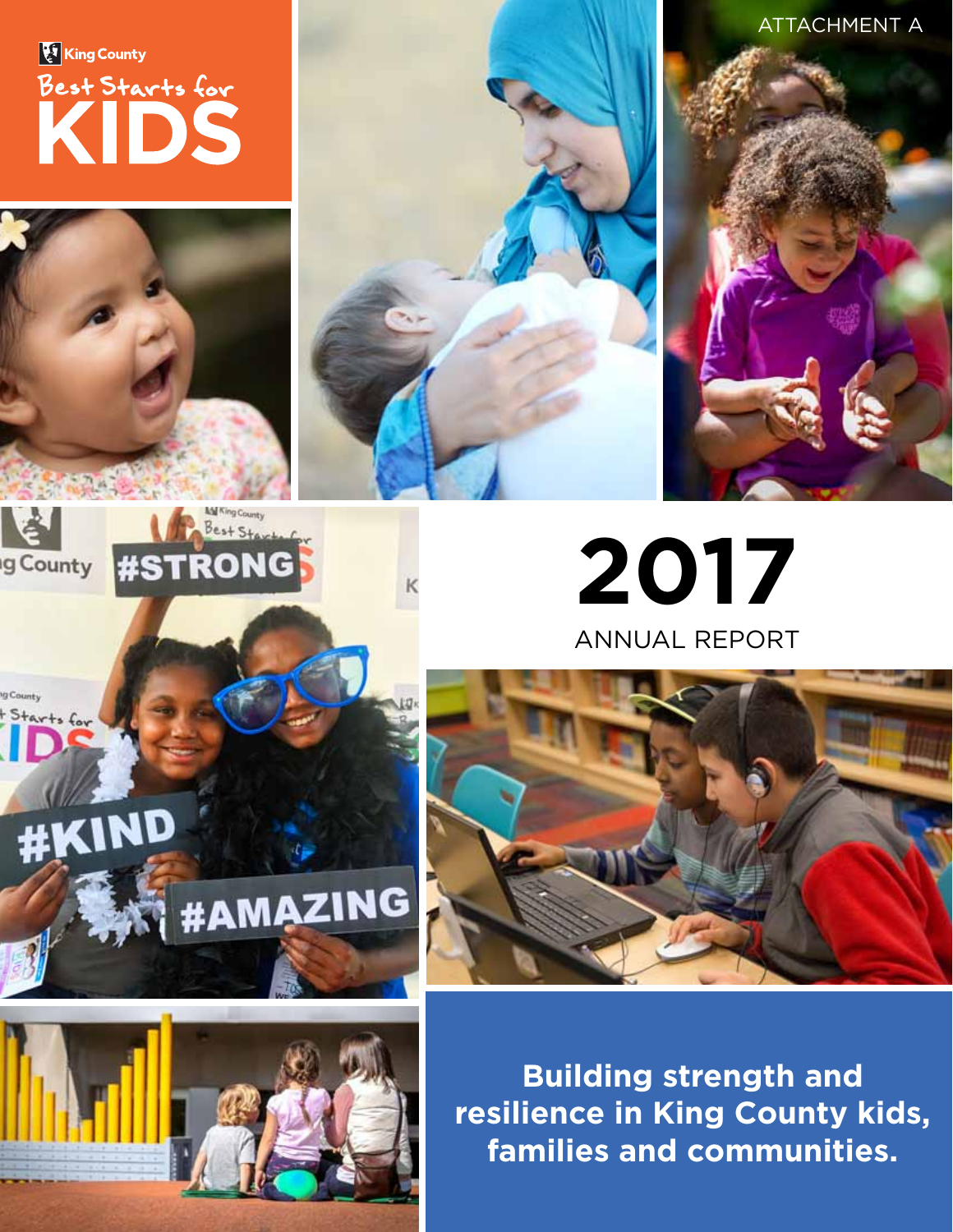ATTACHMENT A

King County

Best Starts for

# KIDS

# 2017

## ANNUAL REPORT

**Building strength and resilience in King County kids, families and communities.**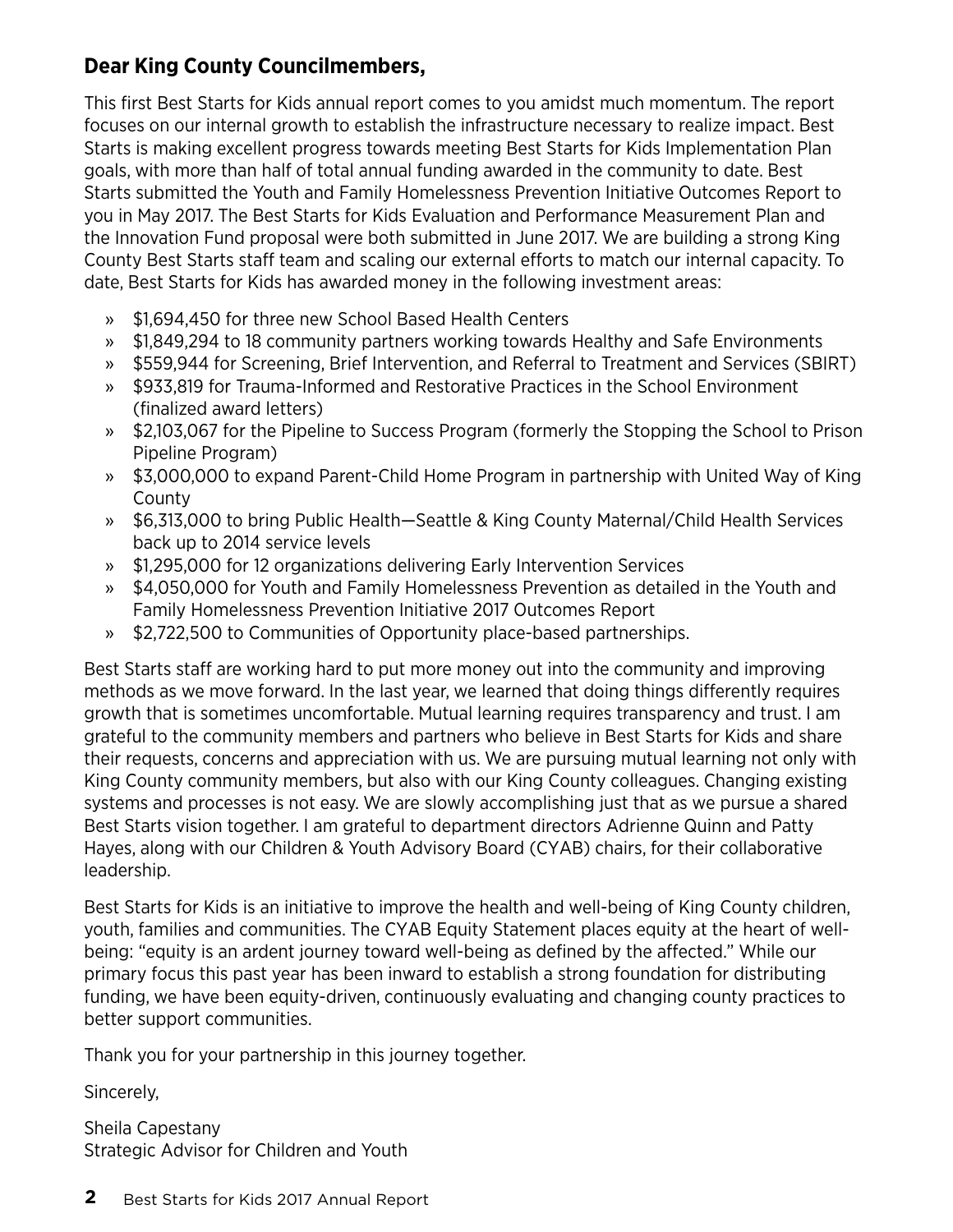**Dear King County Councilmembers,**

This first Best Starts for Kids annual report comes to you amidst much momentum. The report focuses on our internal growth to establish the infrastructure necessary to realize impact. Best Starts is making excellent progress towards meeting Best Starts for Kids Implementation Plan goals, with more than half of total annual funding awarded in the community to date. Best Starts submitted the Youth and Family Homelessness Prevention Initiative Outcomes Report to you in May 2017. The Best Starts for Kids Evaluation and Performance Measurement Plan and the Innovation Fund proposal were both submitted in June 2017. We are building a strong King County Best Starts staff team and scaling our external efforts to match our internal capacity. To date, Best Starts for Kids has awarded money in the following investment areas:

- $1,694,450 for three new School Based Health Centers
- $1,849,294 to 18 community partners working towards Healthy and Safe Environments
- $559,944 for Screening, Brief Intervention, and Referral to Treatment and Services (SBIRT)
- $933,819 for Trauma-Informed and Restorative Practices in the School Environment (finalized award letters)
- $2,103,067 for the Pipeline to Success Program (formerly the Stopping the School to Prison Pipeline Program)
- $3,000,000 to expand Parent-Child Home Program in partnership with United Way of King County
- $6,313,000 to bring Public Health—Seattle & King County Maternal/Child Health Services back up to 2014 service levels
- $1,295,000 for 12 organizations delivering Early Intervention Services
- $4,050,000 for Youth and Family Homelessness Prevention as detailed in the Youth and Family Homelessness Prevention Initiative 2017 Outcomes Report
- $2,722,500 to Communities of Opportunity place-based partnerships.

Best Starts staff are working hard to put more money out into the community and improving methods as we move forward. In the last year, we learned that doing things differently requires growth that is sometimes uncomfortable. Mutual learning requires transparency and trust. I am grateful to the community members and partners who believe in Best Starts for Kids and share their requests, concerns and appreciation with us. We are pursuing mutual learning not only with King County community members, but also with our King County colleagues. Changing existing systems and processes is not easy. We are slowly accomplishing just that as we pursue a shared Best Starts vision together. I am grateful to department directors Adrienne Quinn and Patty Hayes, along with our Children & Youth Advisory Board (CYAB) chairs, for their collaborative leadership.

Best Starts for Kids is an initiative to improve the health and well-being of King County children, youth, families and communities. The CYAB Equity Statement places equity at the heart of well-being: "equity is an ardent journey toward well-being as defined by the affected." While our primary focus this past year has been inward to establish a strong foundation for distributing funding, we have been equity-driven, continuously evaluating and changing county practices to better support communities.

Thank you for your partnership in this journey together.

Sincerely,

Sheila Capestany
Strategic Advisor for Children and Youth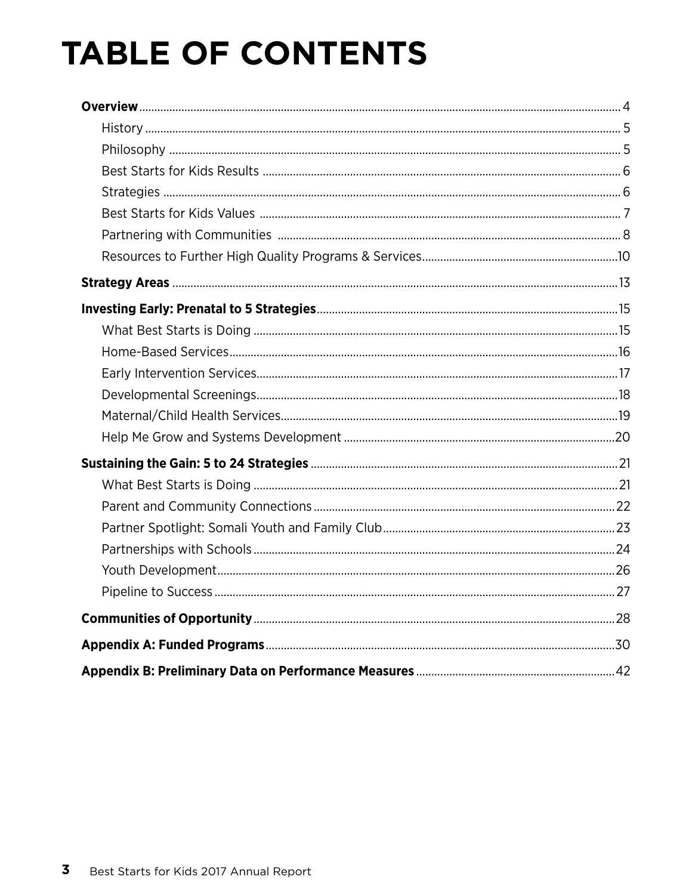# TABLE OF CONTENTS

**Overview** ... 4
- History ... 5
- Philosophy ... 5
- Best Starts for Kids Results ... 6
- Strategies ... 6
- Best Starts for Kids Values ... 7
- Partnering with Communities ... 8
- Resources to Further High Quality Programs & Services ... 10

**Strategy Areas** ... 13

**Investing Early: Prenatal to 5 Strategies** ... 15
- What Best Starts is Doing ... 15
- Home-Based Services ... 16
- Early Intervention Services ... 17
- Developmental Screenings ... 18
- Maternal/Child Health Services ... 19
- Help Me Grow and Systems Development ... 20

**Sustaining the Gain: 5 to 24 Strategies** ... 21
- What Best Starts is Doing ... 21
- Parent and Community Connections ... 22
- Partner Spotlight: Somali Youth and Family Club ... 23
- Partnerships with Schools ... 24
- Youth Development ... 26
- Pipeline to Success ... 27

**Communities of Opportunity** ... 28

**Appendix A: Funded Programs** ... 30

**Appendix B: Preliminary Data on Performance Measures** ... 42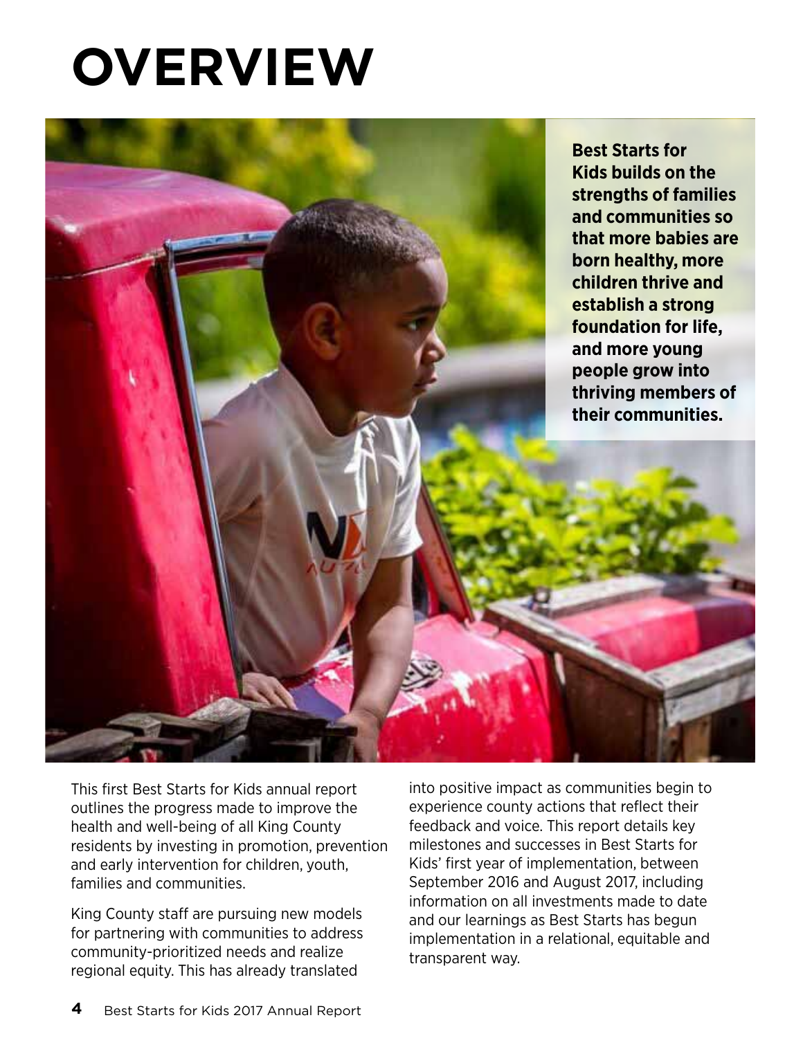# OVERVIEW

**Best Starts for Kids builds on the strengths of families and communities so that more babies are born healthy, more children thrive and establish a strong foundation for life, and more young people grow into thriving members of their communities.**

This first Best Starts for Kids annual report outlines the progress made to improve the health and well-being of all King County residents by investing in promotion, prevention and early intervention for children, youth, families and communities.

King County staff are pursuing new models for partnering with communities to address community-prioritized needs and realize regional equity. This has already translated into positive impact as communities begin to experience county actions that reflect their feedback and voice. This report details key milestones and successes in Best Starts for Kids' first year of implementation, between September 2016 and August 2017, including information on all investments made to date and our learnings as Best Starts has begun implementation in a relational, equitable and transparent way.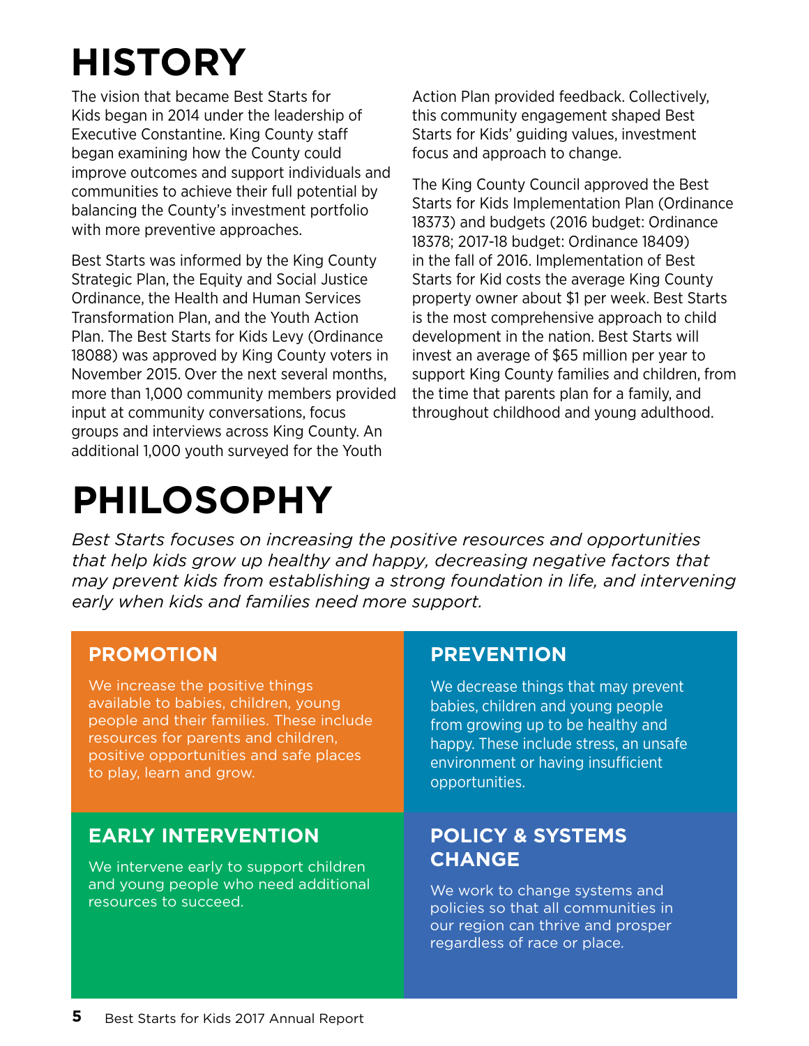# HISTORY

The vision that became Best Starts for Kids began in 2014 under the leadership of Executive Constantine. King County staff began examining how the County could improve outcomes and support individuals and communities to achieve their full potential by balancing the County's investment portfolio with more preventive approaches.

Best Starts was informed by the King County Strategic Plan, the Equity and Social Justice Ordinance, the Health and Human Services Transformation Plan, and the Youth Action Plan. The Best Starts for Kids Levy (Ordinance 18088) was approved by King County voters in November 2015. Over the next several months, more than 1,000 community members provided input at community conversations, focus groups and interviews across King County. An additional 1,000 youth surveyed for the Youth Action Plan provided feedback. Collectively, this community engagement shaped Best Starts for Kids' guiding values, investment focus and approach to change.

The King County Council approved the Best Starts for Kids Implementation Plan (Ordinance 18373) and budgets (2016 budget: Ordinance 18378; 2017-18 budget: Ordinance 18409) in the fall of 2016. Implementation of Best Starts for Kid costs the average King County property owner about $1 per week. Best Starts is the most comprehensive approach to child development in the nation. Best Starts will invest an average of $65 million per year to support King County families and children, from the time that parents plan for a family, and throughout childhood and young adulthood.

# PHILOSOPHY

*Best Starts focuses on increasing the positive resources and opportunities that help kids grow up healthy and happy, decreasing negative factors that may prevent kids from establishing a strong foundation in life, and intervening early when kids and families need more support.*

## PROMOTION

We increase the positive things available to babies, children, young people and their families. These include resources for parents and children, positive opportunities and safe places to play, learn and grow.

## PREVENTION

We decrease things that may prevent babies, children and young people from growing up to be healthy and happy. These include stress, an unsafe environment or having insufficient opportunities.

## EARLY INTERVENTION

We intervene early to support children and young people who need additional resources to succeed.

## POLICY & SYSTEMS CHANGE

We work to change systems and policies so that all communities in our region can thrive and prosper regardless of race or place.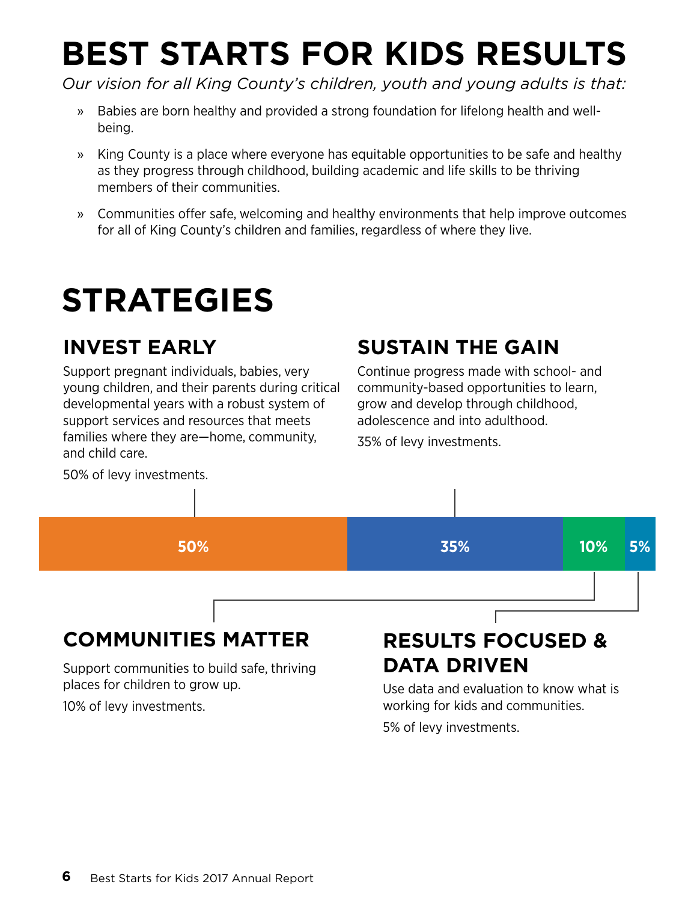# BEST STARTS FOR KIDS RESULTS

*Our vision for all King County's children, youth and young adults is that:*

- Babies are born healthy and provided a strong foundation for lifelong health and well-being.
- King County is a place where everyone has equitable opportunities to be safe and healthy as they progress through childhood, building academic and life skills to be thriving members of their communities.
- Communities offer safe, welcoming and healthy environments that help improve outcomes for all of King County's children and families, regardless of where they live.

# STRATEGIES

## INVEST EARLY

Support pregnant individuals, babies, very young children, and their parents during critical developmental years with a robust system of support services and resources that meets families where they are—home, community, and child care.

50% of levy investments.

## SUSTAIN THE GAIN

Continue progress made with school- and community-based opportunities to learn, grow and develop through childhood, adolescence and into adulthood.

35% of levy investments.

| 50% | 35% | 10% | 5% |
|---|---|---|---|

## COMMUNITIES MATTER

Support communities to build safe, thriving places for children to grow up.

10% of levy investments.

## RESULTS FOCUSED & DATA DRIVEN

Use data and evaluation to know what is working for kids and communities.

5% of levy investments.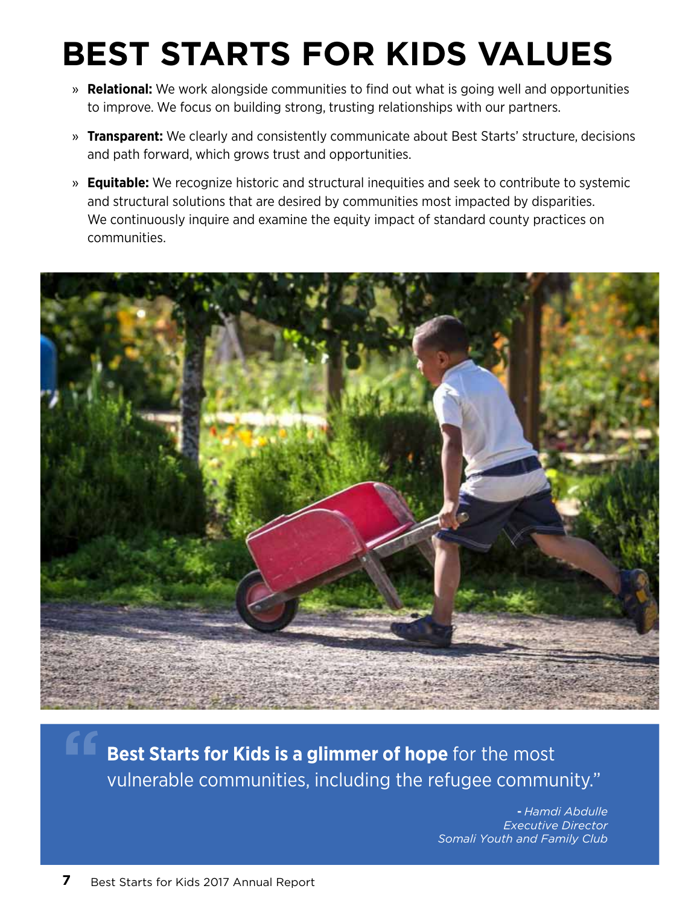# BEST STARTS FOR KIDS VALUES

- **Relational:** We work alongside communities to find out what is going well and opportunities to improve. We focus on building strong, trusting relationships with our partners.
- **Transparent:** We clearly and consistently communicate about Best Starts' structure, decisions and path forward, which grows trust and opportunities.
- **Equitable:** We recognize historic and structural inequities and seek to contribute to systemic and structural solutions that are desired by communities most impacted by disparities. We continuously inquire and examine the equity impact of standard county practices on communities.

> "**Best Starts for Kids is a glimmer of hope** for the most vulnerable communities, including the refugee community."
>
> *- Hamdi Abdulle*
> *Executive Director*
> *Somali Youth and Family Club*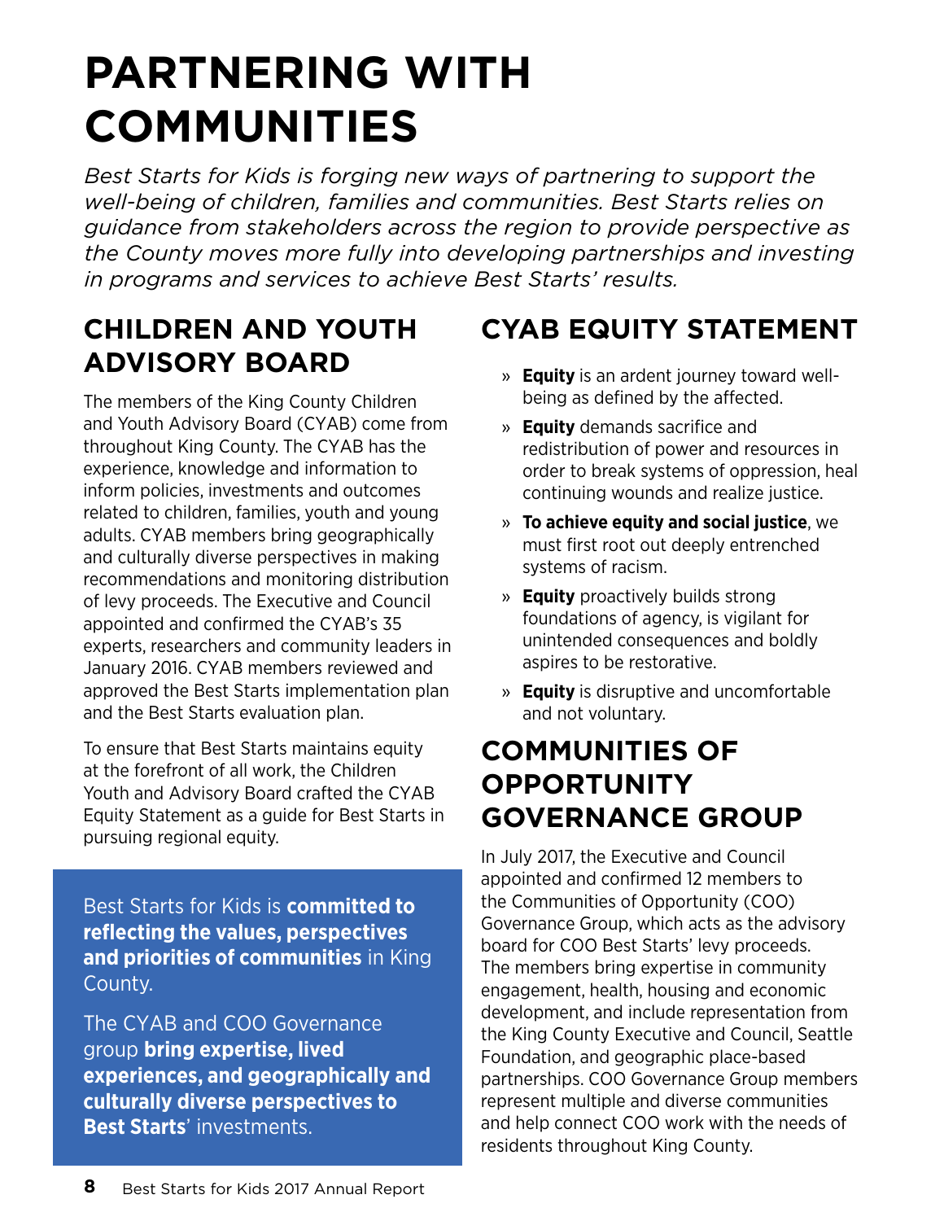# PARTNERING WITH COMMUNITIES

*Best Starts for Kids is forging new ways of partnering to support the well-being of children, families and communities. Best Starts relies on guidance from stakeholders across the region to provide perspective as the County moves more fully into developing partnerships and investing in programs and services to achieve Best Starts' results.*

## CHILDREN AND YOUTH ADVISORY BOARD

The members of the King County Children and Youth Advisory Board (CYAB) come from throughout King County. The CYAB has the experience, knowledge and information to inform policies, investments and outcomes related to children, families, youth and young adults. CYAB members bring geographically and culturally diverse perspectives in making recommendations and monitoring distribution of levy proceeds. The Executive and Council appointed and confirmed the CYAB's 35 experts, researchers and community leaders in January 2016. CYAB members reviewed and approved the Best Starts implementation plan and the Best Starts evaluation plan.

To ensure that Best Starts maintains equity at the forefront of all work, the Children Youth and Advisory Board crafted the CYAB Equity Statement as a guide for Best Starts in pursuing regional equity.

Best Starts for Kids is **committed to reflecting the values, perspectives and priorities of communities** in King County.

The CYAB and COO Governance group **bring expertise, lived experiences, and geographically and culturally diverse perspectives to Best Starts**' investments.

## CYAB EQUITY STATEMENT

- **Equity** is an ardent journey toward well-being as defined by the affected.
- **Equity** demands sacrifice and redistribution of power and resources in order to break systems of oppression, heal continuing wounds and realize justice.
- **To achieve equity and social justice**, we must first root out deeply entrenched systems of racism.
- **Equity** proactively builds strong foundations of agency, is vigilant for unintended consequences and boldly aspires to be restorative.
- **Equity** is disruptive and uncomfortable and not voluntary.

## COMMUNITIES OF OPPORTUNITY GOVERNANCE GROUP

In July 2017, the Executive and Council appointed and confirmed 12 members to the Communities of Opportunity (COO) Governance Group, which acts as the advisory board for COO Best Starts' levy proceeds. The members bring expertise in community engagement, health, housing and economic development, and include representation from the King County Executive and Council, Seattle Foundation, and geographic place-based partnerships. COO Governance Group members represent multiple and diverse communities and help connect COO work with the needs of residents throughout King County.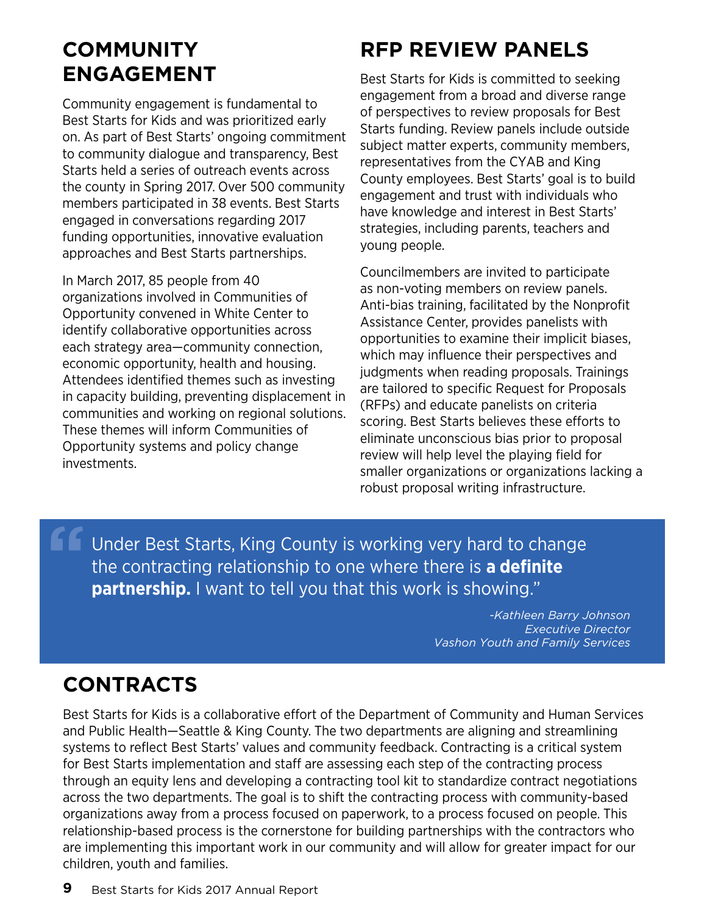## COMMUNITY ENGAGEMENT

Community engagement is fundamental to Best Starts for Kids and was prioritized early on. As part of Best Starts' ongoing commitment to community dialogue and transparency, Best Starts held a series of outreach events across the county in Spring 2017. Over 500 community members participated in 38 events. Best Starts engaged in conversations regarding 2017 funding opportunities, innovative evaluation approaches and Best Starts partnerships.

In March 2017, 85 people from 40 organizations involved in Communities of Opportunity convened in White Center to identify collaborative opportunities across each strategy area—community connection, economic opportunity, health and housing. Attendees identified themes such as investing in capacity building, preventing displacement in communities and working on regional solutions. These themes will inform Communities of Opportunity systems and policy change investments.

## RFP REVIEW PANELS

Best Starts for Kids is committed to seeking engagement from a broad and diverse range of perspectives to review proposals for Best Starts funding. Review panels include outside subject matter experts, community members, representatives from the CYAB and King County employees. Best Starts' goal is to build engagement and trust with individuals who have knowledge and interest in Best Starts' strategies, including parents, teachers and young people.

Councilmembers are invited to participate as non-voting members on review panels. Anti-bias training, facilitated by the Nonprofit Assistance Center, provides panelists with opportunities to examine their implicit biases, which may influence their perspectives and judgments when reading proposals. Trainings are tailored to specific Request for Proposals (RFPs) and educate panelists on criteria scoring. Best Starts believes these efforts to eliminate unconscious bias prior to proposal review will help level the playing field for smaller organizations or organizations lacking a robust proposal writing infrastructure.

> "Under Best Starts, King County is working very hard to change the contracting relationship to one where there is **a definite partnership.** I want to tell you that this work is showing."
>
> *-Kathleen Barry Johnson*
> *Executive Director*
> *Vashon Youth and Family Services*

## CONTRACTS

Best Starts for Kids is a collaborative effort of the Department of Community and Human Services and Public Health—Seattle & King County. The two departments are aligning and streamlining systems to reflect Best Starts' values and community feedback. Contracting is a critical system for Best Starts implementation and staff are assessing each step of the contracting process through an equity lens and developing a contracting tool kit to standardize contract negotiations across the two departments. The goal is to shift the contracting process with community-based organizations away from a process focused on paperwork, to a process focused on people. This relationship-based process is the cornerstone for building partnerships with the contractors who are implementing this important work in our community and will allow for greater impact for our children, youth and families.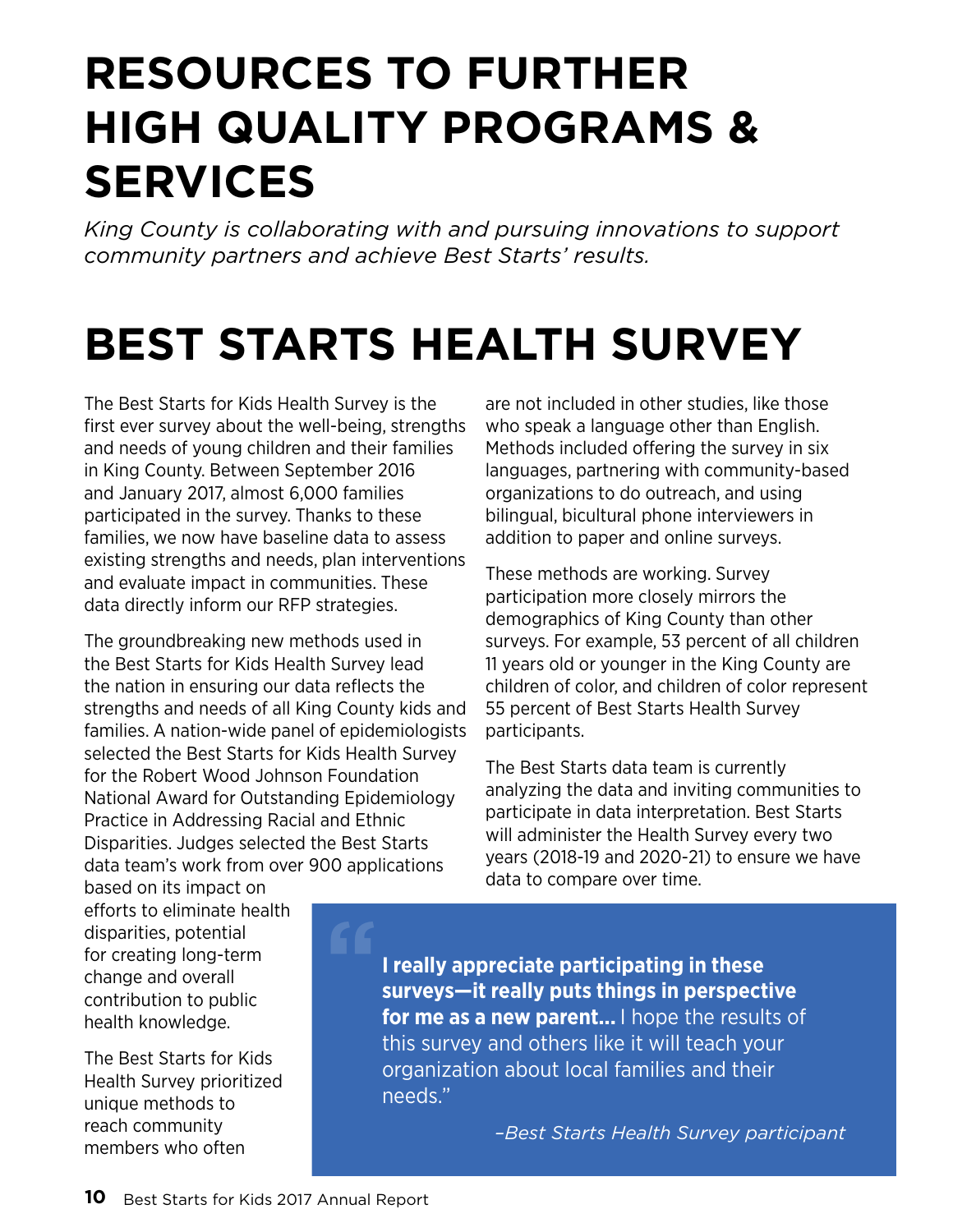# RESOURCES TO FURTHER HIGH QUALITY PROGRAMS & SERVICES

*King County is collaborating with and pursuing innovations to support community partners and achieve Best Starts' results.*

# BEST STARTS HEALTH SURVEY

The Best Starts for Kids Health Survey is the first ever survey about the well-being, strengths and needs of young children and their families in King County. Between September 2016 and January 2017, almost 6,000 families participated in the survey. Thanks to these families, we now have baseline data to assess existing strengths and needs, plan interventions and evaluate impact in communities. These data directly inform our RFP strategies.

The groundbreaking new methods used in the Best Starts for Kids Health Survey lead the nation in ensuring our data reflects the strengths and needs of all King County kids and families. A nation-wide panel of epidemiologists selected the Best Starts for Kids Health Survey for the Robert Wood Johnson Foundation National Award for Outstanding Epidemiology Practice in Addressing Racial and Ethnic Disparities. Judges selected the Best Starts data team's work from over 900 applications based on its impact on efforts to eliminate health disparities, potential for creating long-term change and overall contribution to public health knowledge.

The Best Starts for Kids Health Survey prioritized unique methods to reach community members who often are not included in other studies, like those who speak a language other than English. Methods included offering the survey in six languages, partnering with community-based organizations to do outreach, and using bilingual, bicultural phone interviewers in addition to paper and online surveys.

These methods are working. Survey participation more closely mirrors the demographics of King County than other surveys. For example, 53 percent of all children 11 years old or younger in the King County are children of color, and children of color represent 55 percent of Best Starts Health Survey participants.

The Best Starts data team is currently analyzing the data and inviting communities to participate in data interpretation. Best Starts will administer the Health Survey every two years (2018-19 and 2020-21) to ensure we have data to compare over time.

> **I really appreciate participating in these surveys—it really puts things in perspective for me as a new parent...** I hope the results of this survey and others like it will teach your organization about local families and their needs."
>
> *–Best Starts Health Survey participant*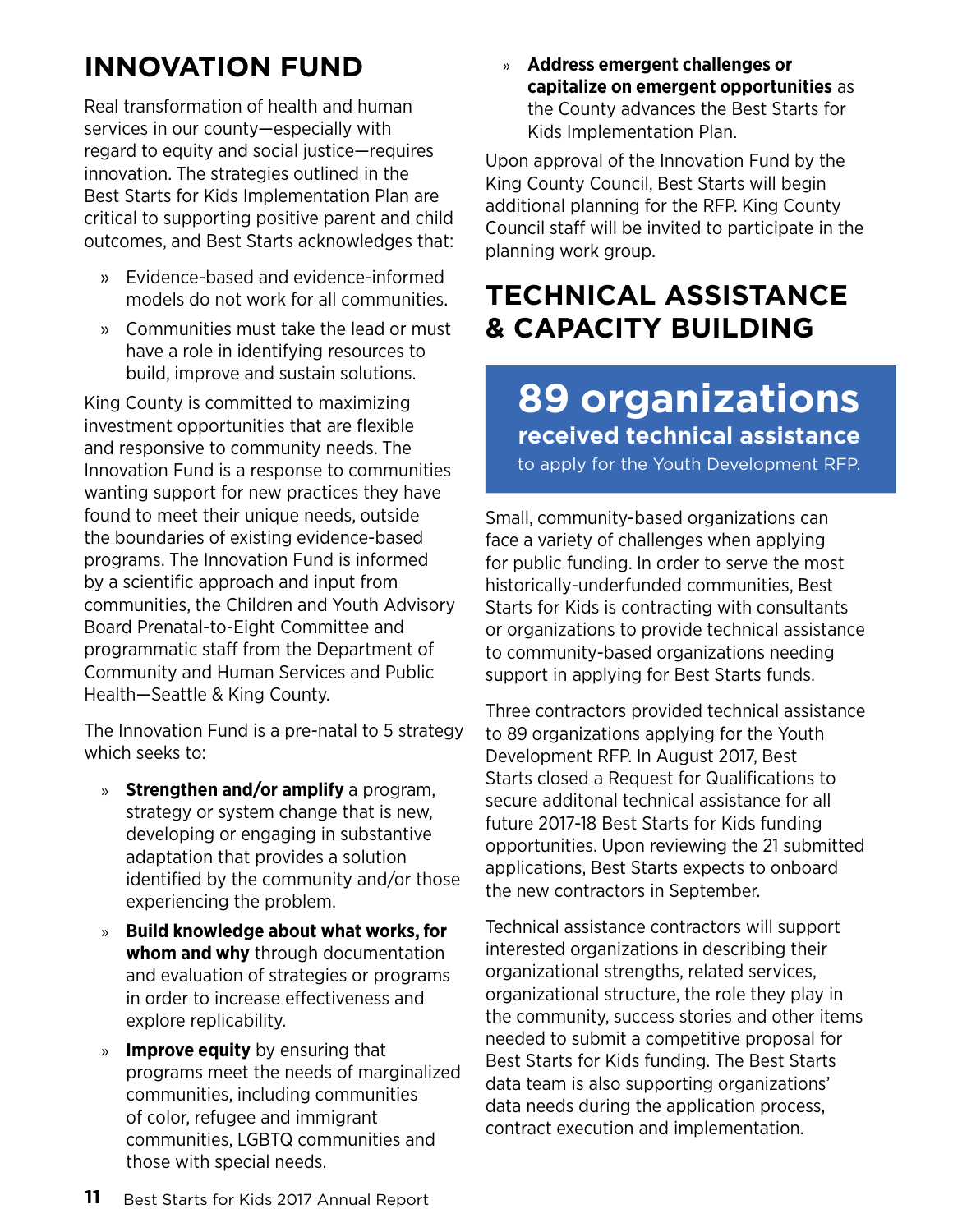## INNOVATION FUND

Real transformation of health and human services in our county—especially with regard to equity and social justice—requires innovation. The strategies outlined in the Best Starts for Kids Implementation Plan are critical to supporting positive parent and child outcomes, and Best Starts acknowledges that:

- Evidence-based and evidence-informed models do not work for all communities.
- Communities must take the lead or must have a role in identifying resources to build, improve and sustain solutions.

King County is committed to maximizing investment opportunities that are flexible and responsive to community needs. The Innovation Fund is a response to communities wanting support for new practices they have found to meet their unique needs, outside the boundaries of existing evidence-based programs. The Innovation Fund is informed by a scientific approach and input from communities, the Children and Youth Advisory Board Prenatal-to-Eight Committee and programmatic staff from the Department of Community and Human Services and Public Health—Seattle & King County.

The Innovation Fund is a pre-natal to 5 strategy which seeks to:

- **Strengthen and/or amplify** a program, strategy or system change that is new, developing or engaging in substantive adaptation that provides a solution identified by the community and/or those experiencing the problem.
- **Build knowledge about what works, for whom and why** through documentation and evaluation of strategies or programs in order to increase effectiveness and explore replicability.
- **Improve equity** by ensuring that programs meet the needs of marginalized communities, including communities of color, refugee and immigrant communities, LGBTQ communities and those with special needs.
- **Address emergent challenges or capitalize on emergent opportunities** as the County advances the Best Starts for Kids Implementation Plan.

Upon approval of the Innovation Fund by the King County Council, Best Starts will begin additional planning for the RFP. King County Council staff will be invited to participate in the planning work group.

## TECHNICAL ASSISTANCE & CAPACITY BUILDING

**89 organizations**
**received technical assistance**
to apply for the Youth Development RFP.

Small, community-based organizations can face a variety of challenges when applying for public funding. In order to serve the most historically-underfunded communities, Best Starts for Kids is contracting with consultants or organizations to provide technical assistance to community-based organizations needing support in applying for Best Starts funds.

Three contractors provided technical assistance to 89 organizations applying for the Youth Development RFP. In August 2017, Best Starts closed a Request for Qualifications to secure additonal technical assistance for all future 2017-18 Best Starts for Kids funding opportunities. Upon reviewing the 21 submitted applications, Best Starts expects to onboard the new contractors in September.

Technical assistance contractors will support interested organizations in describing their organizational strengths, related services, organizational structure, the role they play in the community, success stories and other items needed to submit a competitive proposal for Best Starts for Kids funding. The Best Starts data team is also supporting organizations' data needs during the application process, contract execution and implementation.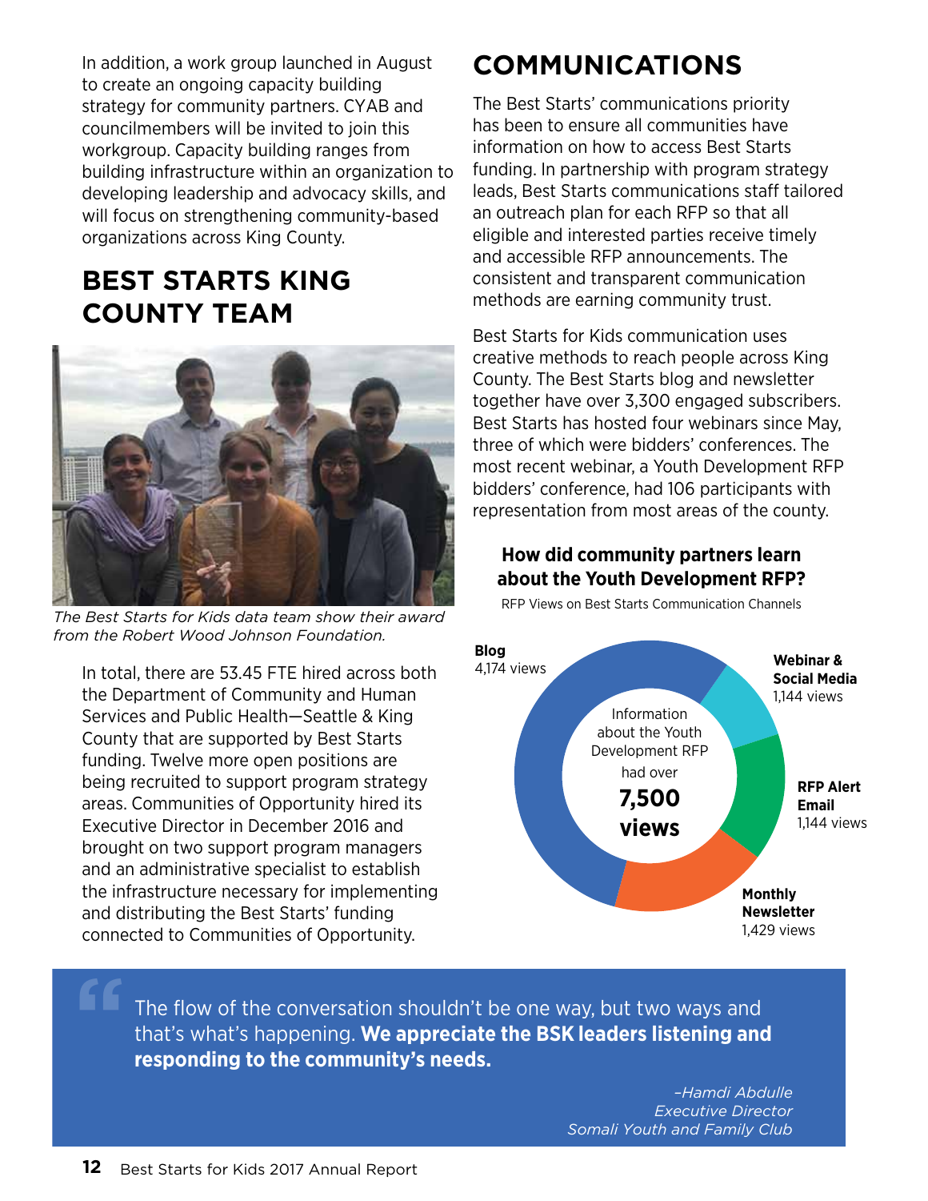In addition, a work group launched in August to create an ongoing capacity building strategy for community partners. CYAB and councilmembers will be invited to join this workgroup. Capacity building ranges from building infrastructure within an organization to developing leadership and advocacy skills, and will focus on strengthening community-based organizations across King County.

## BEST STARTS KING COUNTY TEAM

*The Best Starts for Kids data team show their award from the Robert Wood Johnson Foundation.*

In total, there are 53.45 FTE hired across both the Department of Community and Human Services and Public Health—Seattle & King County that are supported by Best Starts funding. Twelve more open positions are being recruited to support program strategy areas. Communities of Opportunity hired its Executive Director in December 2016 and brought on two support program managers and an administrative specialist to establish the infrastructure necessary for implementing and distributing the Best Starts' funding connected to Communities of Opportunity.

## COMMUNICATIONS

The Best Starts' communications priority has been to ensure all communities have information on how to access Best Starts funding. In partnership with program strategy leads, Best Starts communications staff tailored an outreach plan for each RFP so that all eligible and interested parties receive timely and accessible RFP announcements. The consistent and transparent communication methods are earning community trust.

Best Starts for Kids communication uses creative methods to reach people across King County. The Best Starts blog and newsletter together have over 3,300 engaged subscribers. Best Starts has hosted four webinars since May, three of which were bidders' conferences. The most recent webinar, a Youth Development RFP bidders' conference, had 106 participants with representation from most areas of the county.

### How did community partners learn about the Youth Development RFP?

RFP Views on Best Starts Communication Channels

Information about the Youth Development RFP had over **7,500 views**

| Channel | Views |
|---|---|
| Blog | 4,174 views |
| Webinar & Social Media | 1,144 views |
| RFP Alert Email | 1,144 views |
| Monthly Newsletter | 1,429 views |

> The flow of the conversation shouldn't be one way, but two ways and that's what's happening. **We appreciate the BSK leaders listening and responding to the community's needs.**
>
> *–Hamdi Abdulle*
> *Executive Director*
> *Somali Youth and Family Club*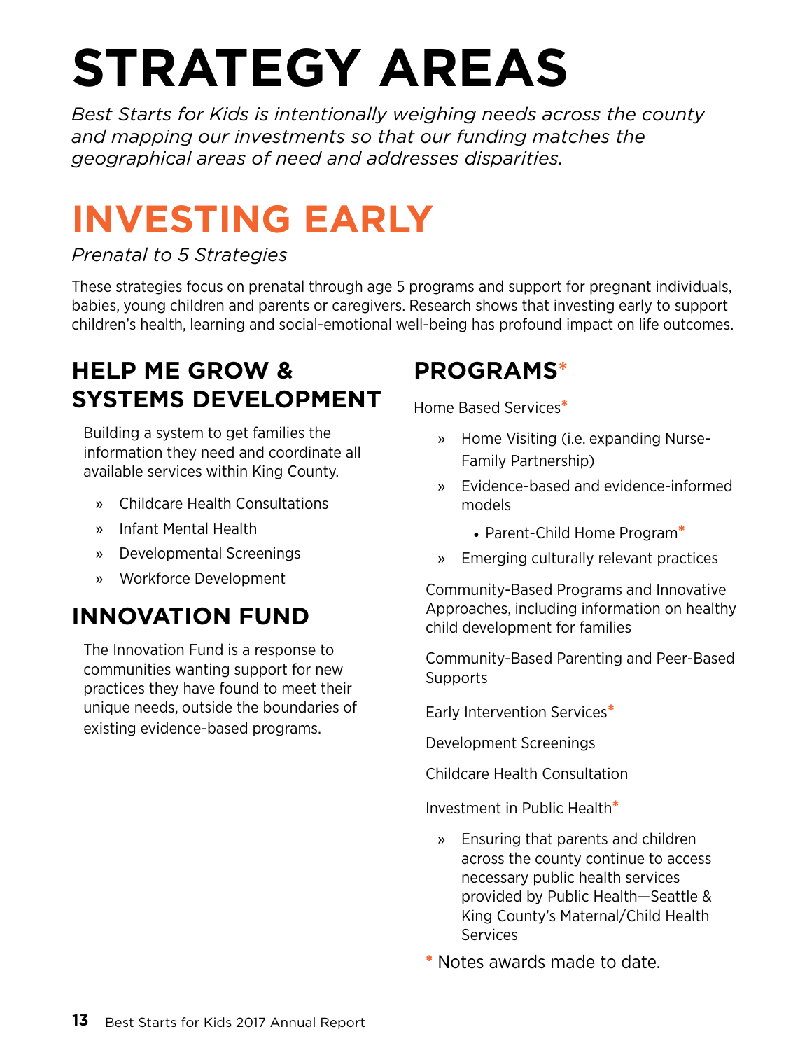# STRATEGY AREAS

*Best Starts for Kids is intentionally weighing needs across the county and mapping our investments so that our funding matches the geographical areas of need and addresses disparities.*

## INVESTING EARLY

*Prenatal to 5 Strategies*

These strategies focus on prenatal through age 5 programs and support for pregnant individuals, babies, young children and parents or caregivers. Research shows that investing early to support children's health, learning and social-emotional well-being has profound impact on life outcomes.

### HELP ME GROW & SYSTEMS DEVELOPMENT

Building a system to get families the information they need and coordinate all available services within King County.

- » Childcare Health Consultations
- » Infant Mental Health
- » Developmental Screenings
- » Workforce Development

### INNOVATION FUND

The Innovation Fund is a response to communities wanting support for new practices they have found to meet their unique needs, outside the boundaries of existing evidence-based programs.

### PROGRAMS*

Home Based Services*

- » Home Visiting (i.e. expanding Nurse-Family Partnership)
- » Evidence-based and evidence-informed models
  - Parent-Child Home Program*
- » Emerging culturally relevant practices

Community-Based Programs and Innovative Approaches, including information on healthy child development for families

Community-Based Parenting and Peer-Based Supports

Early Intervention Services*

Development Screenings

Childcare Health Consultation

Investment in Public Health*

- » Ensuring that parents and children across the county continue to access necessary public health services provided by Public Health—Seattle & King County's Maternal/Child Health Services

\* Notes awards made to date.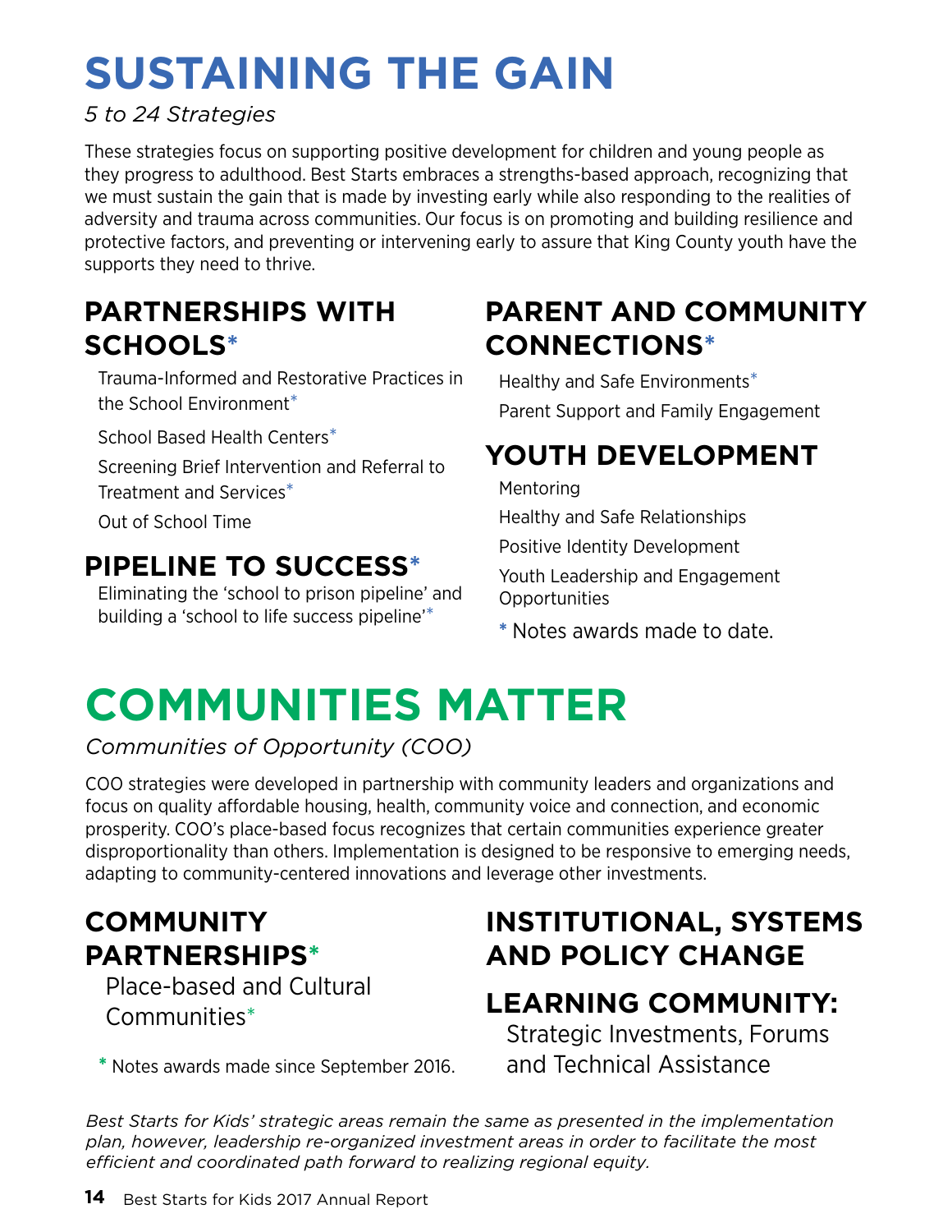# SUSTAINING THE GAIN

*5 to 24 Strategies*

These strategies focus on supporting positive development for children and young people as they progress to adulthood. Best Starts embraces a strengths-based approach, recognizing that we must sustain the gain that is made by investing early while also responding to the realities of adversity and trauma across communities. Our focus is on promoting and building resilience and protective factors, and preventing or intervening early to assure that King County youth have the supports they need to thrive.

## PARTNERSHIPS WITH SCHOOLS*

Trauma-Informed and Restorative Practices in the School Environment*

School Based Health Centers*

Screening Brief Intervention and Referral to Treatment and Services*

Out of School Time

## PIPELINE TO SUCCESS*

Eliminating the 'school to prison pipeline' and building a 'school to life success pipeline'*

## PARENT AND COMMUNITY CONNECTIONS*

Healthy and Safe Environments*

Parent Support and Family Engagement

## YOUTH DEVELOPMENT

Mentoring

Healthy and Safe Relationships

Positive Identity Development

Youth Leadership and Engagement Opportunities

* Notes awards made to date.

# COMMUNITIES MATTER

*Communities of Opportunity (COO)*

COO strategies were developed in partnership with community leaders and organizations and focus on quality affordable housing, health, community voice and connection, and economic prosperity. COO's place-based focus recognizes that certain communities experience greater disproportionality than others. Implementation is designed to be responsive to emerging needs, adapting to community-centered innovations and leverage other investments.

## COMMUNITY PARTNERSHIPS*

Place-based and Cultural Communities*

* Notes awards made since September 2016.

## INSTITUTIONAL, SYSTEMS AND POLICY CHANGE

## LEARNING COMMUNITY:

Strategic Investments, Forums and Technical Assistance

*Best Starts for Kids' strategic areas remain the same as presented in the implementation plan, however, leadership re-organized investment areas in order to facilitate the most efficient and coordinated path forward to realizing regional equity.*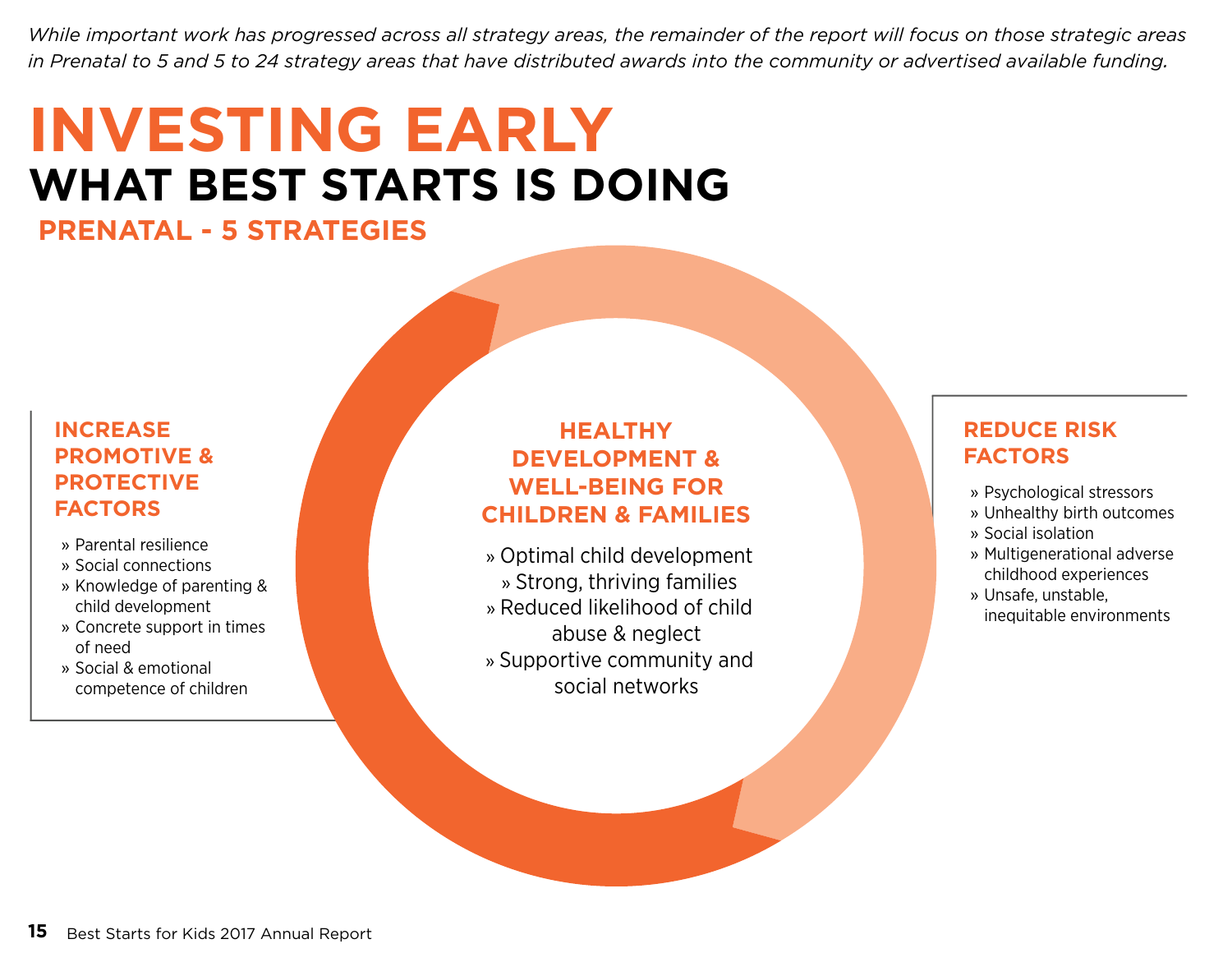*While important work has progressed across all strategy areas, the remainder of the report will focus on those strategic areas in Prenatal to 5 and 5 to 24 strategy areas that have distributed awards into the community or advertised available funding.*

# INVESTING EARLY

## WHAT BEST STARTS IS DOING

### PRENATAL - 5 STRATEGIES

#### INCREASE PROMOTIVE & PROTECTIVE FACTORS

- Parental resilience
- Social connections
- Knowledge of parenting & child development
- Concrete support in times of need
- Social & emotional competence of children

#### HEALTHY DEVELOPMENT & WELL-BEING FOR CHILDREN & FAMILIES

- Optimal child development
- Strong, thriving families
- Reduced likelihood of child abuse & neglect
- Supportive community and social networks

#### REDUCE RISK FACTORS

- Psychological stressors
- Unhealthy birth outcomes
- Social isolation
- Multigenerational adverse childhood experiences
- Unsafe, unstable, inequitable environments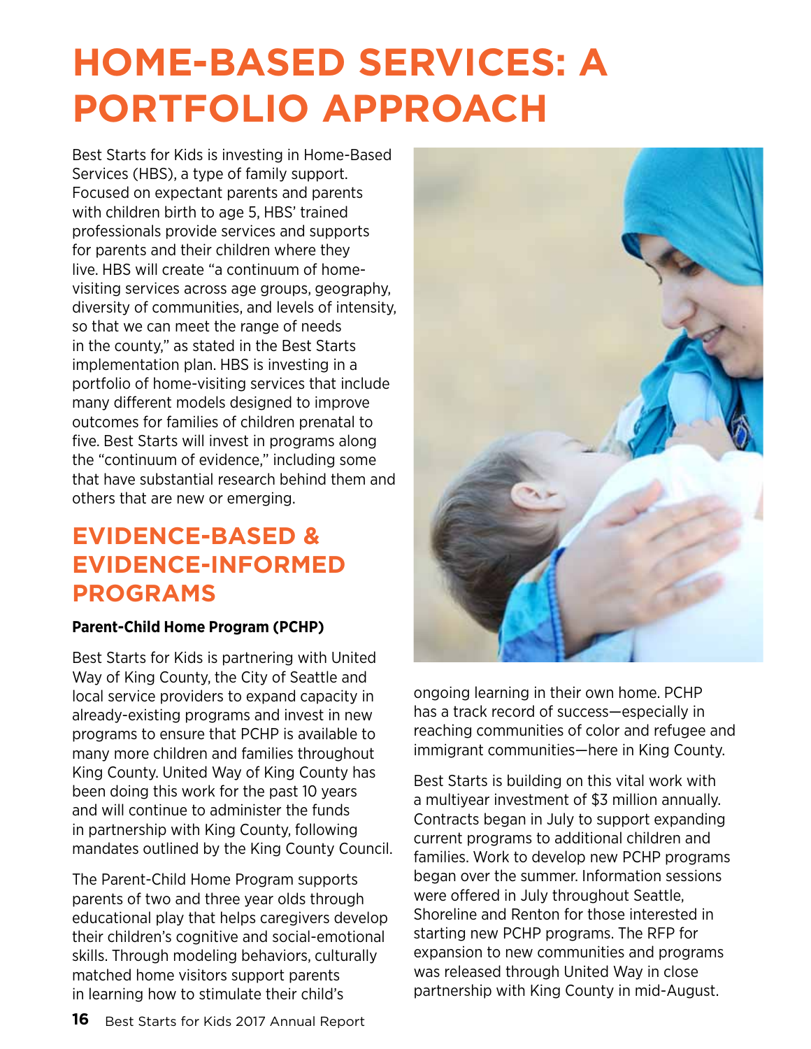# HOME-BASED SERVICES: A PORTFOLIO APPROACH

Best Starts for Kids is investing in Home-Based Services (HBS), a type of family support. Focused on expectant parents and parents with children birth to age 5, HBS' trained professionals provide services and supports for parents and their children where they live. HBS will create "a continuum of home-visiting services across age groups, geography, diversity of communities, and levels of intensity, so that we can meet the range of needs in the county," as stated in the Best Starts implementation plan. HBS is investing in a portfolio of home-visiting services that include many different models designed to improve outcomes for families of children prenatal to five. Best Starts will invest in programs along the "continuum of evidence," including some that have substantial research behind them and others that are new or emerging.

## EVIDENCE-BASED & EVIDENCE-INFORMED PROGRAMS

**Parent-Child Home Program (PCHP)**

Best Starts for Kids is partnering with United Way of King County, the City of Seattle and local service providers to expand capacity in already-existing programs and invest in new programs to ensure that PCHP is available to many more children and families throughout King County. United Way of King County has been doing this work for the past 10 years and will continue to administer the funds in partnership with King County, following mandates outlined by the King County Council.

The Parent-Child Home Program supports parents of two and three year olds through educational play that helps caregivers develop their children's cognitive and social-emotional skills. Through modeling behaviors, culturally matched home visitors support parents in learning how to stimulate their child's ongoing learning in their own home. PCHP has a track record of success—especially in reaching communities of color and refugee and immigrant communities—here in King County.

Best Starts is building on this vital work with a multiyear investment of $3 million annually. Contracts began in July to support expanding current programs to additional children and families. Work to develop new PCHP programs began over the summer. Information sessions were offered in July throughout Seattle, Shoreline and Renton for those interested in starting new PCHP programs. The RFP for expansion to new communities and programs was released through United Way in close partnership with King County in mid-August.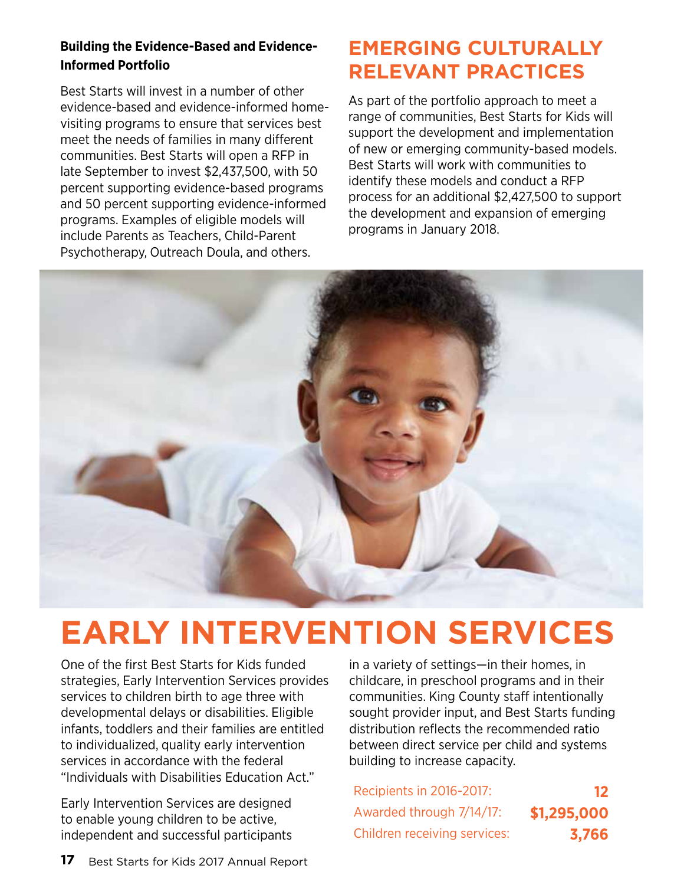### Building the Evidence-Based and Evidence-Informed Portfolio

Best Starts will invest in a number of other evidence-based and evidence-informed home-visiting programs to ensure that services best meet the needs of families in many different communities. Best Starts will open a RFP in late September to invest $2,437,500, with 50 percent supporting evidence-based programs and 50 percent supporting evidence-informed programs. Examples of eligible models will include Parents as Teachers, Child-Parent Psychotherapy, Outreach Doula, and others.

## EMERGING CULTURALLY RELEVANT PRACTICES

As part of the portfolio approach to meet a range of communities, Best Starts for Kids will support the development and implementation of new or emerging community-based models. Best Starts will work with communities to identify these models and conduct a RFP process for an additional $2,427,500 to support the development and expansion of emerging programs in January 2018.

# EARLY INTERVENTION SERVICES

One of the first Best Starts for Kids funded strategies, Early Intervention Services provides services to children birth to age three with developmental delays or disabilities. Eligible infants, toddlers and their families are entitled to individualized, quality early intervention services in accordance with the federal "Individuals with Disabilities Education Act."

Early Intervention Services are designed to enable young children to be active, independent and successful participants in a variety of settings—in their homes, in childcare, in preschool programs and in their communities. King County staff intentionally sought provider input, and Best Starts funding distribution reflects the recommended ratio between direct service per child and systems building to increase capacity.

| | |
|---|---|
| Recipients in 2016-2017: | **12** |
| Awarded through 7/14/17: | **$1,295,000** |
| Children receiving services: | **3,766** |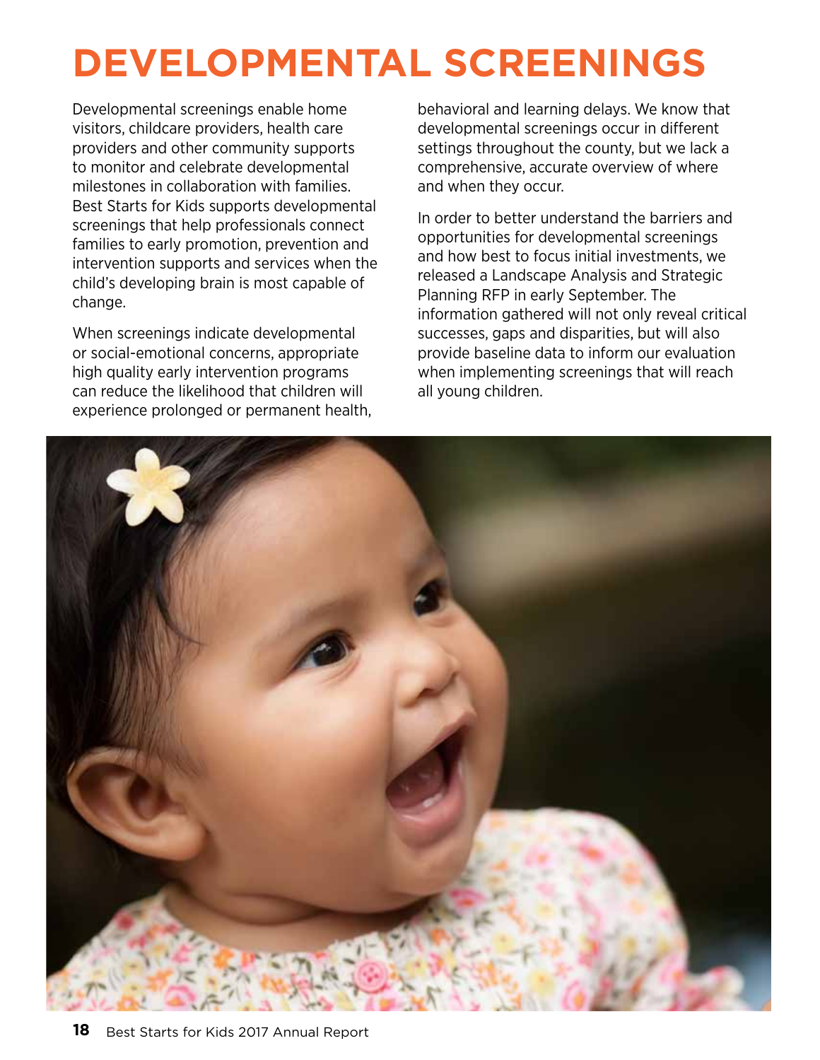# DEVELOPMENTAL SCREENINGS

Developmental screenings enable home visitors, childcare providers, health care providers and other community supports to monitor and celebrate developmental milestones in collaboration with families. Best Starts for Kids supports developmental screenings that help professionals connect families to early promotion, prevention and intervention supports and services when the child's developing brain is most capable of change.

When screenings indicate developmental or social-emotional concerns, appropriate high quality early intervention programs can reduce the likelihood that children will experience prolonged or permanent health, behavioral and learning delays. We know that developmental screenings occur in different settings throughout the county, but we lack a comprehensive, accurate overview of where and when they occur.

In order to better understand the barriers and opportunities for developmental screenings and how best to focus initial investments, we released a Landscape Analysis and Strategic Planning RFP in early September. The information gathered will not only reveal critical successes, gaps and disparities, but will also provide baseline data to inform our evaluation when implementing screenings that will reach all young children.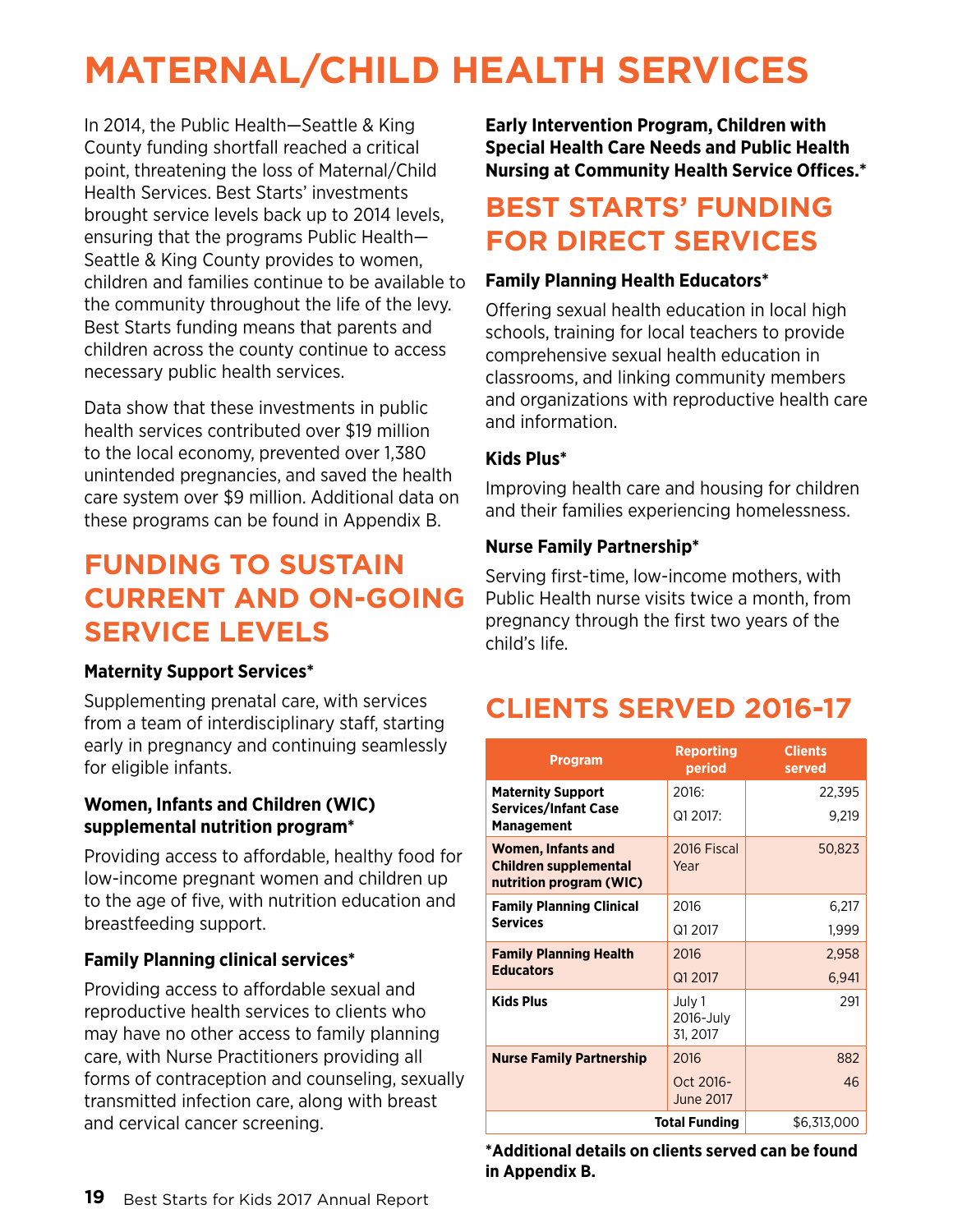# MATERNAL/CHILD HEALTH SERVICES

In 2014, the Public Health—Seattle & King County funding shortfall reached a critical point, threatening the loss of Maternal/Child Health Services. Best Starts' investments brought service levels back up to 2014 levels, ensuring that the programs Public Health—Seattle & King County provides to women, children and families continue to be available to the community throughout the life of the levy. Best Starts funding means that parents and children across the county continue to access necessary public health services.

Data show that these investments in public health services contributed over $19 million to the local economy, prevented over 1,380 unintended pregnancies, and saved the health care system over $9 million. Additional data on these programs can be found in Appendix B.

## FUNDING TO SUSTAIN CURRENT AND ON-GOING SERVICE LEVELS

**Maternity Support Services***

Supplementing prenatal care, with services from a team of interdisciplinary staff, starting early in pregnancy and continuing seamlessly for eligible infants.

**Women, Infants and Children (WIC) supplemental nutrition program***

Providing access to affordable, healthy food for low-income pregnant women and children up to the age of five, with nutrition education and breastfeeding support.

**Family Planning clinical services***

Providing access to affordable sexual and reproductive health services to clients who may have no other access to family planning care, with Nurse Practitioners providing all forms of contraception and counseling, sexually transmitted infection care, along with breast and cervical cancer screening.

**Early Intervention Program, Children with Special Health Care Needs and Public Health Nursing at Community Health Service Offices.***

## BEST STARTS' FUNDING FOR DIRECT SERVICES

**Family Planning Health Educators***

Offering sexual health education in local high schools, training for local teachers to provide comprehensive sexual health education in classrooms, and linking community members and organizations with reproductive health care and information.

**Kids Plus***

Improving health care and housing for children and their families experiencing homelessness.

**Nurse Family Partnership***

Serving first-time, low-income mothers, with Public Health nurse visits twice a month, from pregnancy through the first two years of the child's life.

## CLIENTS SERVED 2016-17

| Program | Reporting period | Clients served |
|---|---|---|
| **Maternity Support Services/Infant Case Management** | 2016: | 22,395 |
| | Q1 2017: | 9,219 |
| **Women, Infants and Children supplemental nutrition program (WIC)** | 2016 Fiscal Year | 50,823 |
| **Family Planning Clinical Services** | 2016 | 6,217 |
| | Q1 2017 | 1,999 |
| **Family Planning Health Educators** | 2016 | 2,958 |
| | Q1 2017 | 6,941 |
| **Kids Plus** | July 1 2016-July 31, 2017 | 291 |
| **Nurse Family Partnership** | 2016 | 882 |
| | Oct 2016-June 2017 | 46 |
| | **Total Funding** | $6,313,000 |

***Additional details on clients served can be found in Appendix B.**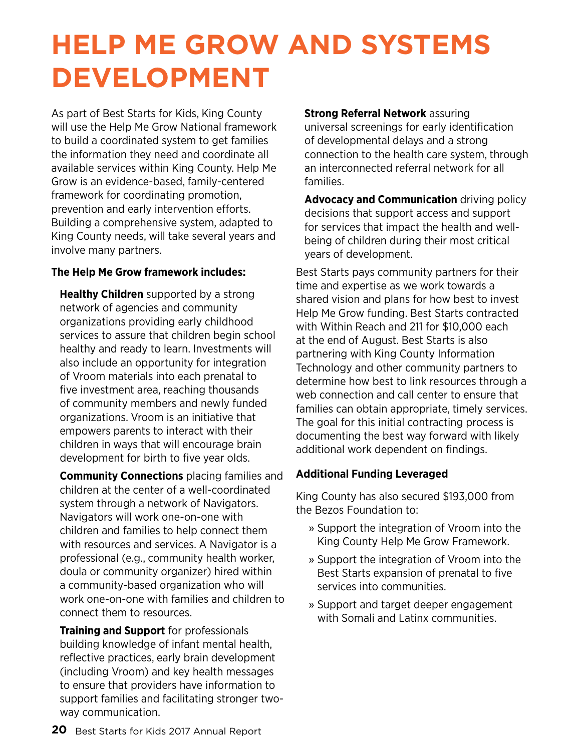# HELP ME GROW AND SYSTEMS DEVELOPMENT

As part of Best Starts for Kids, King County will use the Help Me Grow National framework to build a coordinated system to get families the information they need and coordinate all available services within King County. Help Me Grow is an evidence-based, family-centered framework for coordinating promotion, prevention and early intervention efforts. Building a comprehensive system, adapted to King County needs, will take several years and involve many partners.

**The Help Me Grow framework includes:**

**Healthy Children** supported by a strong network of agencies and community organizations providing early childhood services to assure that children begin school healthy and ready to learn. Investments will also include an opportunity for integration of Vroom materials into each prenatal to five investment area, reaching thousands of community members and newly funded organizations. Vroom is an initiative that empowers parents to interact with their children in ways that will encourage brain development for birth to five year olds.

**Community Connections** placing families and children at the center of a well-coordinated system through a network of Navigators. Navigators will work one-on-one with children and families to help connect them with resources and services. A Navigator is a professional (e.g., community health worker, doula or community organizer) hired within a community-based organization who will work one-on-one with families and children to connect them to resources.

**Training and Support** for professionals building knowledge of infant mental health, reflective practices, early brain development (including Vroom) and key health messages to ensure that providers have information to support families and facilitating stronger two-way communication.

**Strong Referral Network** assuring universal screenings for early identification of developmental delays and a strong connection to the health care system, through an interconnected referral network for all families.

**Advocacy and Communication** driving policy decisions that support access and support for services that impact the health and well-being of children during their most critical years of development.

Best Starts pays community partners for their time and expertise as we work towards a shared vision and plans for how best to invest Help Me Grow funding. Best Starts contracted with Within Reach and 211 for $10,000 each at the end of August. Best Starts is also partnering with King County Information Technology and other community partners to determine how best to link resources through a web connection and call center to ensure that families can obtain appropriate, timely services. The goal for this initial contracting process is documenting the best way forward with likely additional work dependent on findings.

**Additional Funding Leveraged**

King County has also secured $193,000 from the Bezos Foundation to:

- Support the integration of Vroom into the King County Help Me Grow Framework.
- Support the integration of Vroom into the Best Starts expansion of prenatal to five services into communities.
- Support and target deeper engagement with Somali and Latinx communities.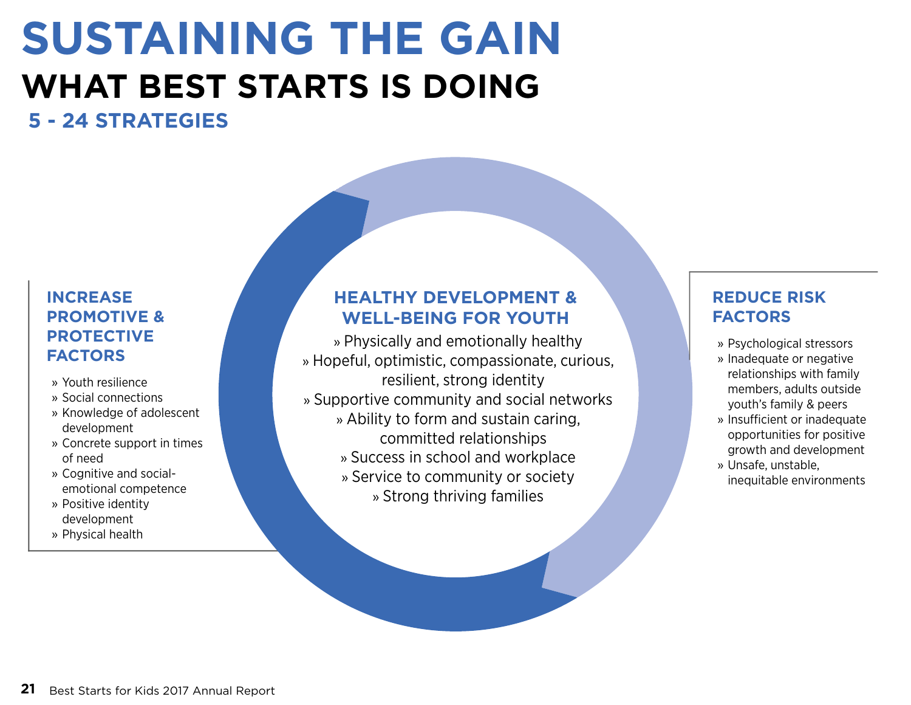# SUSTAINING THE GAIN

## WHAT BEST STARTS IS DOING

### 5 - 24 STRATEGIES

### INCREASE PROMOTIVE & PROTECTIVE FACTORS

- Youth resilience
- Social connections
- Knowledge of adolescent development
- Concrete support in times of need
- Cognitive and social-emotional competence
- Positive identity development
- Physical health

### HEALTHY DEVELOPMENT & WELL-BEING FOR YOUTH

- Physically and emotionally healthy
- Hopeful, optimistic, compassionate, curious, resilient, strong identity
- Supportive community and social networks
- Ability to form and sustain caring, committed relationships
- Success in school and workplace
- Service to community or society
- Strong thriving families

### REDUCE RISK FACTORS

- Psychological stressors
- Inadequate or negative relationships with family members, adults outside youth's family & peers
- Insufficient or inadequate opportunities for positive growth and development
- Unsafe, unstable, inequitable environments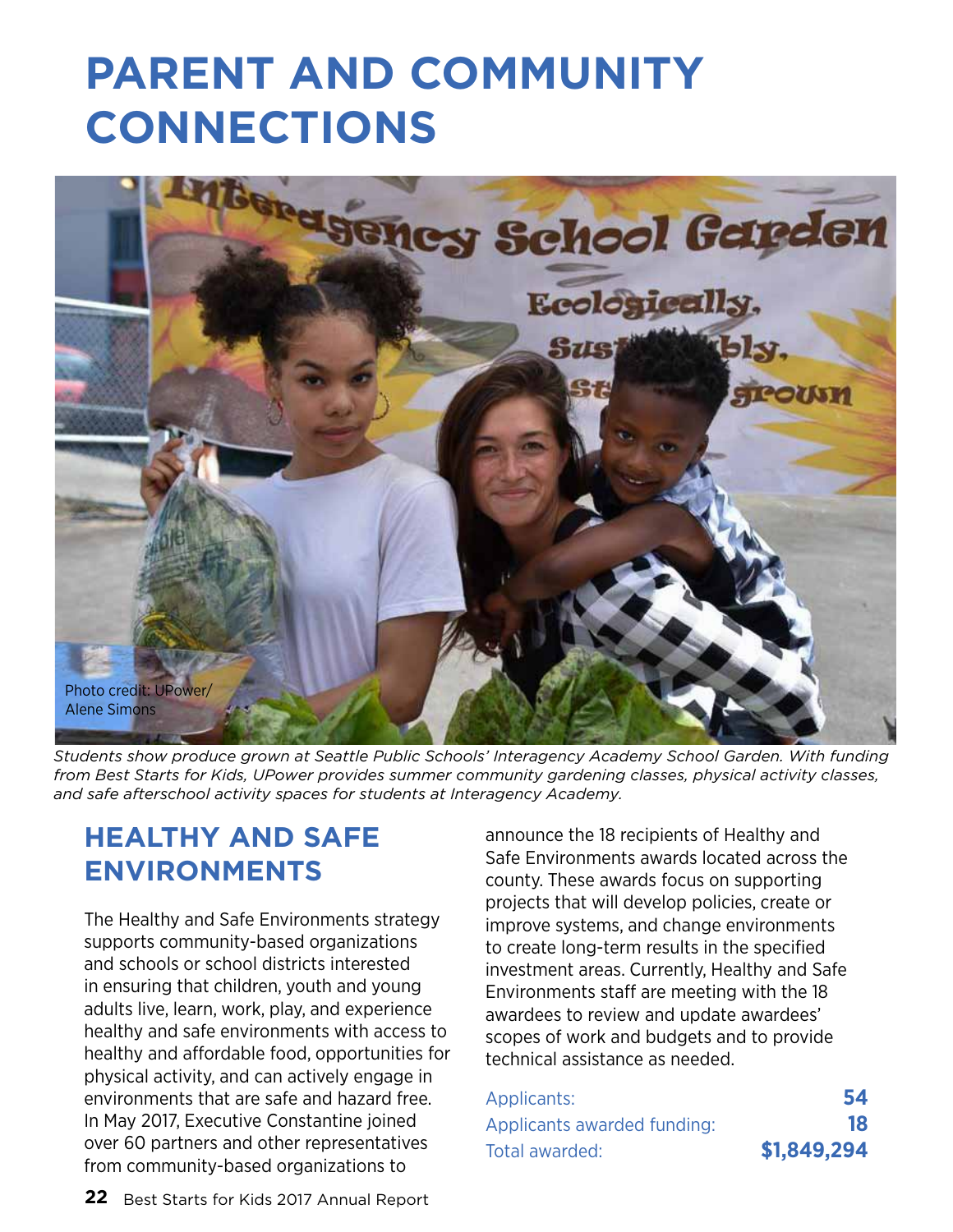# PARENT AND COMMUNITY CONNECTIONS

Photo credit: UPower/ Alene Simons

*Students show produce grown at Seattle Public Schools' Interagency Academy School Garden. With funding from Best Starts for Kids, UPower provides summer community gardening classes, physical activity classes, and safe afterschool activity spaces for students at Interagency Academy.*

## HEALTHY AND SAFE ENVIRONMENTS

The Healthy and Safe Environments strategy supports community-based organizations and schools or school districts interested in ensuring that children, youth and young adults live, learn, work, play, and experience healthy and safe environments with access to healthy and affordable food, opportunities for physical activity, and can actively engage in environments that are safe and hazard free. In May 2017, Executive Constantine joined over 60 partners and other representatives from community-based organizations to announce the 18 recipients of Healthy and Safe Environments awards located across the county. These awards focus on supporting projects that will develop policies, create or improve systems, and change environments to create long-term results in the specified investment areas. Currently, Healthy and Safe Environments staff are meeting with the 18 awardees to review and update awardees' scopes of work and budgets and to provide technical assistance as needed.

| | |
|---|---|
| Applicants: | **54** |
| Applicants awarded funding: | **18** |
| Total awarded: | **$1,849,294** |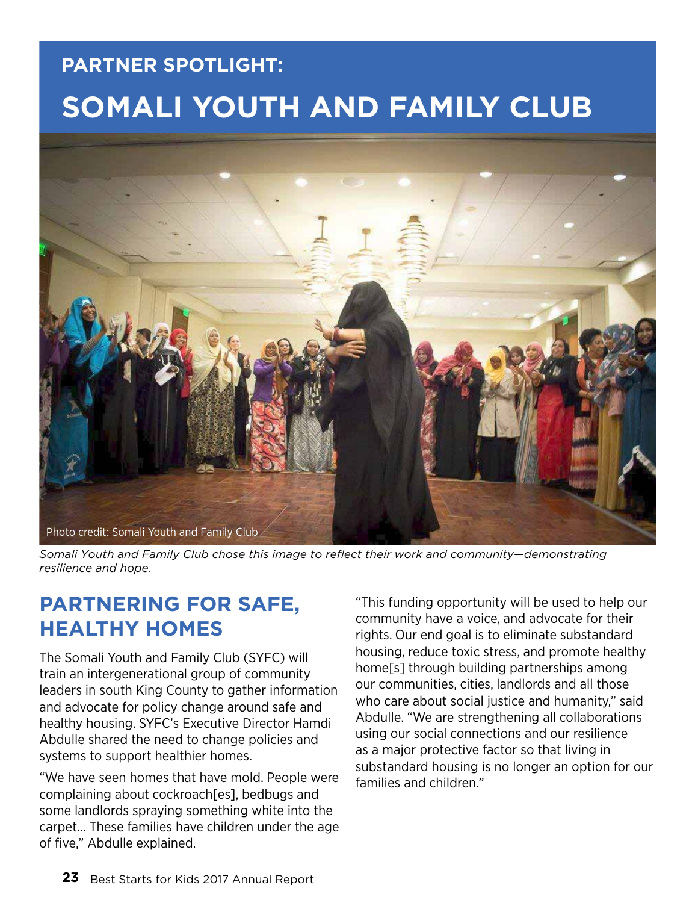## PARTNER SPOTLIGHT:

# SOMALI YOUTH AND FAMILY CLUB

Photo credit: Somali Youth and Family Club

*Somali Youth and Family Club chose this image to reflect their work and community—demonstrating resilience and hope.*

## PARTNERING FOR SAFE, HEALTHY HOMES

The Somali Youth and Family Club (SYFC) will train an intergenerational group of community leaders in south King County to gather information and advocate for policy change around safe and healthy housing. SYFC's Executive Director Hamdi Abdulle shared the need to change policies and systems to support healthier homes.

"We have seen homes that have mold. People were complaining about cockroach[es], bedbugs and some landlords spraying something white into the carpet... These families have children under the age of five," Abdulle explained.

"This funding opportunity will be used to help our community have a voice, and advocate for their rights. Our end goal is to eliminate substandard housing, reduce toxic stress, and promote healthy home[s] through building partnerships among our communities, cities, landlords and all those who care about social justice and humanity," said Abdulle. "We are strengthening all collaborations using our social connections and our resilience as a major protective factor so that living in substandard housing is no longer an option for our families and children."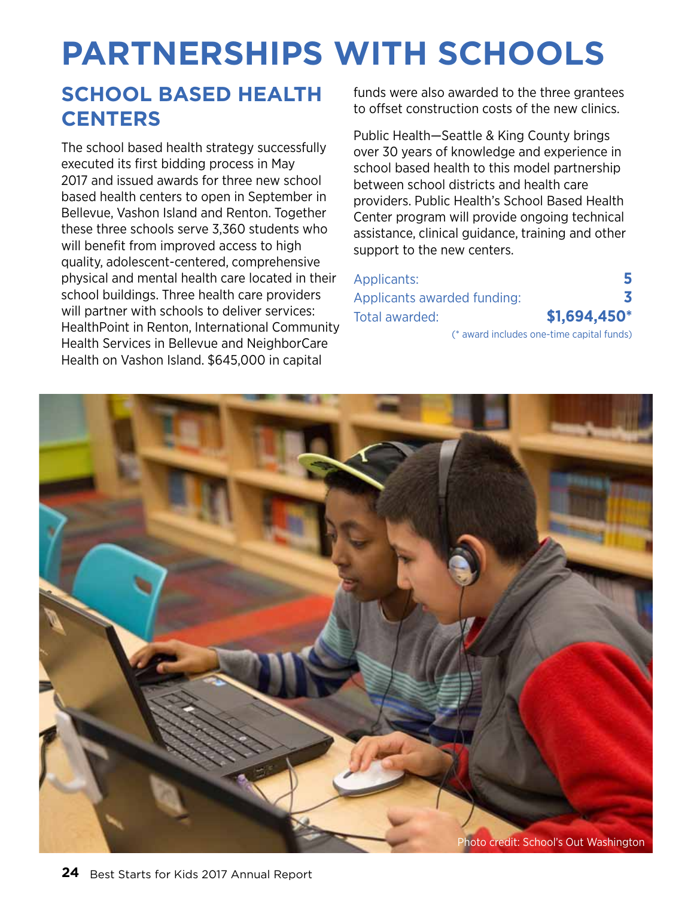# PARTNERSHIPS WITH SCHOOLS

## SCHOOL BASED HEALTH CENTERS

The school based health strategy successfully executed its first bidding process in May 2017 and issued awards for three new school based health centers to open in September in Bellevue, Vashon Island and Renton. Together these three schools serve 3,360 students who will benefit from improved access to high quality, adolescent-centered, comprehensive physical and mental health care located in their school buildings. Three health care providers will partner with schools to deliver services: HealthPoint in Renton, International Community Health Services in Bellevue and NeighborCare Health on Vashon Island. $645,000 in capital funds were also awarded to the three grantees to offset construction costs of the new clinics.

Public Health—Seattle & King County brings over 30 years of knowledge and experience in school based health to this model partnership between school districts and health care providers. Public Health's School Based Health Center program will provide ongoing technical assistance, clinical guidance, training and other support to the new centers.

| | |
|---|---|
| Applicants: | **5** |
| Applicants awarded funding: | **3** |
| Total awarded: | **$1,694,450*** |

(* award includes one-time capital funds)

Photo credit: School's Out Washington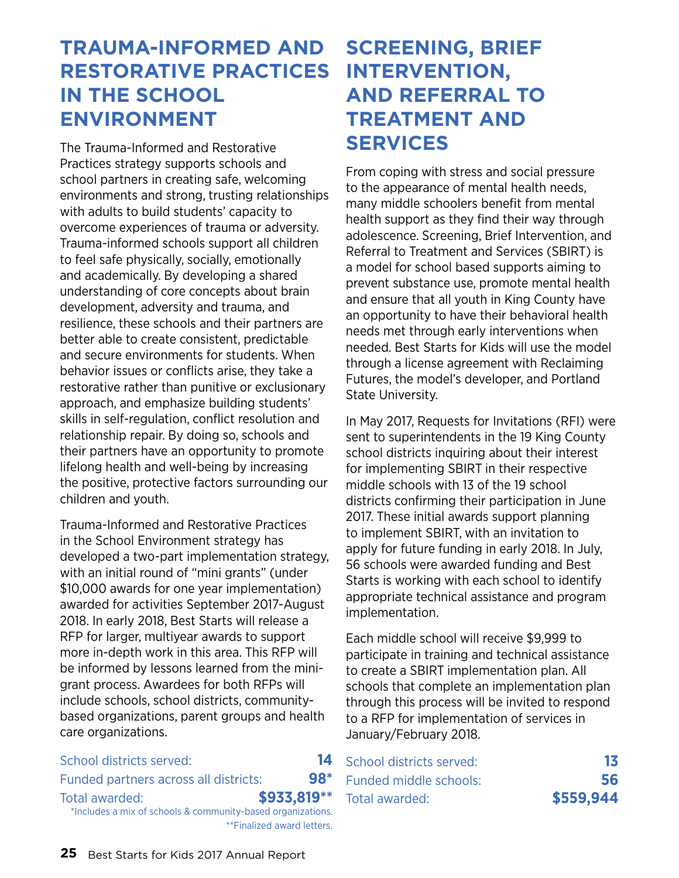# TRAUMA-INFORMED AND RESTORATIVE PRACTICES IN THE SCHOOL ENVIRONMENT

The Trauma-Informed and Restorative Practices strategy supports schools and school partners in creating safe, welcoming environments and strong, trusting relationships with adults to build students' capacity to overcome experiences of trauma or adversity. Trauma-informed schools support all children to feel safe physically, socially, emotionally and academically. By developing a shared understanding of core concepts about brain development, adversity and trauma, and resilience, these schools and their partners are better able to create consistent, predictable and secure environments for students. When behavior issues or conflicts arise, they take a restorative rather than punitive or exclusionary approach, and emphasize building students' skills in self-regulation, conflict resolution and relationship repair. By doing so, schools and their partners have an opportunity to promote lifelong health and well-being by increasing the positive, protective factors surrounding our children and youth.

Trauma-Informed and Restorative Practices in the School Environment strategy has developed a two-part implementation strategy, with an initial round of "mini grants" (under $10,000 awards for one year implementation) awarded for activities September 2017-August 2018. In early 2018, Best Starts will release a RFP for larger, multiyear awards to support more in-depth work in this area. This RFP will be informed by lessons learned from the mini-grant process. Awardees for both RFPs will include schools, school districts, community-based organizations, parent groups and health care organizations.

| | |
|---|---|
| School districts served: | **14** |
| Funded partners across all districts: | **98*** |
| Total awarded: | **$933,819**** |

*Includes a mix of schools & community-based organizations.

**Finalized award letters.

# SCREENING, BRIEF INTERVENTION, AND REFERRAL TO TREATMENT AND SERVICES

From coping with stress and social pressure to the appearance of mental health needs, many middle schoolers benefit from mental health support as they find their way through adolescence. Screening, Brief Intervention, and Referral to Treatment and Services (SBIRT) is a model for school based supports aiming to prevent substance use, promote mental health and ensure that all youth in King County have an opportunity to have their behavioral health needs met through early interventions when needed. Best Starts for Kids will use the model through a license agreement with Reclaiming Futures, the model's developer, and Portland State University.

In May 2017, Requests for Invitations (RFI) were sent to superintendents in the 19 King County school districts inquiring about their interest for implementing SBIRT in their respective middle schools with 13 of the 19 school districts confirming their participation in June 2017. These initial awards support planning to implement SBIRT, with an invitation to apply for future funding in early 2018. In July, 56 schools were awarded funding and Best Starts is working with each school to identify appropriate technical assistance and program implementation.

Each middle school will receive $9,999 to participate in training and technical assistance to create a SBIRT implementation plan. All schools that complete an implementation plan through this process will be invited to respond to a RFP for implementation of services in January/February 2018.

| | |
|---|---|
| School districts served: | **13** |
| Funded middle schools: | **56** |
| Total awarded: | **$559,944** |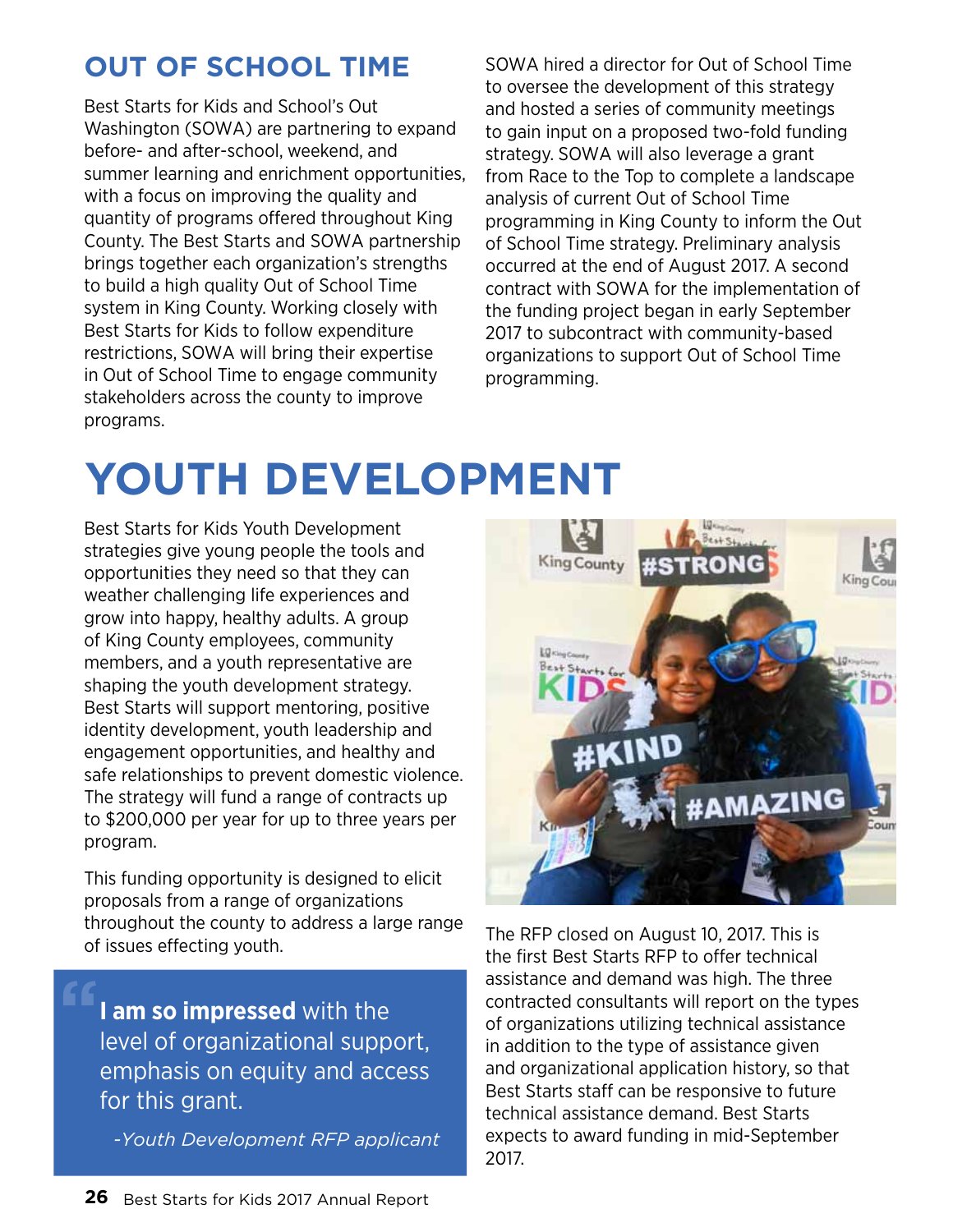## OUT OF SCHOOL TIME

Best Starts for Kids and School's Out Washington (SOWA) are partnering to expand before- and after-school, weekend, and summer learning and enrichment opportunities, with a focus on improving the quality and quantity of programs offered throughout King County. The Best Starts and SOWA partnership brings together each organization's strengths to build a high quality Out of School Time system in King County. Working closely with Best Starts for Kids to follow expenditure restrictions, SOWA will bring their expertise in Out of School Time to engage community stakeholders across the county to improve programs.

SOWA hired a director for Out of School Time to oversee the development of this strategy and hosted a series of community meetings to gain input on a proposed two-fold funding strategy. SOWA will also leverage a grant from Race to the Top to complete a landscape analysis of current Out of School Time programming in King County to inform the Out of School Time strategy. Preliminary analysis occurred at the end of August 2017. A second contract with SOWA for the implementation of the funding project began in early September 2017 to subcontract with community-based organizations to support Out of School Time programming.

# YOUTH DEVELOPMENT

Best Starts for Kids Youth Development strategies give young people the tools and opportunities they need so that they can weather challenging life experiences and grow into happy, healthy adults. A group of King County employees, community members, and a youth representative are shaping the youth development strategy. Best Starts will support mentoring, positive identity development, youth leadership and engagement opportunities, and healthy and safe relationships to prevent domestic violence. The strategy will fund a range of contracts up to $200,000 per year for up to three years per program.

This funding opportunity is designed to elicit proposals from a range of organizations throughout the county to address a large range of issues effecting youth.

> **I am so impressed** with the level of organizational support, emphasis on equity and access for this grant.
>
> *-Youth Development RFP applicant*

The RFP closed on August 10, 2017. This is the first Best Starts RFP to offer technical assistance and demand was high. The three contracted consultants will report on the types of organizations utilizing technical assistance in addition to the type of assistance given and organizational application history, so that Best Starts staff can be responsive to future technical assistance demand. Best Starts expects to award funding in mid-September 2017.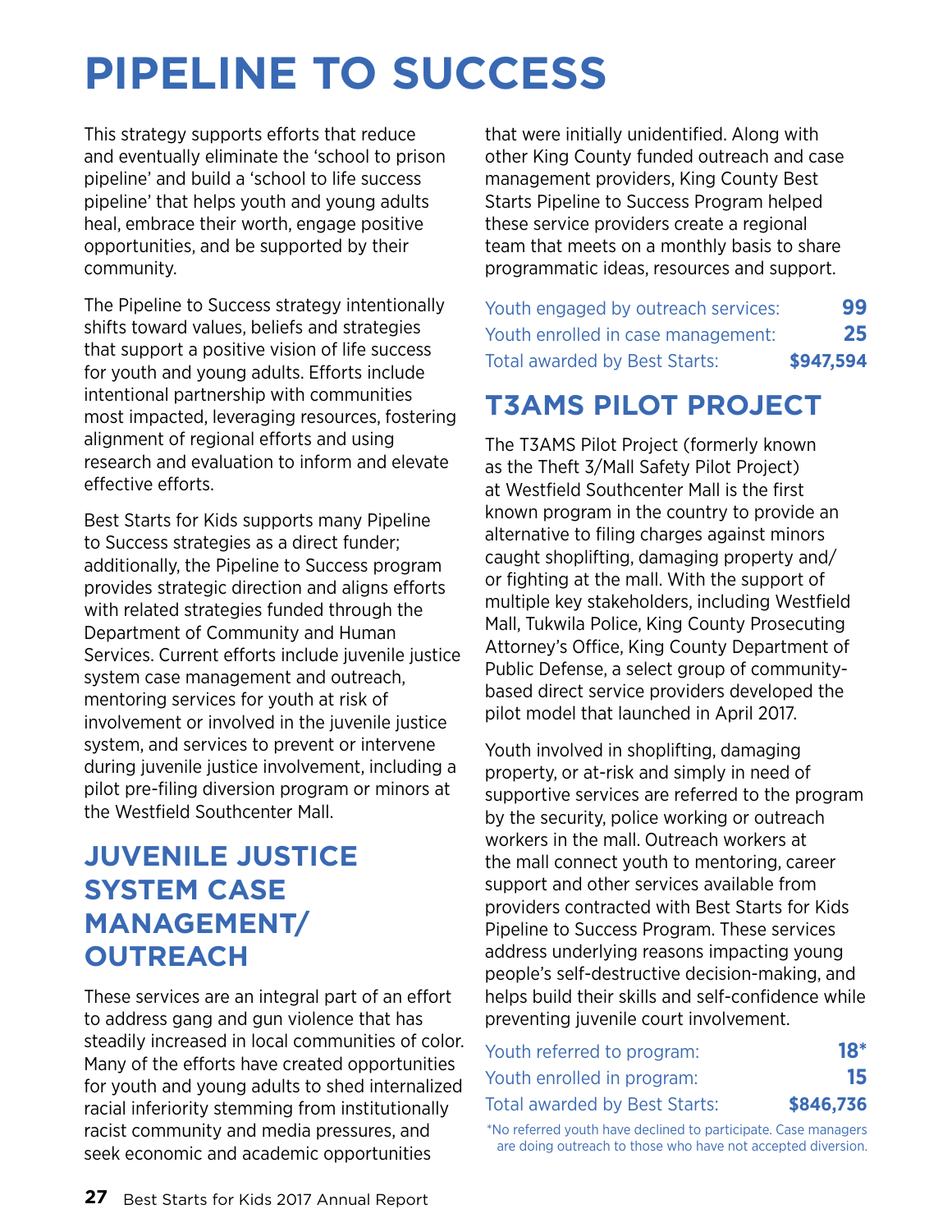# PIPELINE TO SUCCESS

This strategy supports efforts that reduce and eventually eliminate the 'school to prison pipeline' and build a 'school to life success pipeline' that helps youth and young adults heal, embrace their worth, engage positive opportunities, and be supported by their community.

The Pipeline to Success strategy intentionally shifts toward values, beliefs and strategies that support a positive vision of life success for youth and young adults. Efforts include intentional partnership with communities most impacted, leveraging resources, fostering alignment of regional efforts and using research and evaluation to inform and elevate effective efforts.

Best Starts for Kids supports many Pipeline to Success strategies as a direct funder; additionally, the Pipeline to Success program provides strategic direction and aligns efforts with related strategies funded through the Department of Community and Human Services. Current efforts include juvenile justice system case management and outreach, mentoring services for youth at risk of involvement or involved in the juvenile justice system, and services to prevent or intervene during juvenile justice involvement, including a pilot pre-filing diversion program or minors at the Westfield Southcenter Mall.

## JUVENILE JUSTICE SYSTEM CASE MANAGEMENT/ OUTREACH

These services are an integral part of an effort to address gang and gun violence that has steadily increased in local communities of color. Many of the efforts have created opportunities for youth and young adults to shed internalized racial inferiority stemming from institutionally racist community and media pressures, and seek economic and academic opportunities that were initially unidentified. Along with other King County funded outreach and case management providers, King County Best Starts Pipeline to Success Program helped these service providers create a regional team that meets on a monthly basis to share programmatic ideas, resources and support.

| | |
|---|---|
| Youth engaged by outreach services: | **99** |
| Youth enrolled in case management: | **25** |
| Total awarded by Best Starts: | **$947,594** |

## T3AMS PILOT PROJECT

The T3AMS Pilot Project (formerly known as the Theft 3/Mall Safety Pilot Project) at Westfield Southcenter Mall is the first known program in the country to provide an alternative to filing charges against minors caught shoplifting, damaging property and/or fighting at the mall. With the support of multiple key stakeholders, including Westfield Mall, Tukwila Police, King County Prosecuting Attorney's Office, King County Department of Public Defense, a select group of community-based direct service providers developed the pilot model that launched in April 2017.

Youth involved in shoplifting, damaging property, or at-risk and simply in need of supportive services are referred to the program by the security, police working or outreach workers in the mall. Outreach workers at the mall connect youth to mentoring, career support and other services available from providers contracted with Best Starts for Kids Pipeline to Success Program. These services address underlying reasons impacting young people's self-destructive decision-making, and helps build their skills and self-confidence while preventing juvenile court involvement.

| | |
|---|---|
| Youth referred to program: | **18*** |
| Youth enrolled in program: | **15** |
| Total awarded by Best Starts: | **$846,736** |

*No referred youth have declined to participate. Case managers are doing outreach to those who have not accepted diversion.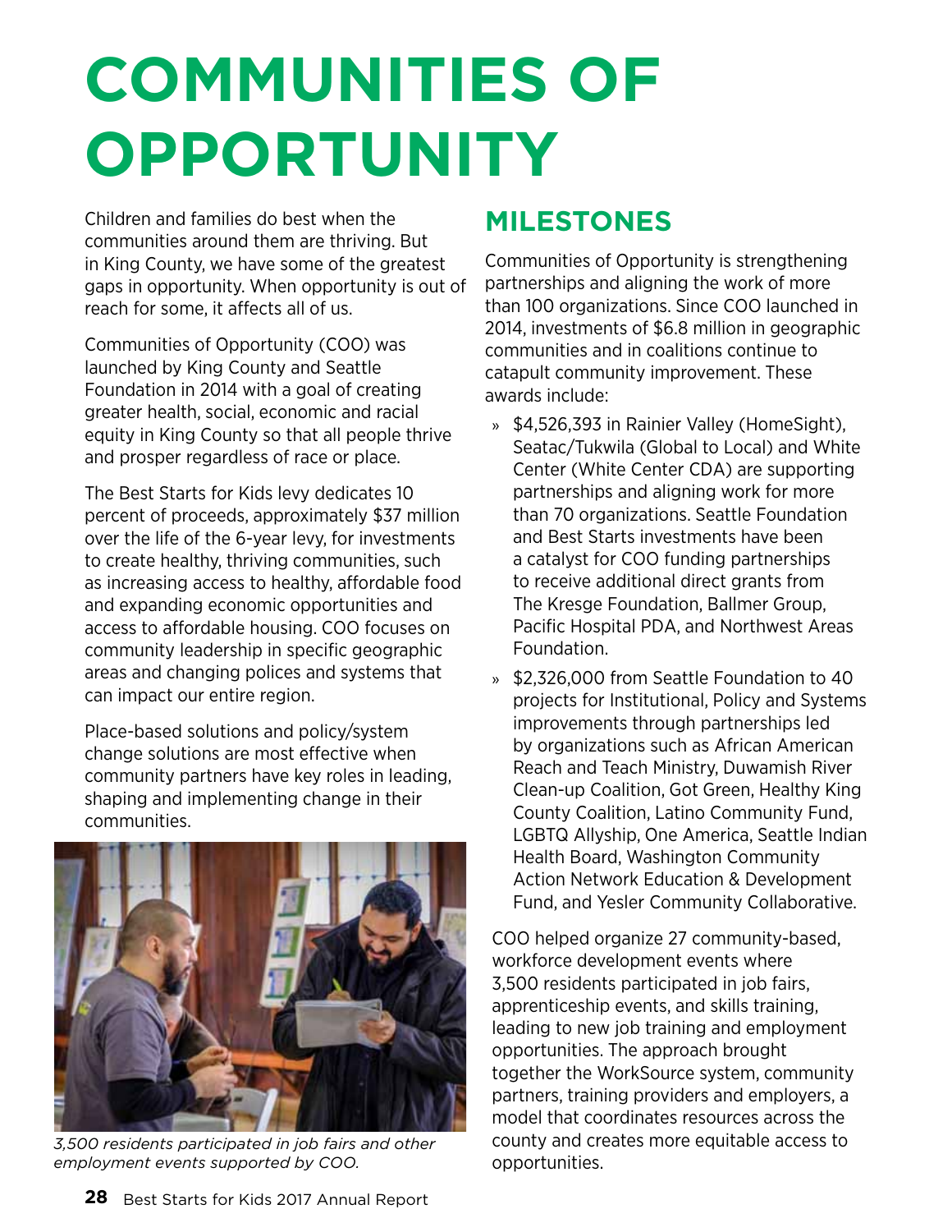# COMMUNITIES OF OPPORTUNITY

Children and families do best when the communities around them are thriving. But in King County, we have some of the greatest gaps in opportunity. When opportunity is out of reach for some, it affects all of us.

Communities of Opportunity (COO) was launched by King County and Seattle Foundation in 2014 with a goal of creating greater health, social, economic and racial equity in King County so that all people thrive and prosper regardless of race or place.

The Best Starts for Kids levy dedicates 10 percent of proceeds, approximately $37 million over the life of the 6-year levy, for investments to create healthy, thriving communities, such as increasing access to healthy, affordable food and expanding economic opportunities and access to affordable housing. COO focuses on community leadership in specific geographic areas and changing polices and systems that can impact our entire region.

Place-based solutions and policy/system change solutions are most effective when community partners have key roles in leading, shaping and implementing change in their communities.

*3,500 residents participated in job fairs and other employment events supported by COO.*

## MILESTONES

Communities of Opportunity is strengthening partnerships and aligning the work of more than 100 organizations. Since COO launched in 2014, investments of $6.8 million in geographic communities and in coalitions continue to catapult community improvement. These awards include:

- $4,526,393 in Rainier Valley (HomeSight), Seatac/Tukwila (Global to Local) and White Center (White Center CDA) are supporting partnerships and aligning work for more than 70 organizations. Seattle Foundation and Best Starts investments have been a catalyst for COO funding partnerships to receive additional direct grants from The Kresge Foundation, Ballmer Group, Pacific Hospital PDA, and Northwest Areas Foundation.
- $2,326,000 from Seattle Foundation to 40 projects for Institutional, Policy and Systems improvements through partnerships led by organizations such as African American Reach and Teach Ministry, Duwamish River Clean-up Coalition, Got Green, Healthy King County Coalition, Latino Community Fund, LGBTQ Allyship, One America, Seattle Indian Health Board, Washington Community Action Network Education & Development Fund, and Yesler Community Collaborative.

COO helped organize 27 community-based, workforce development events where 3,500 residents participated in job fairs, apprenticeship events, and skills training, leading to new job training and employment opportunities. The approach brought together the WorkSource system, community partners, training providers and employers, a model that coordinates resources across the county and creates more equitable access to opportunities.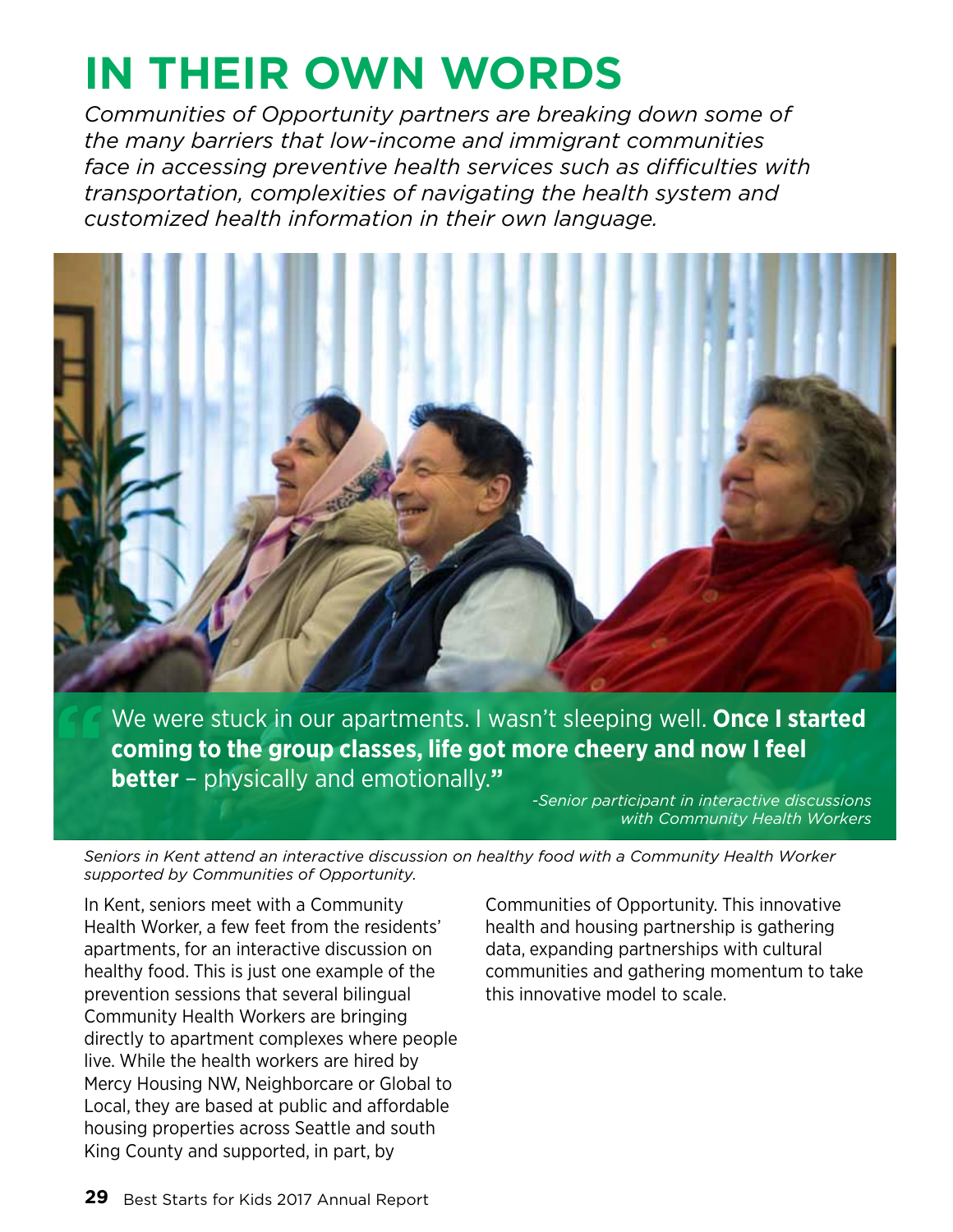# IN THEIR OWN WORDS

*Communities of Opportunity partners are breaking down some of the many barriers that low-income and immigrant communities face in accessing preventive health services such as difficulties with transportation, complexities of navigating the health system and customized health information in their own language.*

> "We were stuck in our apartments. I wasn't sleeping well. **Once I started coming to the group classes, life got more cheery and now I feel better** – physically and emotionally."
>
> *-Senior participant in interactive discussions with Community Health Workers*

*Seniors in Kent attend an interactive discussion on healthy food with a Community Health Worker supported by Communities of Opportunity.*

In Kent, seniors meet with a Community Health Worker, a few feet from the residents' apartments, for an interactive discussion on healthy food. This is just one example of the prevention sessions that several bilingual Community Health Workers are bringing directly to apartment complexes where people live. While the health workers are hired by Mercy Housing NW, Neighborcare or Global to Local, they are based at public and affordable housing properties across Seattle and south King County and supported, in part, by Communities of Opportunity. This innovative health and housing partnership is gathering data, expanding partnerships with cultural communities and gathering momentum to take this innovative model to scale.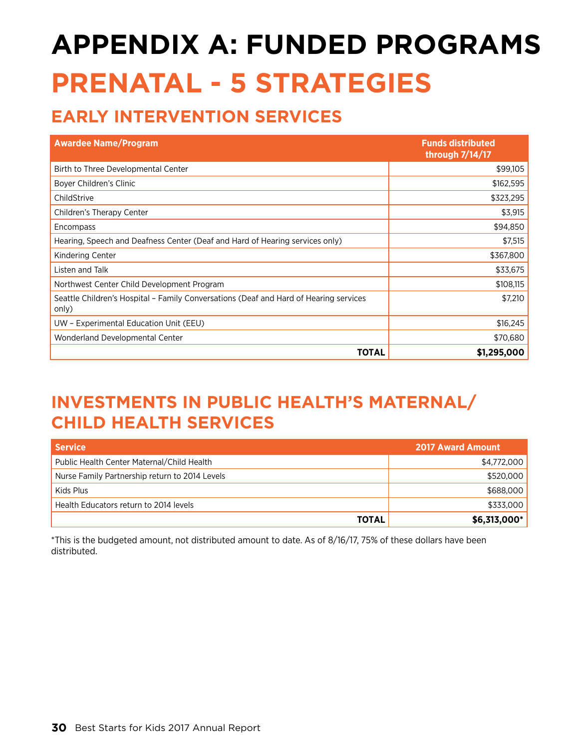# APPENDIX A: FUNDED PROGRAMS

# PRENATAL - 5 STRATEGIES

## EARLY INTERVENTION SERVICES

| Awardee Name/Program | Funds distributed through 7/14/17 |
|---|---:|
| Birth to Three Developmental Center | $99,105 |
| Boyer Children's Clinic | $162,595 |
| ChildStrive | $323,295 |
| Children's Therapy Center | $3,915 |
| Encompass | $94,850 |
| Hearing, Speech and Deafness Center (Deaf and Hard of Hearing services only) | $7,515 |
| Kindering Center | $367,800 |
| Listen and Talk | $33,675 |
| Northwest Center Child Development Program | $108,115 |
| Seattle Children's Hospital – Family Conversations (Deaf and Hard of Hearing services only) | $7,210 |
| UW – Experimental Education Unit (EEU) | $16,245 |
| Wonderland Developmental Center | $70,680 |
| **TOTAL** | **$1,295,000** |

## INVESTMENTS IN PUBLIC HEALTH'S MATERNAL/ CHILD HEALTH SERVICES

| Service | 2017 Award Amount |
|---|---:|
| Public Health Center Maternal/Child Health | $4,772,000 |
| Nurse Family Partnership return to 2014 Levels | $520,000 |
| Kids Plus | $688,000 |
| Health Educators return to 2014 levels | $333,000 |
| **TOTAL** | **$6,313,000*** |

*This is the budgeted amount, not distributed amount to date. As of 8/16/17, 75% of these dollars have been distributed.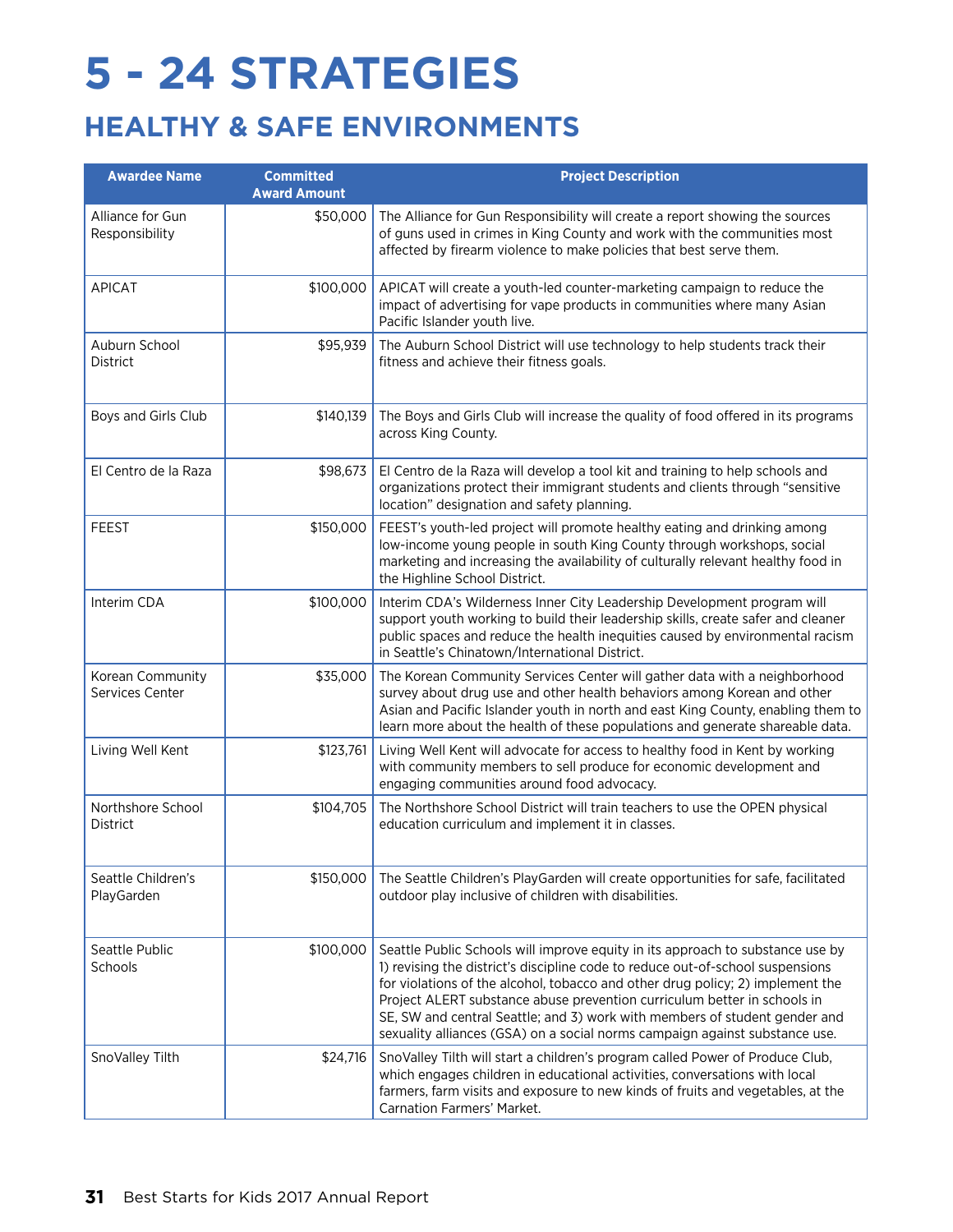# 5 - 24 STRATEGIES

## HEALTHY & SAFE ENVIRONMENTS

| Awardee Name | Committed Award Amount | Project Description |
|---|---|---|
| Alliance for Gun Responsibility | $50,000 | The Alliance for Gun Responsibility will create a report showing the sources of guns used in crimes in King County and work with the communities most affected by firearm violence to make policies that best serve them. |
| APICAT | $100,000 | APICAT will create a youth-led counter-marketing campaign to reduce the impact of advertising for vape products in communities where many Asian Pacific Islander youth live. |
| Auburn School District | $95,939 | The Auburn School District will use technology to help students track their fitness and achieve their fitness goals. |
| Boys and Girls Club | $140,139 | The Boys and Girls Club will increase the quality of food offered in its programs across King County. |
| El Centro de la Raza | $98,673 | El Centro de la Raza will develop a tool kit and training to help schools and organizations protect their immigrant students and clients through "sensitive location" designation and safety planning. |
| FEEST | $150,000 | FEEST's youth-led project will promote healthy eating and drinking among low-income young people in south King County through workshops, social marketing and increasing the availability of culturally relevant healthy food in the Highline School District. |
| Interim CDA | $100,000 | Interim CDA's Wilderness Inner City Leadership Development program will support youth working to build their leadership skills, create safer and cleaner public spaces and reduce the health inequities caused by environmental racism in Seattle's Chinatown/International District. |
| Korean Community Services Center | $35,000 | The Korean Community Services Center will gather data with a neighborhood survey about drug use and other health behaviors among Korean and other Asian and Pacific Islander youth in north and east King County, enabling them to learn more about the health of these populations and generate shareable data. |
| Living Well Kent | $123,761 | Living Well Kent will advocate for access to healthy food in Kent by working with community members to sell produce for economic development and engaging communities around food advocacy. |
| Northshore School District | $104,705 | The Northshore School District will train teachers to use the OPEN physical education curriculum and implement it in classes. |
| Seattle Children's PlayGarden | $150,000 | The Seattle Children's PlayGarden will create opportunities for safe, facilitated outdoor play inclusive of children with disabilities. |
| Seattle Public Schools | $100,000 | Seattle Public Schools will improve equity in its approach to substance use by 1) revising the district's discipline code to reduce out-of-school suspensions for violations of the alcohol, tobacco and other drug policy; 2) implement the Project ALERT substance abuse prevention curriculum better in schools in SE, SW and central Seattle; and 3) work with members of student gender and sexuality alliances (GSA) on a social norms campaign against substance use. |
| SnoValley Tilth | $24,716 | SnoValley Tilth will start a children's program called Power of Produce Club, which engages children in educational activities, conversations with local farmers, farm visits and exposure to new kinds of fruits and vegetables, at the Carnation Farmers' Market. |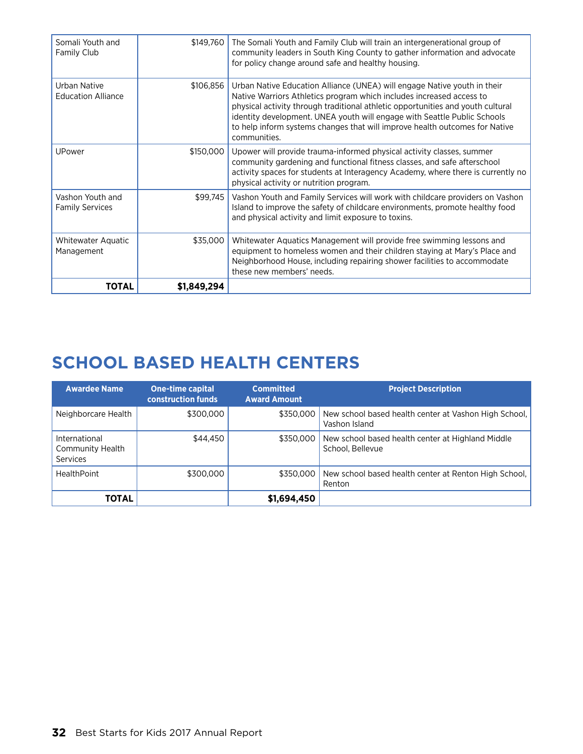| | | |
|---|---|---|
| Somali Youth and Family Club | $149,760 | The Somali Youth and Family Club will train an intergenerational group of community leaders in South King County to gather information and advocate for policy change around safe and healthy housing. |
| Urban Native Education Alliance | $106,856 | Urban Native Education Alliance (UNEA) will engage Native youth in their Native Warriors Athletics program which includes increased access to physical activity through traditional athletic opportunities and youth cultural identity development. UNEA youth will engage with Seattle Public Schools to help inform systems changes that will improve health outcomes for Native communities. |
| UPower | $150,000 | Upower will provide trauma-informed physical activity classes, summer community gardening and functional fitness classes, and safe afterschool activity spaces for students at Interagency Academy, where there is currently no physical activity or nutrition program. |
| Vashon Youth and Family Services | $99,745 | Vashon Youth and Family Services will work with childcare providers on Vashon Island to improve the safety of childcare environments, promote healthy food and physical activity and limit exposure to toxins. |
| Whitewater Aquatic Management | $35,000 | Whitewater Aquatics Management will provide free swimming lessons and equipment to homeless women and their children staying at Mary's Place and Neighborhood House, including repairing shower facilities to accommodate these new members' needs. |
| **TOTAL** | **$1,849,294** | |

# SCHOOL BASED HEALTH CENTERS

| Awardee Name | One-time capital construction funds | Committed Award Amount | Project Description |
|---|---|---|---|
| Neighborcare Health | $300,000 | $350,000 | New school based health center at Vashon High School, Vashon Island |
| International Community Health Services | $44,450 | $350,000 | New school based health center at Highland Middle School, Bellevue |
| HealthPoint | $300,000 | $350,000 | New school based health center at Renton High School, Renton |
| **TOTAL** | | **$1,694,450** | |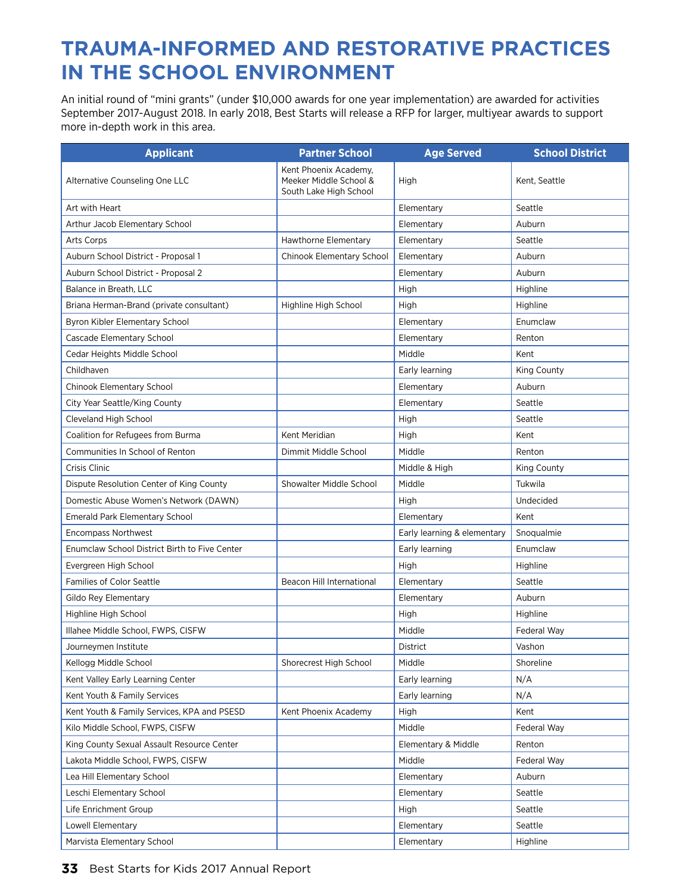# TRAUMA-INFORMED AND RESTORATIVE PRACTICES IN THE SCHOOL ENVIRONMENT

An initial round of "mini grants" (under $10,000 awards for one year implementation) are awarded for activities September 2017-August 2018. In early 2018, Best Starts will release a RFP for larger, multiyear awards to support more in-depth work in this area.

| Applicant | Partner School | Age Served | School District |
|---|---|---|---|
| Alternative Counseling One LLC | Kent Phoenix Academy, Meeker Middle School & South Lake High School | High | Kent, Seattle |
| Art with Heart | | Elementary | Seattle |
| Arthur Jacob Elementary School | | Elementary | Auburn |
| Arts Corps | Hawthorne Elementary | Elementary | Seattle |
| Auburn School District - Proposal 1 | Chinook Elementary School | Elementary | Auburn |
| Auburn School District - Proposal 2 | | Elementary | Auburn |
| Balance in Breath, LLC | | High | Highline |
| Briana Herman-Brand (private consultant) | Highline High School | High | Highline |
| Byron Kibler Elementary School | | Elementary | Enumclaw |
| Cascade Elementary School | | Elementary | Renton |
| Cedar Heights Middle School | | Middle | Kent |
| Childhaven | | Early learning | King County |
| Chinook Elementary School | | Elementary | Auburn |
| City Year Seattle/King County | | Elementary | Seattle |
| Cleveland High School | | High | Seattle |
| Coalition for Refugees from Burma | Kent Meridian | High | Kent |
| Communities In School of Renton | Dimmit Middle School | Middle | Renton |
| Crisis Clinic | | Middle & High | King County |
| Dispute Resolution Center of King County | Showalter Middle School | Middle | Tukwila |
| Domestic Abuse Women's Network (DAWN) | | High | Undecided |
| Emerald Park Elementary School | | Elementary | Kent |
| Encompass Northwest | | Early learning & elementary | Snoqualmie |
| Enumclaw School District Birth to Five Center | | Early learning | Enumclaw |
| Evergreen High School | | High | Highline |
| Families of Color Seattle | Beacon Hill International | Elementary | Seattle |
| Gildo Rey Elementary | | Elementary | Auburn |
| Highline High School | | High | Highline |
| Illahee Middle School, FWPS, CISFW | | Middle | Federal Way |
| Journeymen Institute | | District | Vashon |
| Kellogg Middle School | Shorecrest High School | Middle | Shoreline |
| Kent Valley Early Learning Center | | Early learning | N/A |
| Kent Youth & Family Services | | Early learning | N/A |
| Kent Youth & Family Services, KPA and PSESD | Kent Phoenix Academy | High | Kent |
| Kilo Middle School, FWPS, CISFW | | Middle | Federal Way |
| King County Sexual Assault Resource Center | | Elementary & Middle | Renton |
| Lakota Middle School, FWPS, CISFW | | Middle | Federal Way |
| Lea Hill Elementary School | | Elementary | Auburn |
| Leschi Elementary School | | Elementary | Seattle |
| Life Enrichment Group | | High | Seattle |
| Lowell Elementary | | Elementary | Seattle |
| Marvista Elementary School | | Elementary | Highline |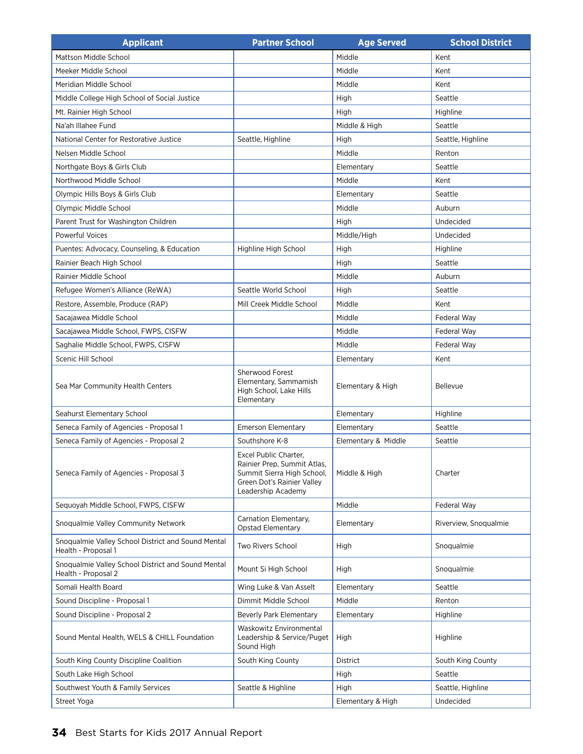| Applicant | Partner School | Age Served | School District |
|---|---|---|---|
| Mattson Middle School | | Middle | Kent |
| Meeker Middle School | | Middle | Kent |
| Meridian Middle School | | Middle | Kent |
| Middle College High School of Social Justice | | High | Seattle |
| Mt. Rainier High School | | High | Highline |
| Na'ah Illahee Fund | | Middle & High | Seattle |
| National Center for Restorative Justice | Seattle, Highline | High | Seattle, Highline |
| Nelsen Middle School | | Middle | Renton |
| Northgate Boys & Girls Club | | Elementary | Seattle |
| Northwood Middle School | | Middle | Kent |
| Olympic Hills Boys & Girls Club | | Elementary | Seattle |
| Olympic Middle School | | Middle | Auburn |
| Parent Trust for Washington Children | | High | Undecided |
| Powerful Voices | | Middle/High | Undecided |
| Puentes: Advocacy, Counseling, & Education | Highline High School | High | Highline |
| Rainier Beach High School | | High | Seattle |
| Rainier Middle School | | Middle | Auburn |
| Refugee Women's Alliance (ReWA) | Seattle World School | High | Seattle |
| Restore, Assemble, Produce (RAP) | Mill Creek Middle School | Middle | Kent |
| Sacajawea Middle School | | Middle | Federal Way |
| Sacajawea Middle School, FWPS, CISFW | | Middle | Federal Way |
| Saghalie Middle School, FWPS, CISFW | | Middle | Federal Way |
| Scenic Hill School | | Elementary | Kent |
| Sea Mar Community Health Centers | Sherwood Forest Elementary, Sammamish High School, Lake Hills Elementary | Elementary & High | Bellevue |
| Seahurst Elementary School | | Elementary | Highline |
| Seneca Family of Agencies - Proposal 1 | Emerson Elementary | Elementary | Seattle |
| Seneca Family of Agencies - Proposal 2 | Southshore K-8 | Elementary & Middle | Seattle |
| Seneca Family of Agencies - Proposal 3 | Excel Public Charter, Rainier Prep, Summit Atlas, Summit Sierra High School, Green Dot's Rainier Valley Leadership Academy | Middle & High | Charter |
| Sequoyah Middle School, FWPS, CISFW | | Middle | Federal Way |
| Snoqualmie Valley Community Network | Carnation Elementary, Opstad Elementary | Elementary | Riverview, Snoqualmie |
| Snoqualmie Valley School District and Sound Mental Health - Proposal 1 | Two Rivers School | High | Snoqualmie |
| Snoqualmie Valley School District and Sound Mental Health - Proposal 2 | Mount Si High School | High | Snoqualmie |
| Somali Health Board | Wing Luke & Van Asselt | Elementary | Seattle |
| Sound Discipline - Proposal 1 | Dimmit Middle School | Middle | Renton |
| Sound Discipline - Proposal 2 | Beverly Park Elementary | Elementary | Highline |
| Sound Mental Health, WELS & CHILL Foundation | Waskowitz Environmental Leadership & Service/Puget Sound High | High | Highline |
| South King County Discipline Coalition | South King County | District | South King County |
| South Lake High School | | High | Seattle |
| Southwest Youth & Family Services | Seattle & Highline | High | Seattle, Highline |
| Street Yoga | | Elementary & High | Undecided |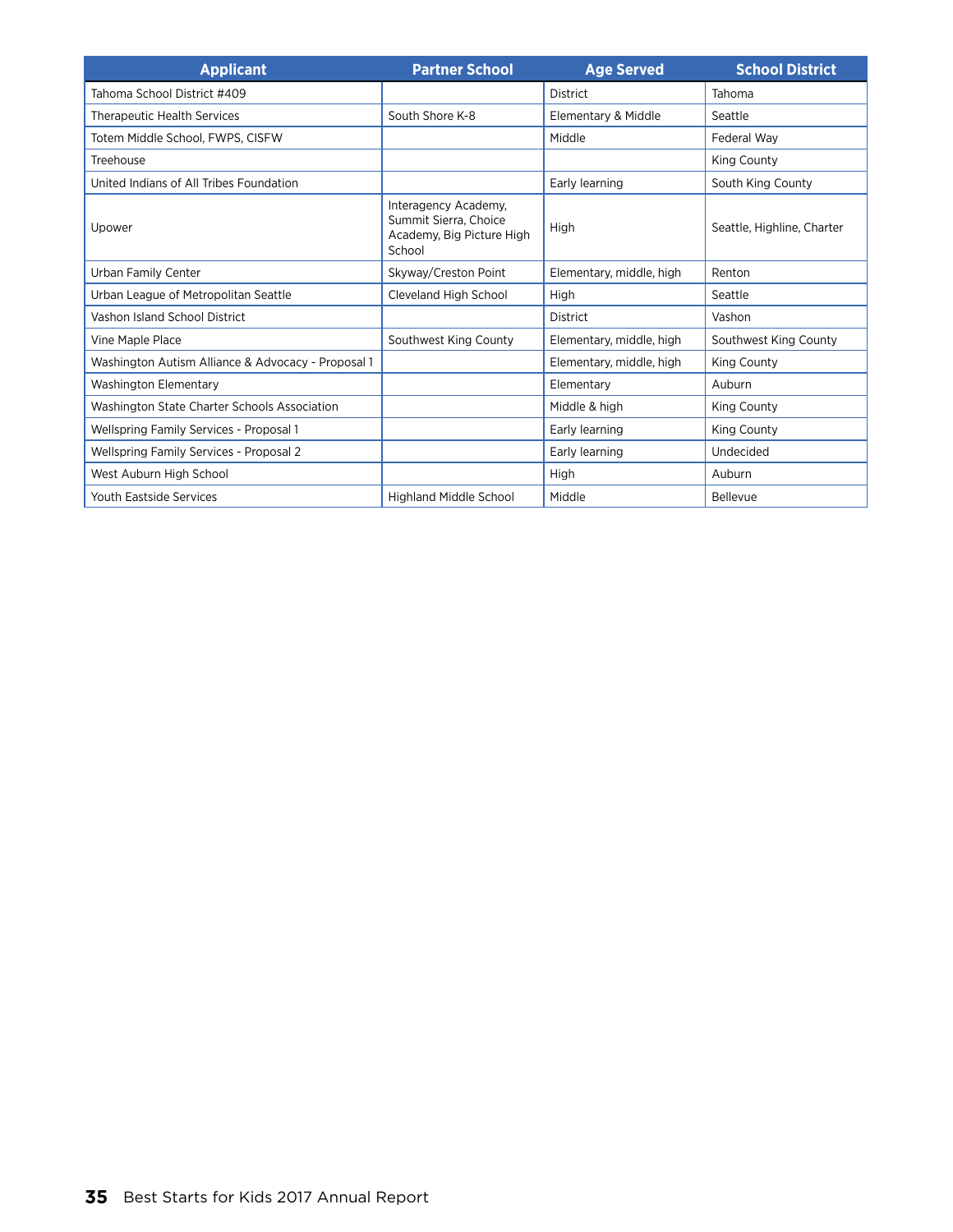| Applicant | Partner School | Age Served | School District |
|---|---|---|---|
| Tahoma School District #409 | | District | Tahoma |
| Therapeutic Health Services | South Shore K-8 | Elementary & Middle | Seattle |
| Totem Middle School, FWPS, CISFW | | Middle | Federal Way |
| Treehouse | | | King County |
| United Indians of All Tribes Foundation | | Early learning | South King County |
| Upower | Interagency Academy, Summit Sierra, Choice Academy, Big Picture High School | High | Seattle, Highline, Charter |
| Urban Family Center | Skyway/Creston Point | Elementary, middle, high | Renton |
| Urban League of Metropolitan Seattle | Cleveland High School | High | Seattle |
| Vashon Island School District | | District | Vashon |
| Vine Maple Place | Southwest King County | Elementary, middle, high | Southwest King County |
| Washington Autism Alliance & Advocacy - Proposal 1 | | Elementary, middle, high | King County |
| Washington Elementary | | Elementary | Auburn |
| Washington State Charter Schools Association | | Middle & high | King County |
| Wellspring Family Services - Proposal 1 | | Early learning | King County |
| Wellspring Family Services - Proposal 2 | | Early learning | Undecided |
| West Auburn High School | | High | Auburn |
| Youth Eastside Services | Highland Middle School | Middle | Bellevue |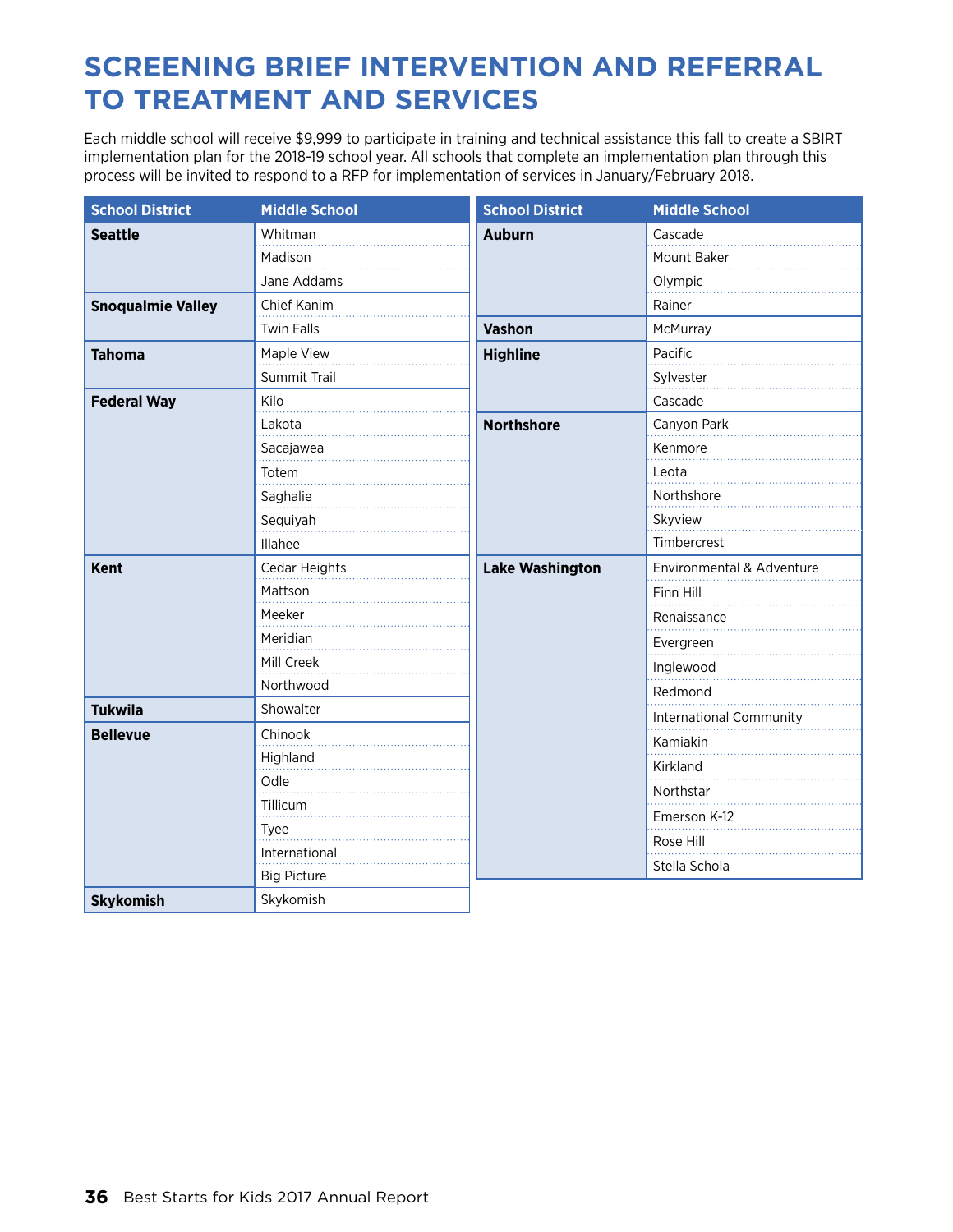# SCREENING BRIEF INTERVENTION AND REFERRAL TO TREATMENT AND SERVICES

Each middle school will receive $9,999 to participate in training and technical assistance this fall to create a SBIRT implementation plan for the 2018-19 school year. All schools that complete an implementation plan through this process will be invited to respond to a RFP for implementation of services in January/February 2018.

| School District | Middle School |
|---|---|
| **Seattle** | Whitman |
| | Madison |
| | Jane Addams |
| **Snoqualmie Valley** | Chief Kanim |
| | Twin Falls |
| **Tahoma** | Maple View |
| | Summit Trail |
| **Federal Way** | Kilo |
| | Lakota |
| | Sacajawea |
| | Totem |
| | Saghalie |
| | Sequiyah |
| | Illahee |
| **Kent** | Cedar Heights |
| | Mattson |
| | Meeker |
| | Meridian |
| | Mill Creek |
| | Northwood |
| **Tukwila** | Showalter |
| **Bellevue** | Chinook |
| | Highland |
| | Odle |
| | Tillicum |
| | Tyee |
| | International |
| | Big Picture |
| **Skykomish** | Skykomish |

| School District | Middle School |
|---|---|
| **Auburn** | Cascade |
| | Mount Baker |
| | Olympic |
| | Rainer |
| **Vashon** | McMurray |
| **Highline** | Pacific |
| | Sylvester |
| | Cascade |
| **Northshore** | Canyon Park |
| | Kenmore |
| | Leota |
| | Northshore |
| | Skyview |
| | Timbercrest |
| **Lake Washington** | Environmental & Adventure |
| | Finn Hill |
| | Renaissance |
| | Evergreen |
| | Inglewood |
| | Redmond |
| | International Community |
| | Kamiakin |
| | Kirkland |
| | Northstar |
| | Emerson K-12 |
| | Rose Hill |
| | Stella Schola |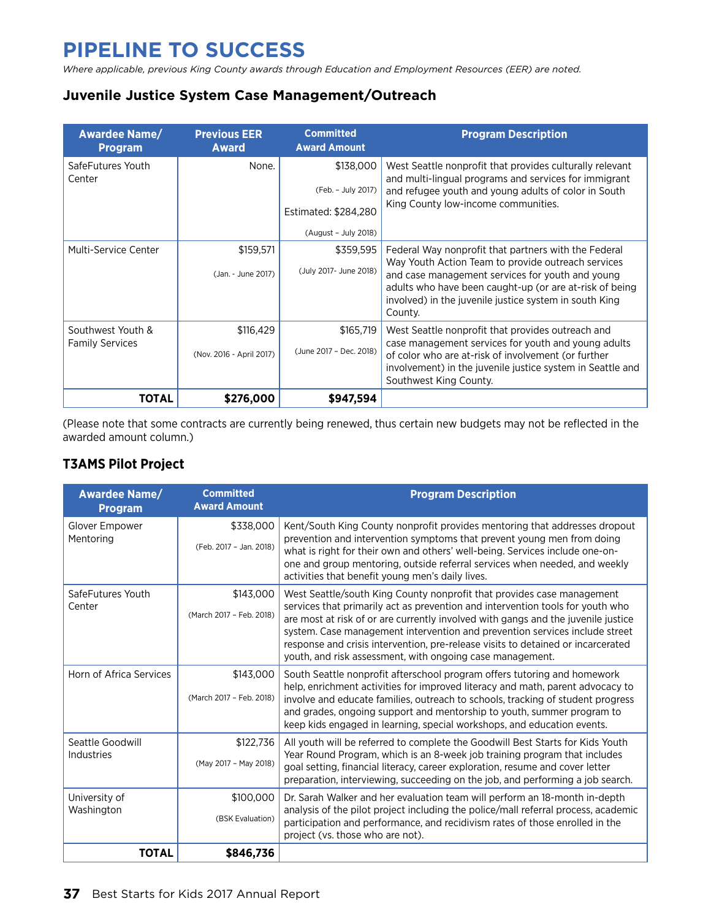# PIPELINE TO SUCCESS

*Where applicable, previous King County awards through Education and Employment Resources (EER) are noted.*

### Juvenile Justice System Case Management/Outreach

| Awardee Name/ Program | Previous EER Award | Committed Award Amount | Program Description |
|---|---|---|---|
| SafeFutures Youth Center | None. | $138,000 (Feb. – July 2017) Estimated: $284,280 (August – July 2018) | West Seattle nonprofit that provides culturally relevant and multi-lingual programs and services for immigrant and refugee youth and young adults of color in South King County low-income communities. |
| Multi-Service Center | $159,571 (Jan. - June 2017) | $359,595 (July 2017- June 2018) | Federal Way nonprofit that partners with the Federal Way Youth Action Team to provide outreach services and case management services for youth and young adults who have been caught-up (or are at-risk of being involved) in the juvenile justice system in south King County. |
| Southwest Youth & Family Services | $116,429 (Nov. 2016 - April 2017) | $165,719 (June 2017 – Dec. 2018) | West Seattle nonprofit that provides outreach and case management services for youth and young adults of color who are at-risk of involvement (or further involvement) in the juvenile justice system in Seattle and Southwest King County. |
| **TOTAL** | **$276,000** | **$947,594** | |

(Please note that some contracts are currently being renewed, thus certain new budgets may not be reflected in the awarded amount column.)

### T3AMS Pilot Project

| Awardee Name/ Program | Committed Award Amount | Program Description |
|---|---|---|
| Glover Empower Mentoring | $338,000 (Feb. 2017 – Jan. 2018) | Kent/South King County nonprofit provides mentoring that addresses dropout prevention and intervention symptoms that prevent young men from doing what is right for their own and others' well-being. Services include one-on-one and group mentoring, outside referral services when needed, and weekly activities that benefit young men's daily lives. |
| SafeFutures Youth Center | $143,000 (March 2017 – Feb. 2018) | West Seattle/south King County nonprofit that provides case management services that primarily act as prevention and intervention tools for youth who are most at risk of or are currently involved with gangs and the juvenile justice system. Case management intervention and prevention services include street response and crisis intervention, pre-release visits to detained or incarcerated youth, and risk assessment, with ongoing case management. |
| Horn of Africa Services | $143,000 (March 2017 – Feb. 2018) | South Seattle nonprofit afterschool program offers tutoring and homework help, enrichment activities for improved literacy and math, parent advocacy to involve and educate families, outreach to schools, tracking of student progress and grades, ongoing support and mentorship to youth, summer program to keep kids engaged in learning, special workshops, and education events. |
| Seattle Goodwill Industries | $122,736 (May 2017 – May 2018) | All youth will be referred to complete the Goodwill Best Starts for Kids Youth Year Round Program, which is an 8-week job training program that includes goal setting, financial literacy, career exploration, resume and cover letter preparation, interviewing, succeeding on the job, and performing a job search. |
| University of Washington | $100,000 (BSK Evaluation) | Dr. Sarah Walker and her evaluation team will perform an 18-month in-depth analysis of the pilot project including the police/mall referral process, academic participation and performance, and recidivism rates of those enrolled in the project (vs. those who are not). |
| **TOTAL** | **$846,736** | |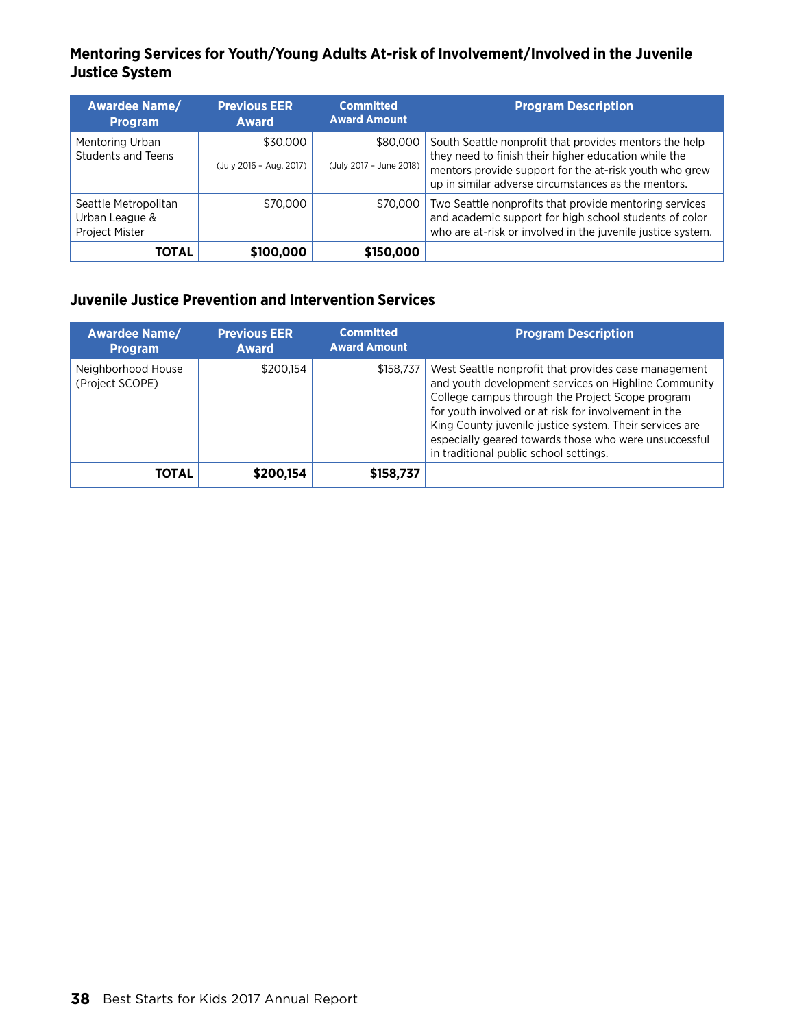### Mentoring Services for Youth/Young Adults At-risk of Involvement/Involved in the Juvenile Justice System

| Awardee Name/ Program | Previous EER Award | Committed Award Amount | Program Description |
|---|---|---|---|
| Mentoring Urban Students and Teens | $30,000 (July 2016 – Aug. 2017) | $80,000 (July 2017 – June 2018) | South Seattle nonprofit that provides mentors the help they need to finish their higher education while the mentors provide support for the at-risk youth who grew up in similar adverse circumstances as the mentors. |
| Seattle Metropolitan Urban League & Project Mister | $70,000 | $70,000 | Two Seattle nonprofits that provide mentoring services and academic support for high school students of color who are at-risk or involved in the juvenile justice system. |
| **TOTAL** | **$100,000** | **$150,000** | |

### Juvenile Justice Prevention and Intervention Services

| Awardee Name/ Program | Previous EER Award | Committed Award Amount | Program Description |
|---|---|---|---|
| Neighborhood House (Project SCOPE) | $200,154 | $158,737 | West Seattle nonprofit that provides case management and youth development services on Highline Community College campus through the Project Scope program for youth involved or at risk for involvement in the King County juvenile justice system. Their services are especially geared towards those who were unsuccessful in traditional public school settings. |
| **TOTAL** | **$200,154** | **$158,737** | |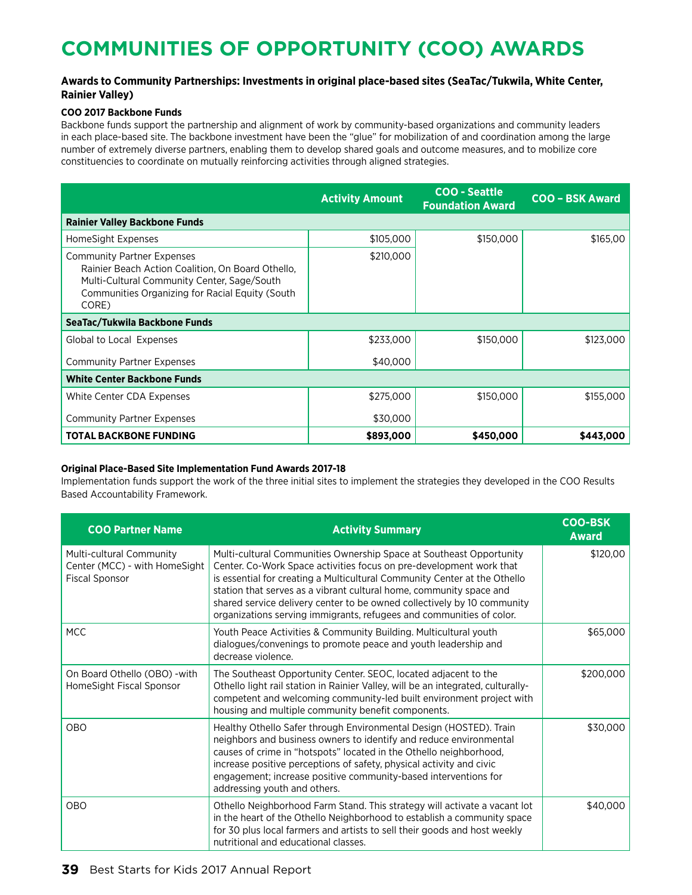# COMMUNITIES OF OPPORTUNITY (COO) AWARDS

**Awards to Community Partnerships: Investments in original place-based sites (SeaTac/Tukwila, White Center, Rainier Valley)**

**COO 2017 Backbone Funds**

Backbone funds support the partnership and alignment of work by community-based organizations and community leaders in each place-based site. The backbone investment have been the "glue" for mobilization of and coordination among the large number of extremely diverse partners, enabling them to develop shared goals and outcome measures, and to mobilize core constituencies to coordinate on mutually reinforcing activities through aligned strategies.

| | Activity Amount | COO - Seattle Foundation Award | COO – BSK Award |
|---|---|---|---|
| **Rainier Valley Backbone Funds** | | | |
| HomeSight Expenses | $105,000 | $150,000 | $165,00 |
| Community Partner Expenses<br>Rainier Beach Action Coalition, On Board Othello, Multi-Cultural Community Center, Sage/South Communities Organizing for Racial Equity (South CORE) | $210,000 | | |
| **SeaTac/Tukwila Backbone Funds** | | | |
| Global to Local Expenses | $233,000 | $150,000 | $123,000 |
| Community Partner Expenses | $40,000 | | |
| **White Center Backbone Funds** | | | |
| White Center CDA Expenses | $275,000 | $150,000 | $155,000 |
| Community Partner Expenses | $30,000 | | |
| **TOTAL BACKBONE FUNDING** | **$893,000** | **$450,000** | **$443,000** |

**Original Place-Based Site Implementation Fund Awards 2017-18**

Implementation funds support the work of the three initial sites to implement the strategies they developed in the COO Results Based Accountability Framework.

| COO Partner Name | Activity Summary | COO-BSK Award |
|---|---|---|
| Multi-cultural Community Center (MCC) - with HomeSight Fiscal Sponsor | Multi-cultural Communities Ownership Space at Southeast Opportunity Center. Co-Work Space activities focus on pre-development work that is essential for creating a Multicultural Community Center at the Othello station that serves as a vibrant cultural home, community space and shared service delivery center to be owned collectively by 10 community organizations serving immigrants, refugees and communities of color. | $120,00 |
| MCC | Youth Peace Activities & Community Building. Multicultural youth dialogues/convenings to promote peace and youth leadership and decrease violence. | $65,000 |
| On Board Othello (OBO) -with HomeSight Fiscal Sponsor | The Southeast Opportunity Center. SEOC, located adjacent to the Othello light rail station in Rainier Valley, will be an integrated, culturally-competent and welcoming community-led built environment project with housing and multiple community benefit components. | $200,000 |
| OBO | Healthy Othello Safer through Environmental Design (HOSTED). Train neighbors and business owners to identify and reduce environmental causes of crime in "hotspots" located in the Othello neighborhood, increase positive perceptions of safety, physical activity and civic engagement; increase positive community-based interventions for addressing youth and others. | $30,000 |
| OBO | Othello Neighborhood Farm Stand. This strategy will activate a vacant lot in the heart of the Othello Neighborhood to establish a community space for 30 plus local farmers and artists to sell their goods and host weekly nutritional and educational classes. | $40,000 |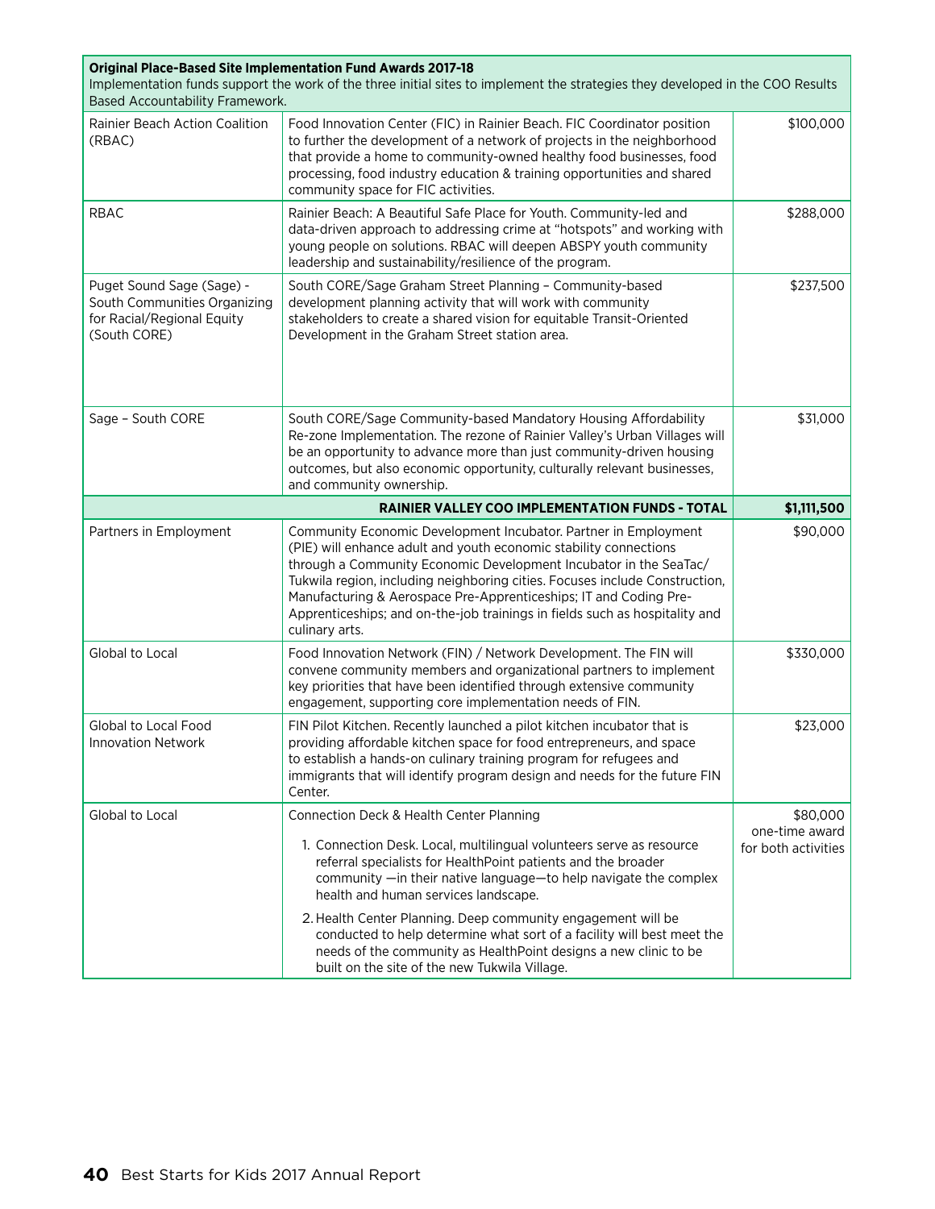**Original Place-Based Site Implementation Fund Awards 2017-18**

Implementation funds support the work of the three initial sites to implement the strategies they developed in the COO Results Based Accountability Framework.

| | | |
|---|---|---|
| Rainier Beach Action Coalition (RBAC) | Food Innovation Center (FIC) in Rainier Beach. FIC Coordinator position to further the development of a network of projects in the neighborhood that provide a home to community-owned healthy food businesses, food processing, food industry education & training opportunities and shared community space for FIC activities. | $100,000 |
| RBAC | Rainier Beach: A Beautiful Safe Place for Youth. Community-led and data-driven approach to addressing crime at "hotspots" and working with young people on solutions. RBAC will deepen ABSPY youth community leadership and sustainability/resilience of the program. | $288,000 |
| Puget Sound Sage (Sage) - South Communities Organizing for Racial/Regional Equity (South CORE) | South CORE/Sage Graham Street Planning – Community-based development planning activity that will work with community stakeholders to create a shared vision for equitable Transit-Oriented Development in the Graham Street station area. | $237,500 |
| Sage – South CORE | South CORE/Sage Community-based Mandatory Housing Affordability Re-zone Implementation. The rezone of Rainier Valley's Urban Villages will be an opportunity to advance more than just community-driven housing outcomes, but also economic opportunity, culturally relevant businesses, and community ownership. | $31,000 |
| | **RAINIER VALLEY COO IMPLEMENTATION FUNDS - TOTAL** | **$1,111,500** |
| Partners in Employment | Community Economic Development Incubator. Partner in Employment (PIE) will enhance adult and youth economic stability connections through a Community Economic Development Incubator in the SeaTac/Tukwila region, including neighboring cities. Focuses include Construction, Manufacturing & Aerospace Pre-Apprenticeships; IT and Coding Pre-Apprenticeships; and on-the-job trainings in fields such as hospitality and culinary arts. | $90,000 |
| Global to Local | Food Innovation Network (FIN) / Network Development. The FIN will convene community members and organizational partners to implement key priorities that have been identified through extensive community engagement, supporting core implementation needs of FIN. | $330,000 |
| Global to Local Food Innovation Network | FIN Pilot Kitchen. Recently launched a pilot kitchen incubator that is providing affordable kitchen space for food entrepreneurs, and space to establish a hands-on culinary training program for refugees and immigrants that will identify program design and needs for the future FIN Center. | $23,000 |
| Global to Local | Connection Deck & Health Center Planning<br>1. Connection Desk. Local, multilingual volunteers serve as resource referral specialists for HealthPoint patients and the broader community —in their native language—to help navigate the complex health and human services landscape.<br>2. Health Center Planning. Deep community engagement will be conducted to help determine what sort of a facility will best meet the needs of the community as HealthPoint designs a new clinic to be built on the site of the new Tukwila Village. | $80,000 one-time award for both activities |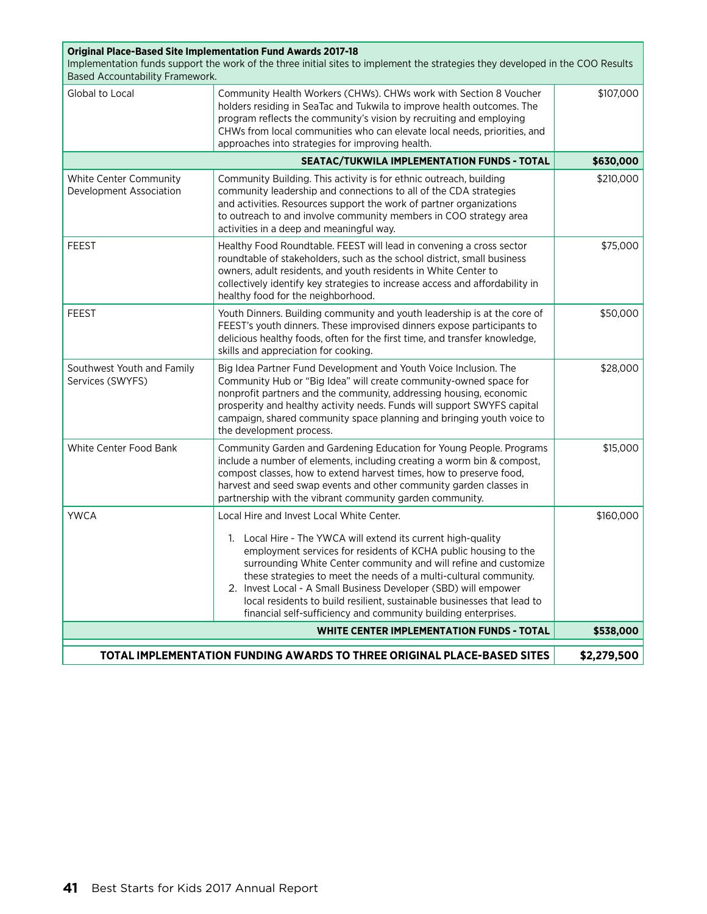| **Original Place-Based Site Implementation Fund Awards 2017-18** Implementation funds support the work of the three initial sites to implement the strategies they developed in the COO Results Based Accountability Framework. | | |
|---|---|---|
| Global to Local | Community Health Workers (CHWs). CHWs work with Section 8 Voucher holders residing in SeaTac and Tukwila to improve health outcomes. The program reflects the community's vision by recruiting and employing CHWs from local communities who can elevate local needs, priorities, and approaches into strategies for improving health. | $107,000 |
| | **SEATAC/TUKWILA IMPLEMENTATION FUNDS - TOTAL** | **$630,000** |
| White Center Community Development Association | Community Building. This activity is for ethnic outreach, building community leadership and connections to all of the CDA strategies and activities. Resources support the work of partner organizations to outreach to and involve community members in COO strategy area activities in a deep and meaningful way. | $210,000 |
| FEEST | Healthy Food Roundtable. FEEST will lead in convening a cross sector roundtable of stakeholders, such as the school district, small business owners, adult residents, and youth residents in White Center to collectively identify key strategies to increase access and affordability in healthy food for the neighborhood. | $75,000 |
| FEEST | Youth Dinners. Building community and youth leadership is at the core of FEEST's youth dinners. These improvised dinners expose participants to delicious healthy foods, often for the first time, and transfer knowledge, skills and appreciation for cooking. | $50,000 |
| Southwest Youth and Family Services (SWYFS) | Big Idea Partner Fund Development and Youth Voice Inclusion. The Community Hub or "Big Idea" will create community-owned space for nonprofit partners and the community, addressing housing, economic prosperity and healthy activity needs. Funds will support SWYFS capital campaign, shared community space planning and bringing youth voice to the development process. | $28,000 |
| White Center Food Bank | Community Garden and Gardening Education for Young People. Programs include a number of elements, including creating a worm bin & compost, compost classes, how to extend harvest times, how to preserve food, harvest and seed swap events and other community garden classes in partnership with the vibrant community garden community. | $15,000 |
| YWCA | Local Hire and Invest Local White Center.<br><br>1. Local Hire - The YWCA will extend its current high-quality employment services for residents of KCHA public housing to the surrounding White Center community and will refine and customize these strategies to meet the needs of a multi-cultural community.<br>2. Invest Local - A Small Business Developer (SBD) will empower local residents to build resilient, sustainable businesses that lead to financial self-sufficiency and community building enterprises. | $160,000 |
| | **WHITE CENTER IMPLEMENTATION FUNDS - TOTAL** | **$538,000** |
| | **TOTAL IMPLEMENTATION FUNDING AWARDS TO THREE ORIGINAL PLACE-BASED SITES** | **$2,279,500** |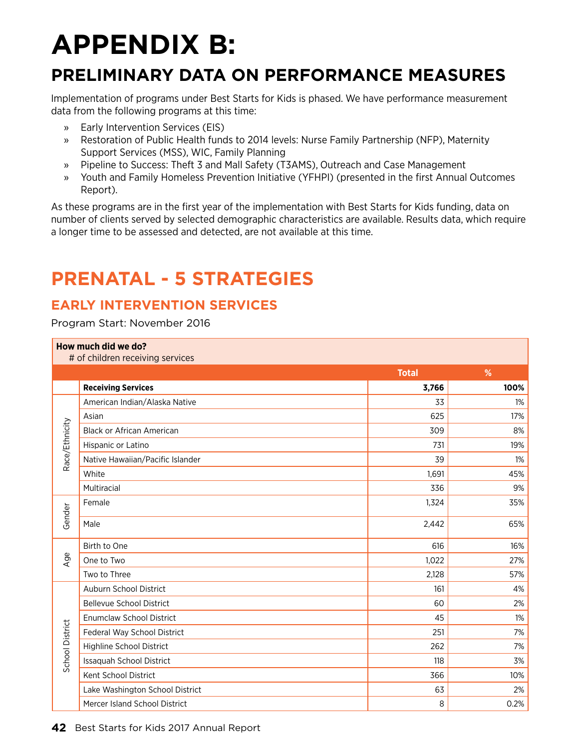# APPENDIX B:

## PRELIMINARY DATA ON PERFORMANCE MEASURES

Implementation of programs under Best Starts for Kids is phased. We have performance measurement data from the following programs at this time:

- Early Intervention Services (EIS)
- Restoration of Public Health funds to 2014 levels: Nurse Family Partnership (NFP), Maternity Support Services (MSS), WIC, Family Planning
- Pipeline to Success: Theft 3 and Mall Safety (T3AMS), Outreach and Case Management
- Youth and Family Homeless Prevention Initiative (YFHPI) (presented in the first Annual Outcomes Report).

As these programs are in the first year of the implementation with Best Starts for Kids funding, data on number of clients served by selected demographic characteristics are available. Results data, which require a longer time to be assessed and detected, are not available at this time.

## PRENATAL - 5 STRATEGIES

### EARLY INTERVENTION SERVICES

Program Start: November 2016

**How much did we do?**
# of children receiving services

| | | Total | % |
|---|---|---|---|
| | **Receiving Services** | **3,766** | **100%** |
| Race/Ethnicity | American Indian/Alaska Native | 33 | 1% |
| | Asian | 625 | 17% |
| | Black or African American | 309 | 8% |
| | Hispanic or Latino | 731 | 19% |
| | Native Hawaiian/Pacific Islander | 39 | 1% |
| | White | 1,691 | 45% |
| | Multiracial | 336 | 9% |
| Gender | Female | 1,324 | 35% |
| | Male | 2,442 | 65% |
| Age | Birth to One | 616 | 16% |
| | One to Two | 1,022 | 27% |
| | Two to Three | 2,128 | 57% |
| School District | Auburn School District | 161 | 4% |
| | Bellevue School District | 60 | 2% |
| | Enumclaw School District | 45 | 1% |
| | Federal Way School District | 251 | 7% |
| | Highline School District | 262 | 7% |
| | Issaquah School District | 118 | 3% |
| | Kent School District | 366 | 10% |
| | Lake Washington School District | 63 | 2% |
| | Mercer Island School District | 8 | 0.2% |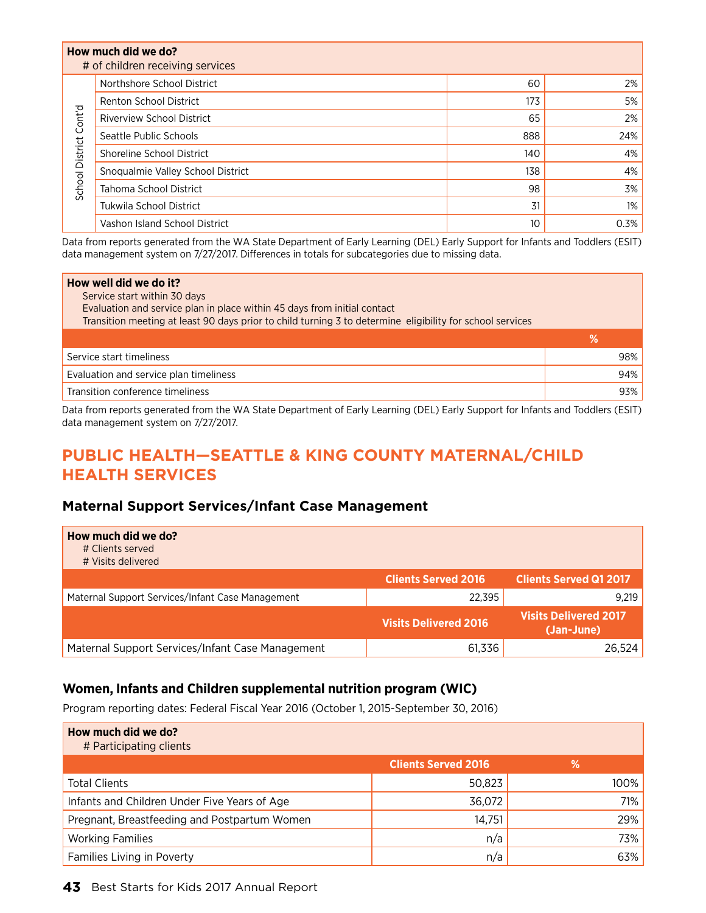| How much did we do? # of children receiving services | | | |
|---|---|---|---|
| School District Cont'd | Northshore School District | 60 | 2% |
| | Renton School District | 173 | 5% |
| | Riverview School District | 65 | 2% |
| | Seattle Public Schools | 888 | 24% |
| | Shoreline School District | 140 | 4% |
| | Snoqualmie Valley School District | 138 | 4% |
| | Tahoma School District | 98 | 3% |
| | Tukwila School District | 31 | 1% |
| | Vashon Island School District | 10 | 0.3% |

Data from reports generated from the WA State Department of Early Learning (DEL) Early Support for Infants and Toddlers (ESIT) data management system on 7/27/2017. Differences in totals for subcategories due to missing data.

**How well did we do it?**
Service start within 30 days
Evaluation and service plan in place within 45 days from initial contact
Transition meeting at least 90 days prior to child turning 3 to determine eligibility for school services

| | % |
|---|---|
| Service start timeliness | 98% |
| Evaluation and service plan timeliness | 94% |
| Transition conference timeliness | 93% |

Data from reports generated from the WA State Department of Early Learning (DEL) Early Support for Infants and Toddlers (ESIT) data management system on 7/27/2017.

## PUBLIC HEALTH—SEATTLE & KING COUNTY MATERNAL/CHILD HEALTH SERVICES

### Maternal Support Services/Infant Case Management

**How much did we do?**
# Clients served
# Visits delivered

| | Clients Served 2016 | Clients Served Q1 2017 |
|---|---|---|
| Maternal Support Services/Infant Case Management | 22,395 | 9,219 |
| | **Visits Delivered 2016** | **Visits Delivered 2017 (Jan-June)** |
| Maternal Support Services/Infant Case Management | 61,336 | 26,524 |

### Women, Infants and Children supplemental nutrition program (WIC)

Program reporting dates: Federal Fiscal Year 2016 (October 1, 2015-September 30, 2016)

**How much did we do?**
# Participating clients

| | Clients Served 2016 | % |
|---|---|---|
| Total Clients | 50,823 | 100% |
| Infants and Children Under Five Years of Age | 36,072 | 71% |
| Pregnant, Breastfeeding and Postpartum Women | 14,751 | 29% |
| Working Families | n/a | 73% |
| Families Living in Poverty | n/a | 63% |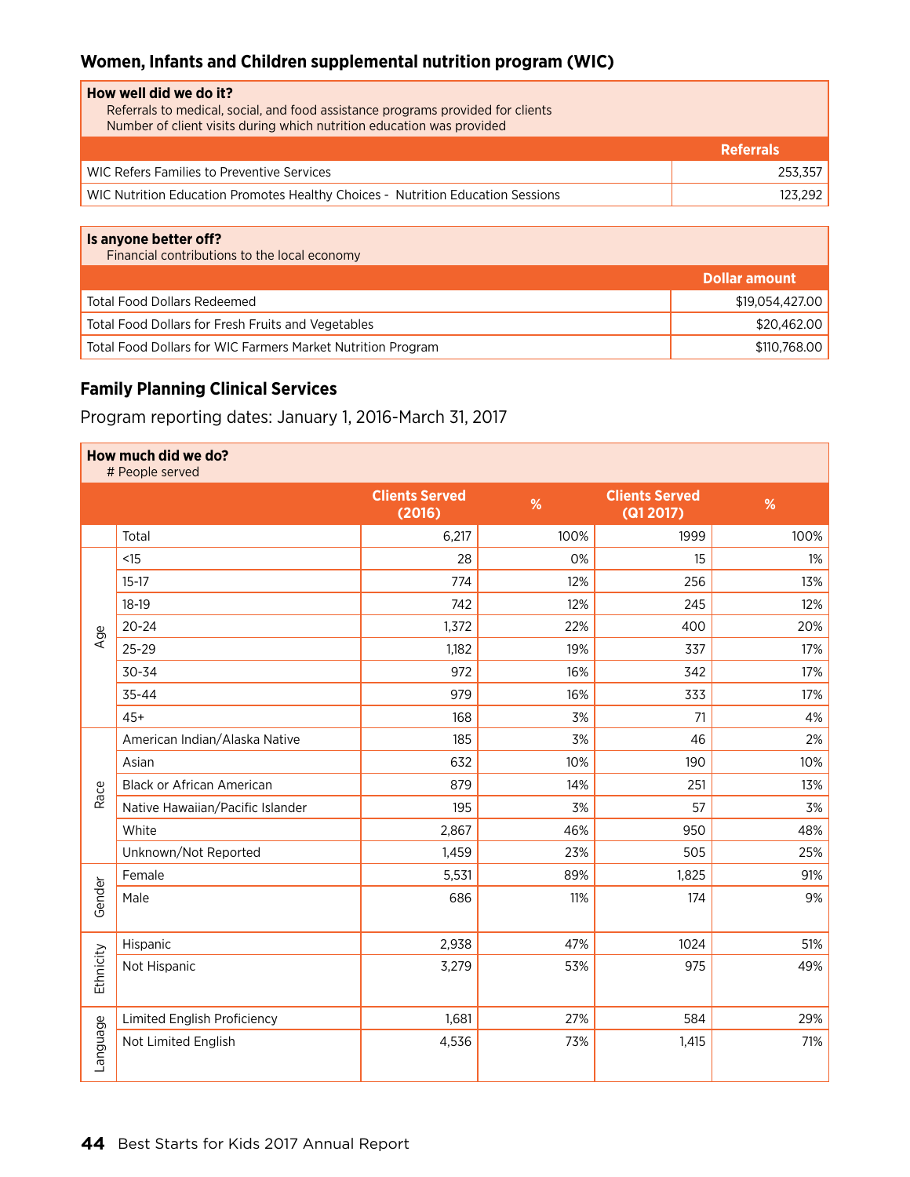## Women, Infants and Children supplemental nutrition program (WIC)

| How well did we do it?<br>Referrals to medical, social, and food assistance programs provided for clients<br>Number of client visits during which nutrition education was provided | |
|---|---|
| | **Referrals** |
| WIC Refers Families to Preventive Services | 253,357 |
| WIC Nutrition Education Promotes Healthy Choices - Nutrition Education Sessions | 123,292 |

| Is anyone better off?<br>Financial contributions to the local economy | |
|---|---|
| | **Dollar amount** |
| Total Food Dollars Redeemed | $19,054,427.00 |
| Total Food Dollars for Fresh Fruits and Vegetables | $20,462.00 |
| Total Food Dollars for WIC Farmers Market Nutrition Program | $110,768.00 |

## Family Planning Clinical Services

Program reporting dates: January 1, 2016-March 31, 2017

**How much did we do?**
# People served

| | | Clients Served (2016) | % | Clients Served (Q1 2017) | % |
|---|---|---|---|---|---|
| | Total | 6,217 | 100% | 1999 | 100% |
| Age | <15 | 28 | 0% | 15 | 1% |
| | 15-17 | 774 | 12% | 256 | 13% |
| | 18-19 | 742 | 12% | 245 | 12% |
| | 20-24 | 1,372 | 22% | 400 | 20% |
| | 25-29 | 1,182 | 19% | 337 | 17% |
| | 30-34 | 972 | 16% | 342 | 17% |
| | 35-44 | 979 | 16% | 333 | 17% |
| | 45+ | 168 | 3% | 71 | 4% |
| Race | American Indian/Alaska Native | 185 | 3% | 46 | 2% |
| | Asian | 632 | 10% | 190 | 10% |
| | Black or African American | 879 | 14% | 251 | 13% |
| | Native Hawaiian/Pacific Islander | 195 | 3% | 57 | 3% |
| | White | 2,867 | 46% | 950 | 48% |
| | Unknown/Not Reported | 1,459 | 23% | 505 | 25% |
| Gender | Female | 5,531 | 89% | 1,825 | 91% |
| | Male | 686 | 11% | 174 | 9% |
| Ethnicity | Hispanic | 2,938 | 47% | 1024 | 51% |
| | Not Hispanic | 3,279 | 53% | 975 | 49% |
| Language | Limited English Proficiency | 1,681 | 27% | 584 | 29% |
| | Not Limited English | 4,536 | 73% | 1,415 | 71% |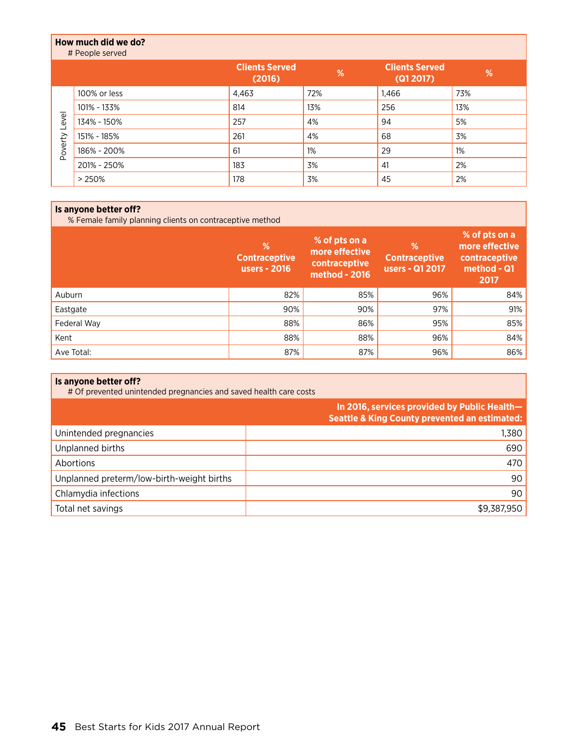**How much did we do?**
# People served

| | | Clients Served (2016) | % | Clients Served (Q1 2017) | % |
|---|---|---|---|---|---|
| Poverty Level | 100% or less | 4,463 | 72% | 1,466 | 73% |
| | 101% - 133% | 814 | 13% | 256 | 13% |
| | 134% - 150% | 257 | 4% | 94 | 5% |
| | 151% - 185% | 261 | 4% | 68 | 3% |
| | 186% - 200% | 61 | 1% | 29 | 1% |
| | 201% - 250% | 183 | 3% | 41 | 2% |
| | > 250% | 178 | 3% | 45 | 2% |

**Is anyone better off?**
% Female family planning clients on contraceptive method

| | % Contraceptive users - 2016 | % of pts on a more effective contraceptive method - 2016 | % Contraceptive users - Q1 2017 | % of pts on a more effective contraceptive method - Q1 2017 |
|---|---|---|---|---|
| Auburn | 82% | 85% | 96% | 84% |
| Eastgate | 90% | 90% | 97% | 91% |
| Federal Way | 88% | 86% | 95% | 85% |
| Kent | 88% | 88% | 96% | 84% |
| Ave Total: | 87% | 87% | 96% | 86% |

**Is anyone better off?**
# Of prevented unintended pregnancies and saved health care costs

| | In 2016, services provided by Public Health—Seattle & King County prevented an estimated: |
|---|---|
| Unintended pregnancies | 1,380 |
| Unplanned births | 690 |
| Abortions | 470 |
| Unplanned preterm/low-birth-weight births | 90 |
| Chlamydia infections | 90 |
| Total net savings | $9,387,950 |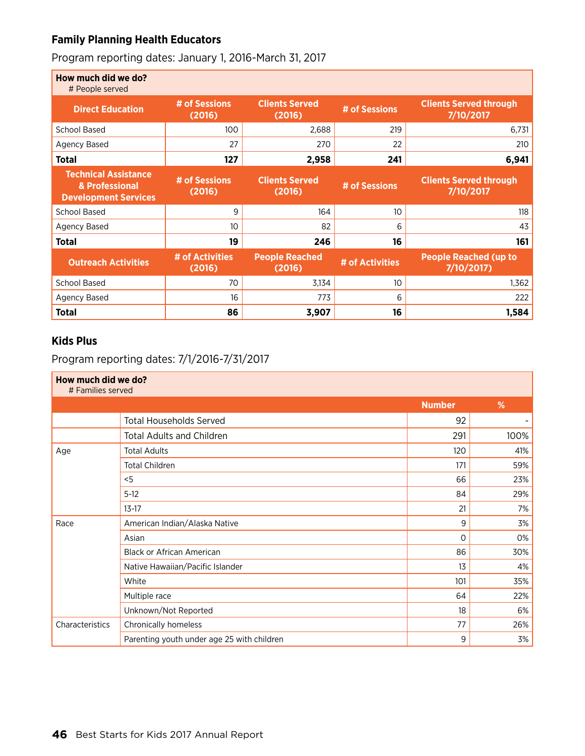### Family Planning Health Educators

Program reporting dates: January 1, 2016-March 31, 2017

| **How much did we do?** # People served | | | | |
|---|---|---|---|---|
| **Direct Education** | **# of Sessions (2016)** | **Clients Served (2016)** | **# of Sessions** | **Clients Served through 7/10/2017** |
| School Based | 100 | 2,688 | 219 | 6,731 |
| Agency Based | 27 | 270 | 22 | 210 |
| **Total** | **127** | **2,958** | **241** | **6,941** |
| **Technical Assistance & Professional Development Services** | **# of Sessions (2016)** | **Clients Served (2016)** | **# of Sessions** | **Clients Served through 7/10/2017** |
| School Based | 9 | 164 | 10 | 118 |
| Agency Based | 10 | 82 | 6 | 43 |
| **Total** | **19** | **246** | **16** | **161** |
| **Outreach Activities** | **# of Activities (2016)** | **People Reached (2016)** | **# of Activities** | **People Reached (up to 7/10/2017)** |
| School Based | 70 | 3,134 | 10 | 1,362 |
| Agency Based | 16 | 773 | 6 | 222 |
| **Total** | **86** | **3,907** | **16** | **1,584** |

### Kids Plus

Program reporting dates: 7/1/2016-7/31/2017

| **How much did we do?** # Families served | | | |
|---|---|---|---|
| | | **Number** | **%** |
| | Total Households Served | 92 | - |
| | Total Adults and Children | 291 | 100% |
| Age | Total Adults | 120 | 41% |
| | Total Children | 171 | 59% |
| | <5 | 66 | 23% |
| | 5-12 | 84 | 29% |
| | 13-17 | 21 | 7% |
| Race | American Indian/Alaska Native | 9 | 3% |
| | Asian | 0 | 0% |
| | Black or African American | 86 | 30% |
| | Native Hawaiian/Pacific Islander | 13 | 4% |
| | White | 101 | 35% |
| | Multiple race | 64 | 22% |
| | Unknown/Not Reported | 18 | 6% |
| Characteristics | Chronically homeless | 77 | 26% |
| | Parenting youth under age 25 with children | 9 | 3% |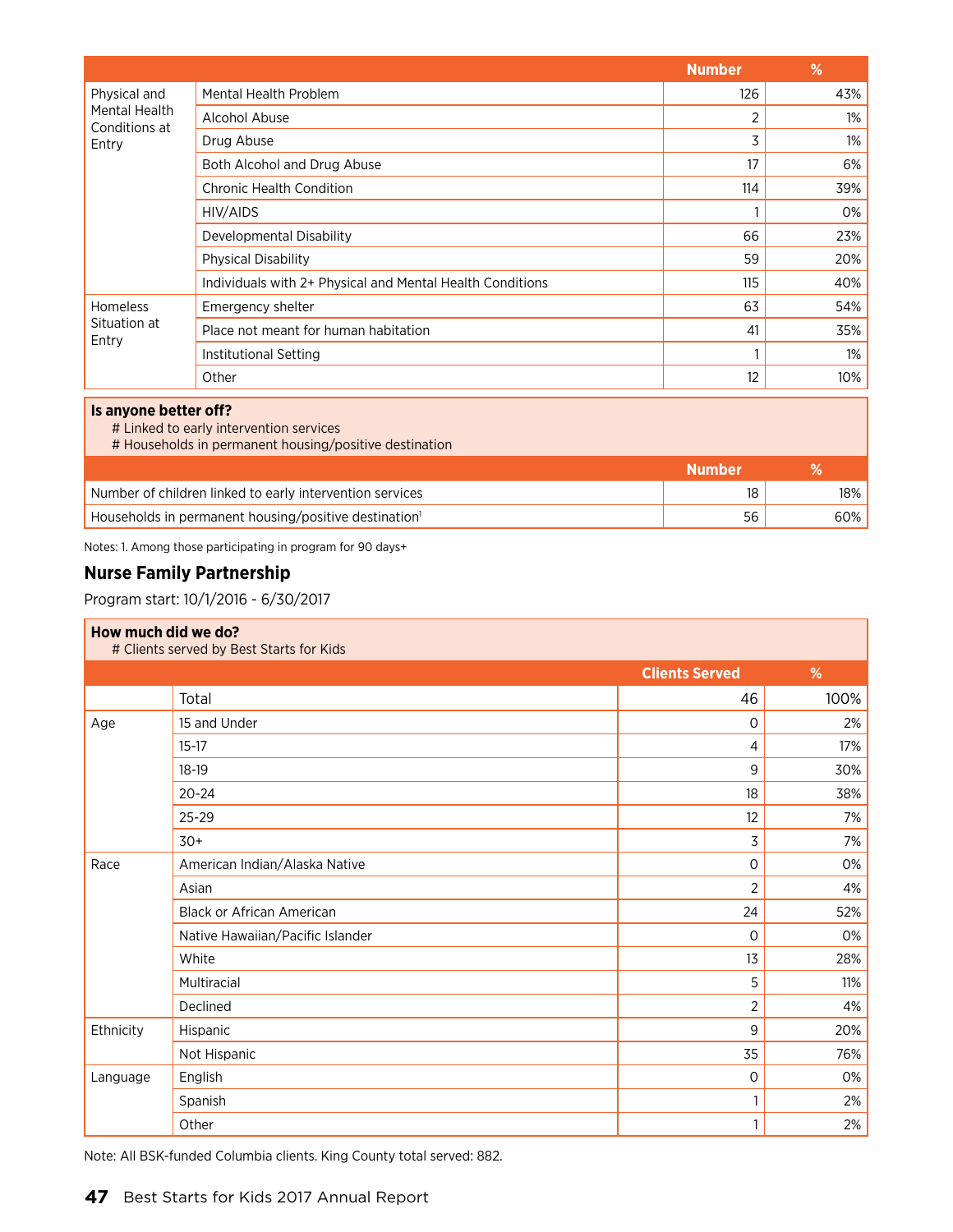| | | Number | % |
|---|---|---|---|
| Physical and Mental Health Conditions at Entry | Mental Health Problem | 126 | 43% |
| | Alcohol Abuse | 2 | 1% |
| | Drug Abuse | 3 | 1% |
| | Both Alcohol and Drug Abuse | 17 | 6% |
| | Chronic Health Condition | 114 | 39% |
| | HIV/AIDS | 1 | 0% |
| | Developmental Disability | 66 | 23% |
| | Physical Disability | 59 | 20% |
| | Individuals with 2+ Physical and Mental Health Conditions | 115 | 40% |
| Homeless Situation at Entry | Emergency shelter | 63 | 54% |
| | Place not meant for human habitation | 41 | 35% |
| | Institutional Setting | 1 | 1% |
| | Other | 12 | 10% |

**Is anyone better off?**
# Linked to early intervention services
# Households in permanent housing/positive destination

| | Number | % |
|---|---|---|
| Number of children linked to early intervention services | 18 | 18% |
| Households in permanent housing/positive destination[1] | 56 | 60% |

Notes: 1. Among those participating in program for 90 days+

## Nurse Family Partnership

Program start: 10/1/2016 - 6/30/2017

**How much did we do?**
# Clients served by Best Starts for Kids

| | | Clients Served | % |
|---|---|---|---|
| | Total | 46 | 100% |
| Age | 15 and Under | 0 | 2% |
| | 15-17 | 4 | 17% |
| | 18-19 | 9 | 30% |
| | 20-24 | 18 | 38% |
| | 25-29 | 12 | 7% |
| | 30+ | 3 | 7% |
| Race | American Indian/Alaska Native | 0 | 0% |
| | Asian | 2 | 4% |
| | Black or African American | 24 | 52% |
| | Native Hawaiian/Pacific Islander | 0 | 0% |
| | White | 13 | 28% |
| | Multiracial | 5 | 11% |
| | Declined | 2 | 4% |
| Ethnicity | Hispanic | 9 | 20% |
| | Not Hispanic | 35 | 76% |
| Language | English | 0 | 0% |
| | Spanish | 1 | 2% |
| | Other | 1 | 2% |

Note: All BSK-funded Columbia clients. King County total served: 882.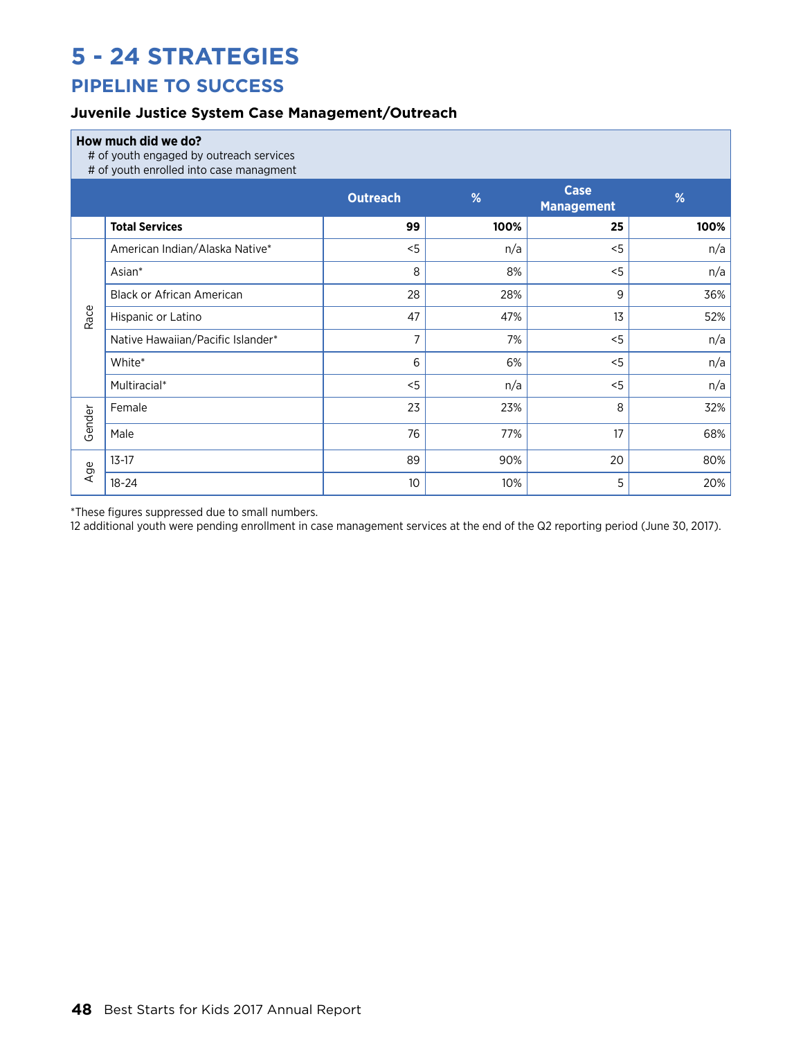# 5 - 24 STRATEGIES

## PIPELINE TO SUCCESS

### Juvenile Justice System Case Management/Outreach

**How much did we do?**
# of youth engaged by outreach services
# of youth enrolled into case managment

| | | Outreach | % | Case Management | % |
|---|---|---|---|---|---|
| | **Total Services** | **99** | **100%** | **25** | **100%** |
| Race | American Indian/Alaska Native* | <5 | n/a | <5 | n/a |
| | Asian* | 8 | 8% | <5 | n/a |
| | Black or African American | 28 | 28% | 9 | 36% |
| | Hispanic or Latino | 47 | 47% | 13 | 52% |
| | Native Hawaiian/Pacific Islander* | 7 | 7% | <5 | n/a |
| | White* | 6 | 6% | <5 | n/a |
| | Multiracial* | <5 | n/a | <5 | n/a |
| Gender | Female | 23 | 23% | 8 | 32% |
| | Male | 76 | 77% | 17 | 68% |
| Age | 13-17 | 89 | 90% | 20 | 80% |
| | 18-24 | 10 | 10% | 5 | 20% |

*These figures suppressed due to small numbers.
12 additional youth were pending enrollment in case management services at the end of the Q2 reporting period (June 30, 2017).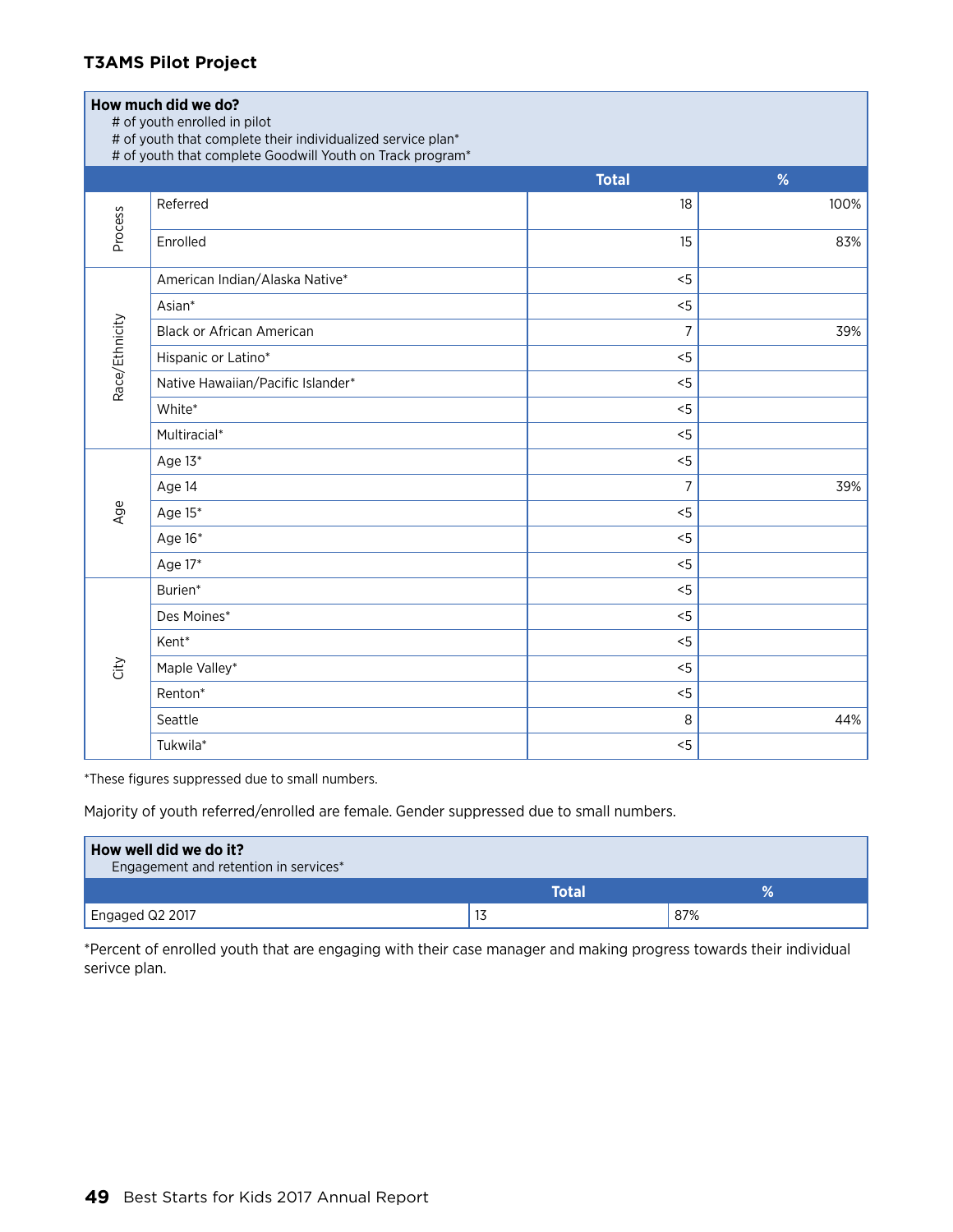### T3AMS Pilot Project

| How much did we do? # of youth enrolled in pilot # of youth that complete their individualized service plan* # of youth that complete Goodwill Youth on Track program* | | | |
|---|---|---|---|
| | | **Total** | **%** |
| Process | Referred | 18 | 100% |
| | Enrolled | 15 | 83% |
| Race/Ethnicity | American Indian/Alaska Native* | <5 | |
| | Asian* | <5 | |
| | Black or African American | 7 | 39% |
| | Hispanic or Latino* | <5 | |
| | Native Hawaiian/Pacific Islander* | <5 | |
| | White* | <5 | |
| | Multiracial* | <5 | |
| Age | Age 13* | <5 | |
| | Age 14 | 7 | 39% |
| | Age 15* | <5 | |
| | Age 16* | <5 | |
| | Age 17* | <5 | |
| City | Burien* | <5 | |
| | Des Moines* | <5 | |
| | Kent* | <5 | |
| | Maple Valley* | <5 | |
| | Renton* | <5 | |
| | Seattle | 8 | 44% |
| | Tukwila* | <5 | |

*These figures suppressed due to small numbers.

Majority of youth referred/enrolled are female. Gender suppressed due to small numbers.

| How well did we do it? Engagement and retention in services* | | |
|---|---|---|
| | **Total** | **%** |
| Engaged Q2 2017 | 13 | 87% |

*Percent of enrolled youth that are engaging with their case manager and making progress towards their individual serivce plan.